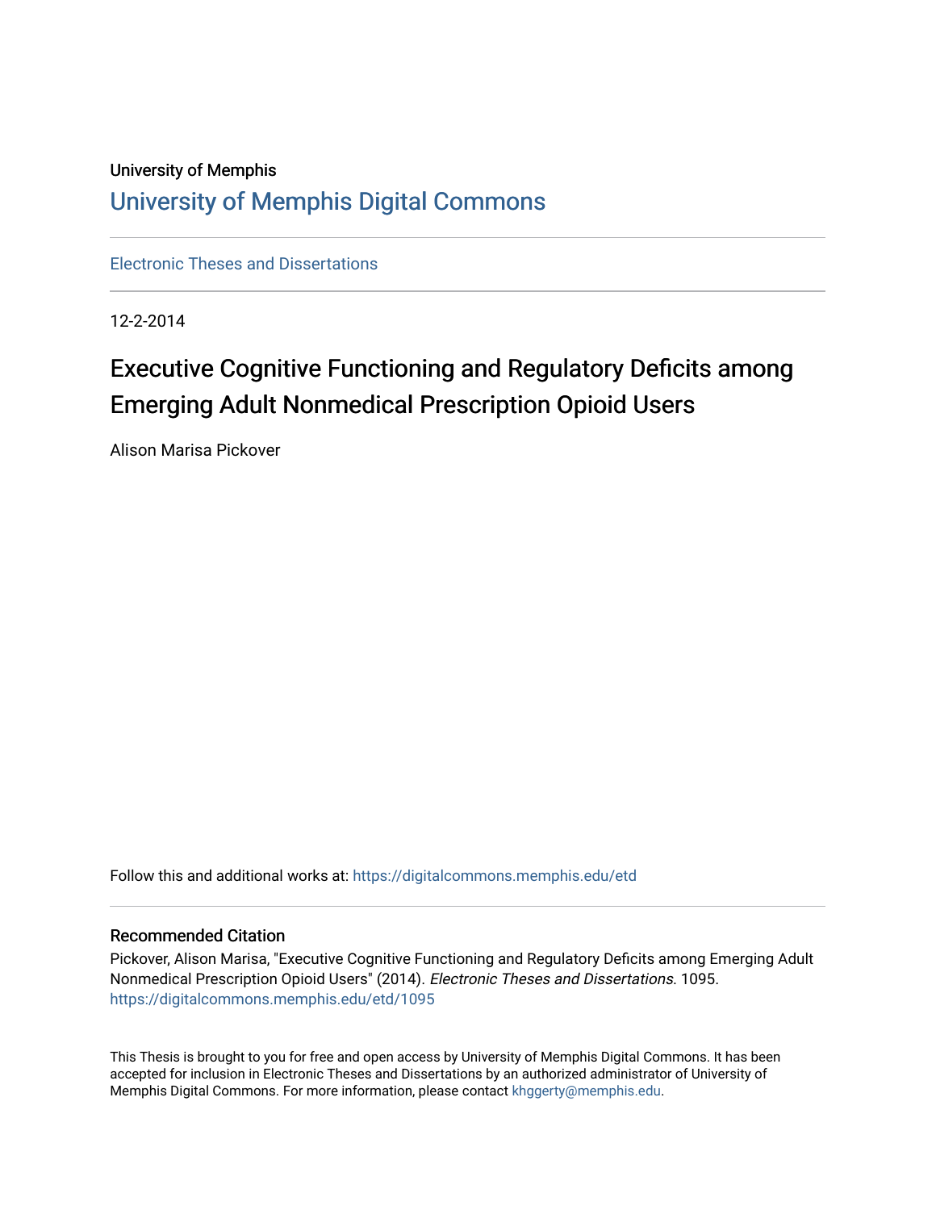University of Memphis

# University of Memphis Digital Commons

Electronic Theses and Dissertations

12-2-2014

## Executive Cognitive Functioning and Regulatory Deficits among Emerging Adult Nonmedical Prescription Opioid Users

Alison Marisa Pickover

Follow this and additional works at: https://digitalcommons.memphis.edu/etd

### Recommended Citation

Pickover, Alison Marisa, "Executive Cognitive Functioning and Regulatory Deficits among Emerging Adult Nonmedical Prescription Opioid Users" (2014). *Electronic Theses and Dissertations*. 1095.
https://digitalcommons.memphis.edu/etd/1095

This Thesis is brought to you for free and open access by University of Memphis Digital Commons. It has been accepted for inclusion in Electronic Theses and Dissertations by an authorized administrator of University of Memphis Digital Commons. For more information, please contact khggerty@memphis.edu.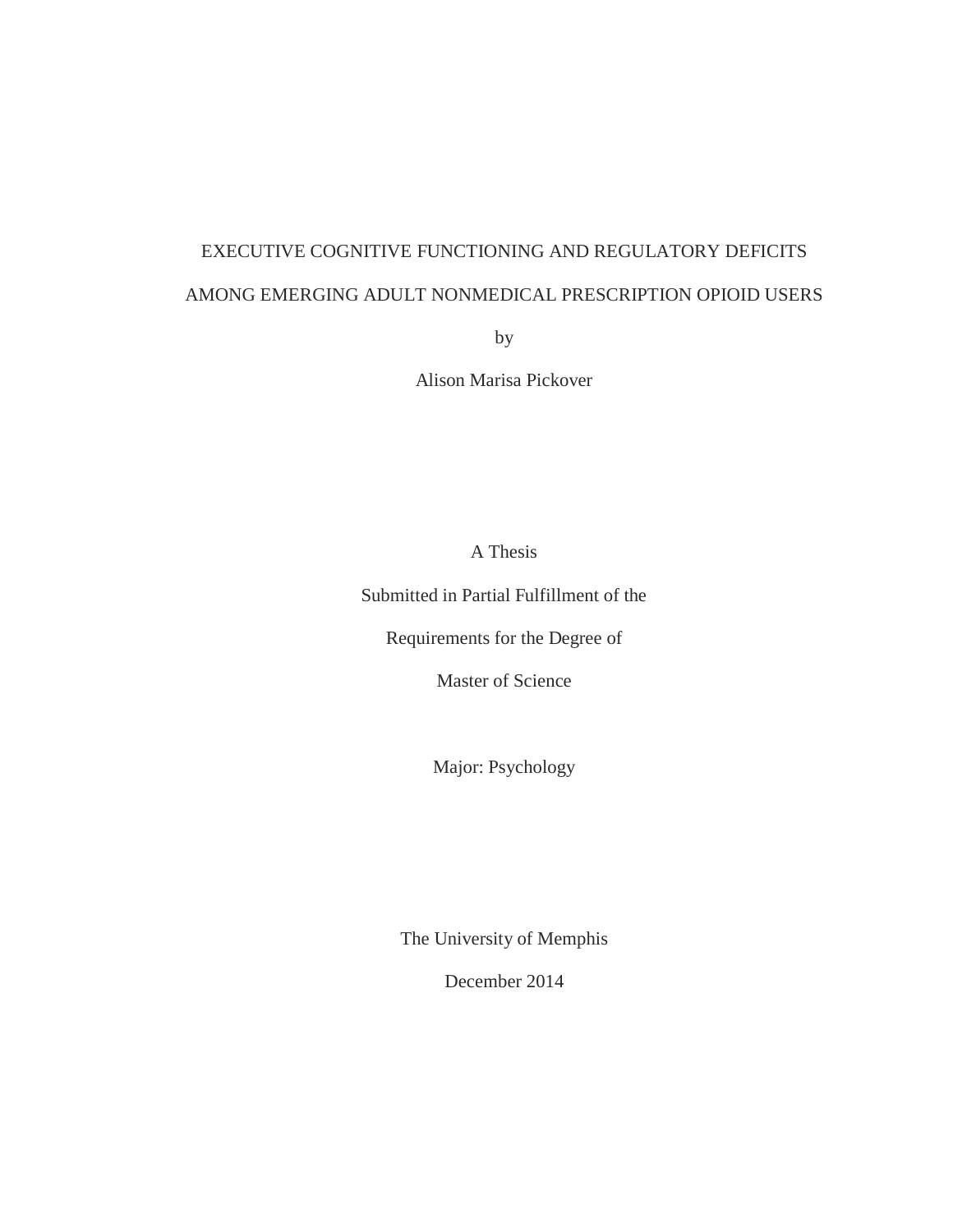# EXECUTIVE COGNITIVE FUNCTIONING AND REGULATORY DEFICITS AMONG EMERGING ADULT NONMEDICAL PRESCRIPTION OPIOID USERS

by

Alison Marisa Pickover

A Thesis

Submitted in Partial Fulfillment of the

Requirements for the Degree of

Master of Science

Major: Psychology

The University of Memphis

December 2014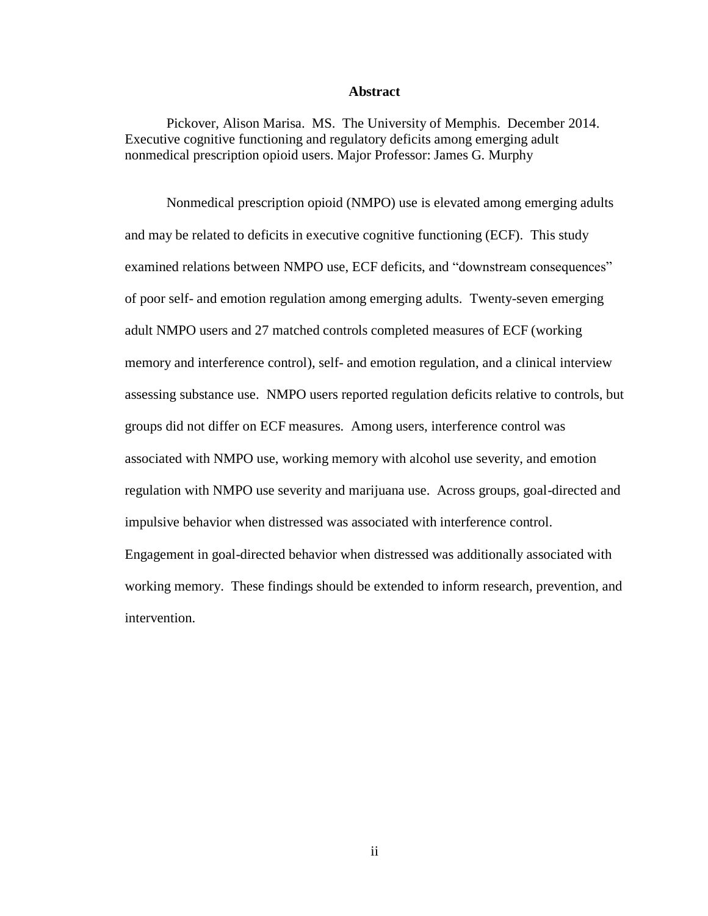# Abstract

Pickover, Alison Marisa. MS. The University of Memphis. December 2014. Executive cognitive functioning and regulatory deficits among emerging adult nonmedical prescription opioid users. Major Professor: James G. Murphy

Nonmedical prescription opioid (NMPO) use is elevated among emerging adults and may be related to deficits in executive cognitive functioning (ECF). This study examined relations between NMPO use, ECF deficits, and "downstream consequences" of poor self- and emotion regulation among emerging adults. Twenty-seven emerging adult NMPO users and 27 matched controls completed measures of ECF (working memory and interference control), self- and emotion regulation, and a clinical interview assessing substance use. NMPO users reported regulation deficits relative to controls, but groups did not differ on ECF measures. Among users, interference control was associated with NMPO use, working memory with alcohol use severity, and emotion regulation with NMPO use severity and marijuana use. Across groups, goal-directed and impulsive behavior when distressed was associated with interference control. Engagement in goal-directed behavior when distressed was additionally associated with working memory. These findings should be extended to inform research, prevention, and intervention.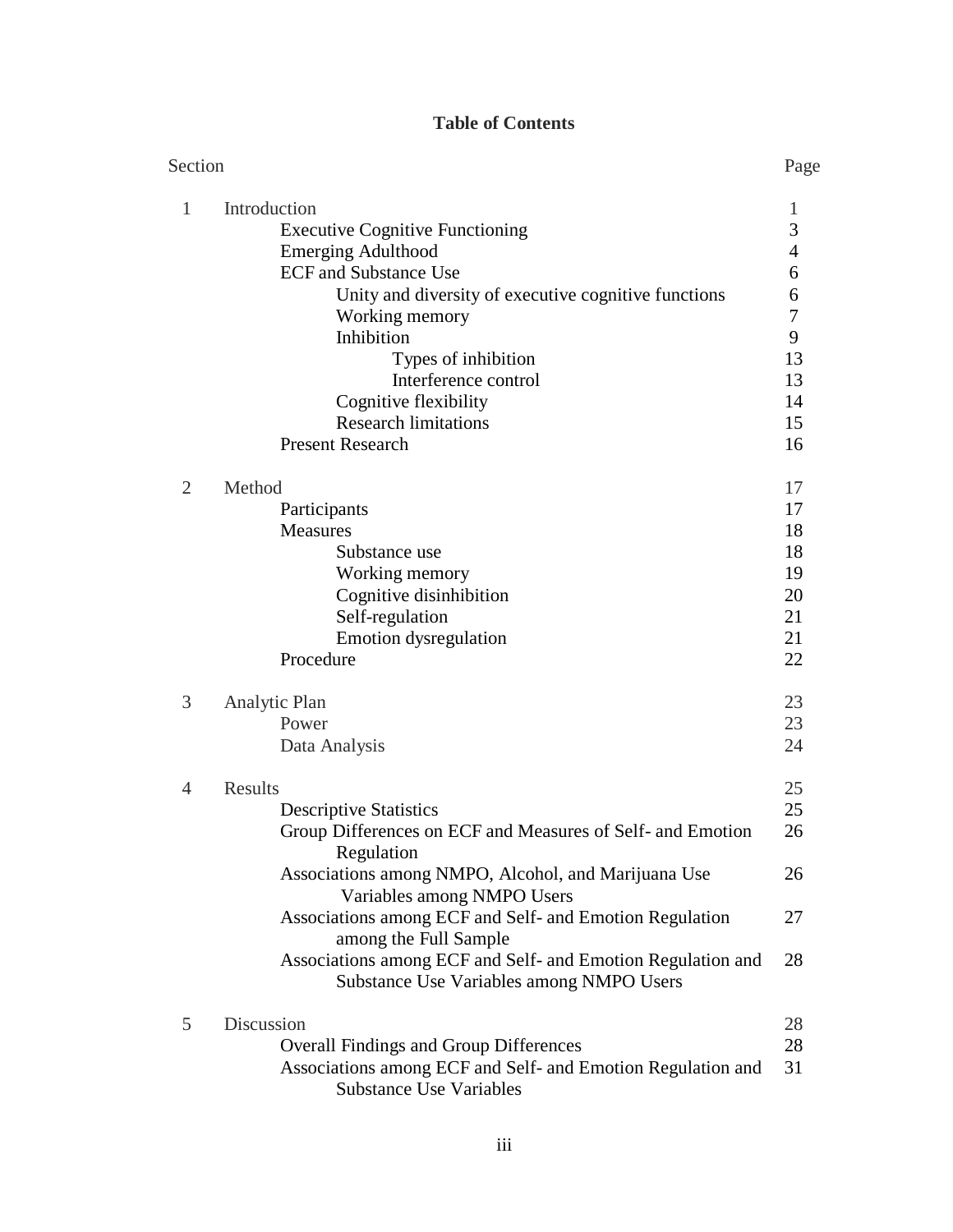**Table of Contents**

| Section | | Page |
|---|---|---|
| 1 | Introduction | 1 |
| | Executive Cognitive Functioning | 3 |
| | Emerging Adulthood | 4 |
| | ECF and Substance Use | 6 |
| | Unity and diversity of executive cognitive functions | 6 |
| | Working memory | 7 |
| | Inhibition | 9 |
| | Types of inhibition | 13 |
| | Interference control | 13 |
| | Cognitive flexibility | 14 |
| | Research limitations | 15 |
| | Present Research | 16 |
| 2 | Method | 17 |
| | Participants | 17 |
| | Measures | 18 |
| | Substance use | 18 |
| | Working memory | 19 |
| | Cognitive disinhibition | 20 |
| | Self-regulation | 21 |
| | Emotion dysregulation | 21 |
| | Procedure | 22 |
| 3 | Analytic Plan | 23 |
| | Power | 23 |
| | Data Analysis | 24 |
| 4 | Results | 25 |
| | Descriptive Statistics | 25 |
| | Group Differences on ECF and Measures of Self- and Emotion Regulation | 26 |
| | Associations among NMPO, Alcohol, and Marijuana Use Variables among NMPO Users | 26 |
| | Associations among ECF and Self- and Emotion Regulation among the Full Sample | 27 |
| | Associations among ECF and Self- and Emotion Regulation and Substance Use Variables among NMPO Users | 28 |
| 5 | Discussion | 28 |
| | Overall Findings and Group Differences | 28 |
| | Associations among ECF and Self- and Emotion Regulation and Substance Use Variables | 31 |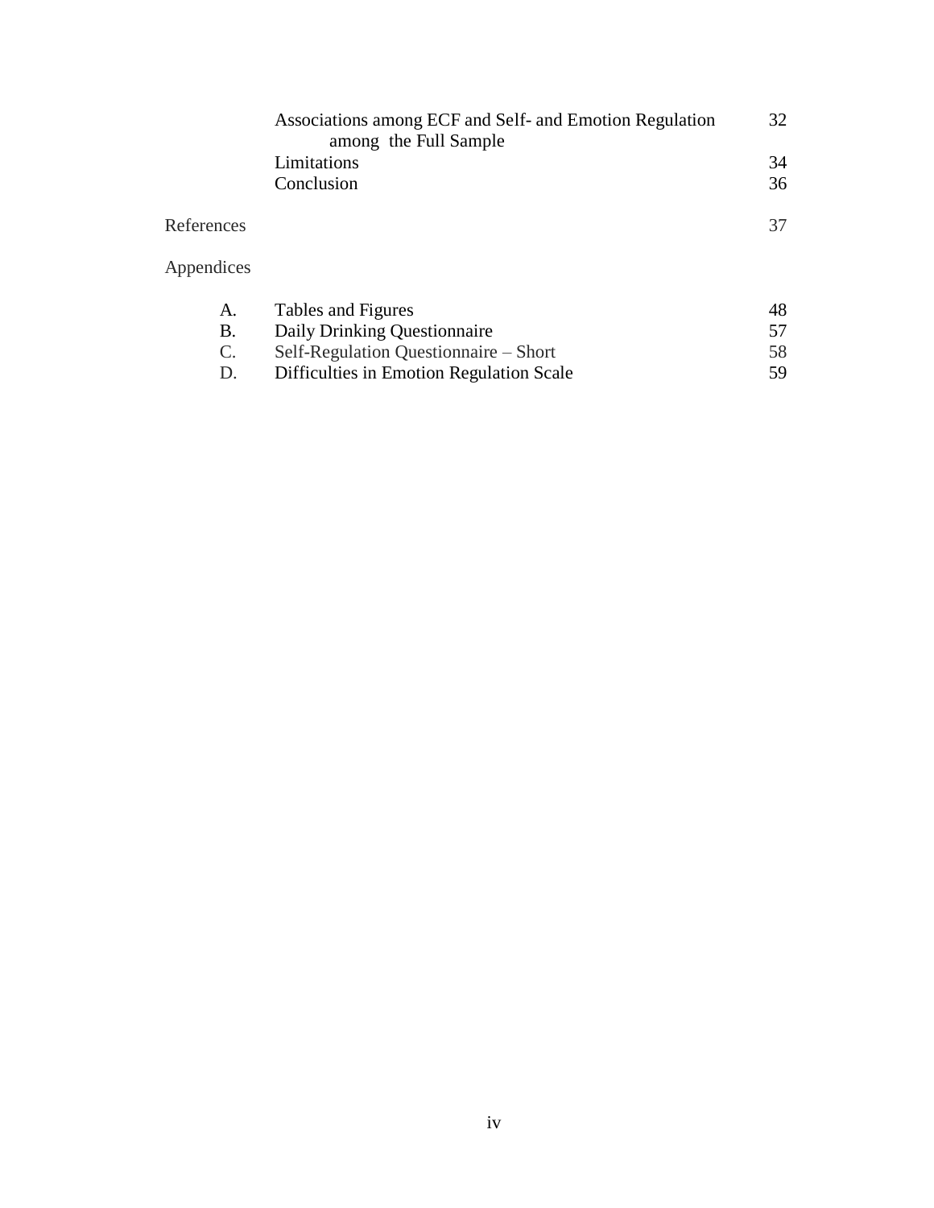| | | |
|---|---|---|
| | Associations among ECF and Self- and Emotion Regulation among the Full Sample | 32 |
| | Limitations | 34 |
| | Conclusion | 36 |
| References | | 37 |
| Appendices | | |
| A. | Tables and Figures | 48 |
| B. | Daily Drinking Questionnaire | 57 |
| C. | Self-Regulation Questionnaire – Short | 58 |
| D. | Difficulties in Emotion Regulation Scale | 59 |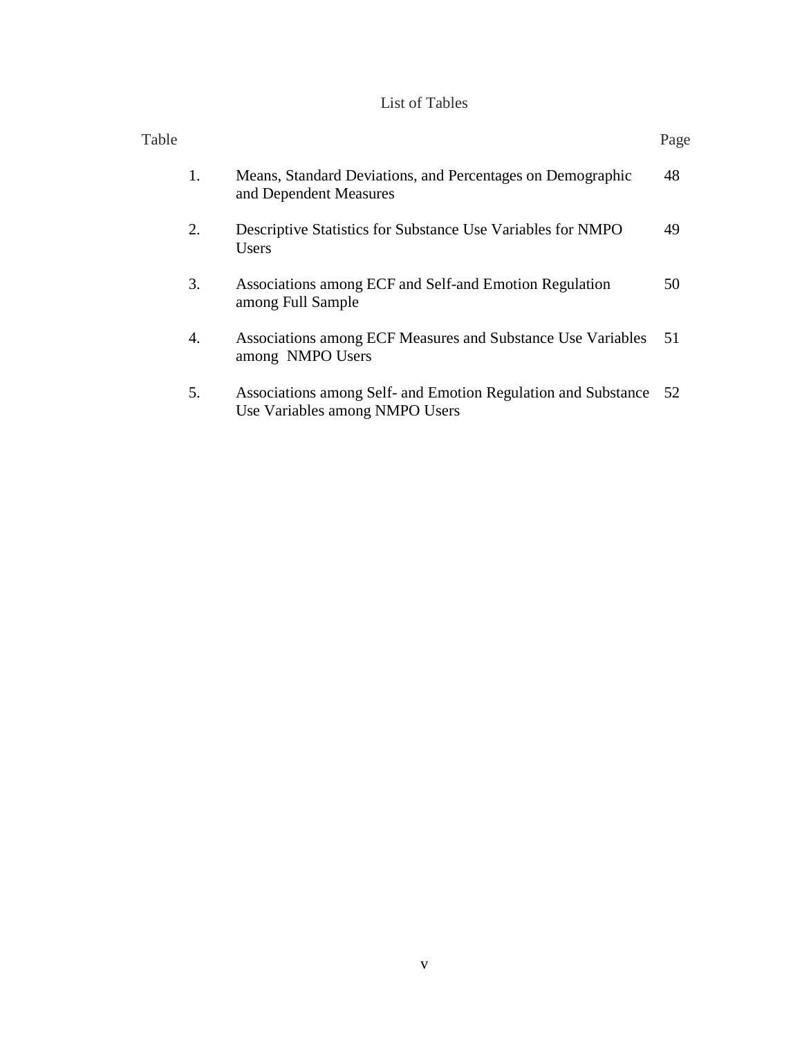# List of Tables

| Table | | Page |
|---|---|---|
| 1. | Means, Standard Deviations, and Percentages on Demographic and Dependent Measures | 48 |
| 2. | Descriptive Statistics for Substance Use Variables for NMPO Users | 49 |
| 3. | Associations among ECF and Self-and Emotion Regulation among Full Sample | 50 |
| 4. | Associations among ECF Measures and Substance Use Variables among NMPO Users | 51 |
| 5. | Associations among Self- and Emotion Regulation and Substance Use Variables among NMPO Users | 52 |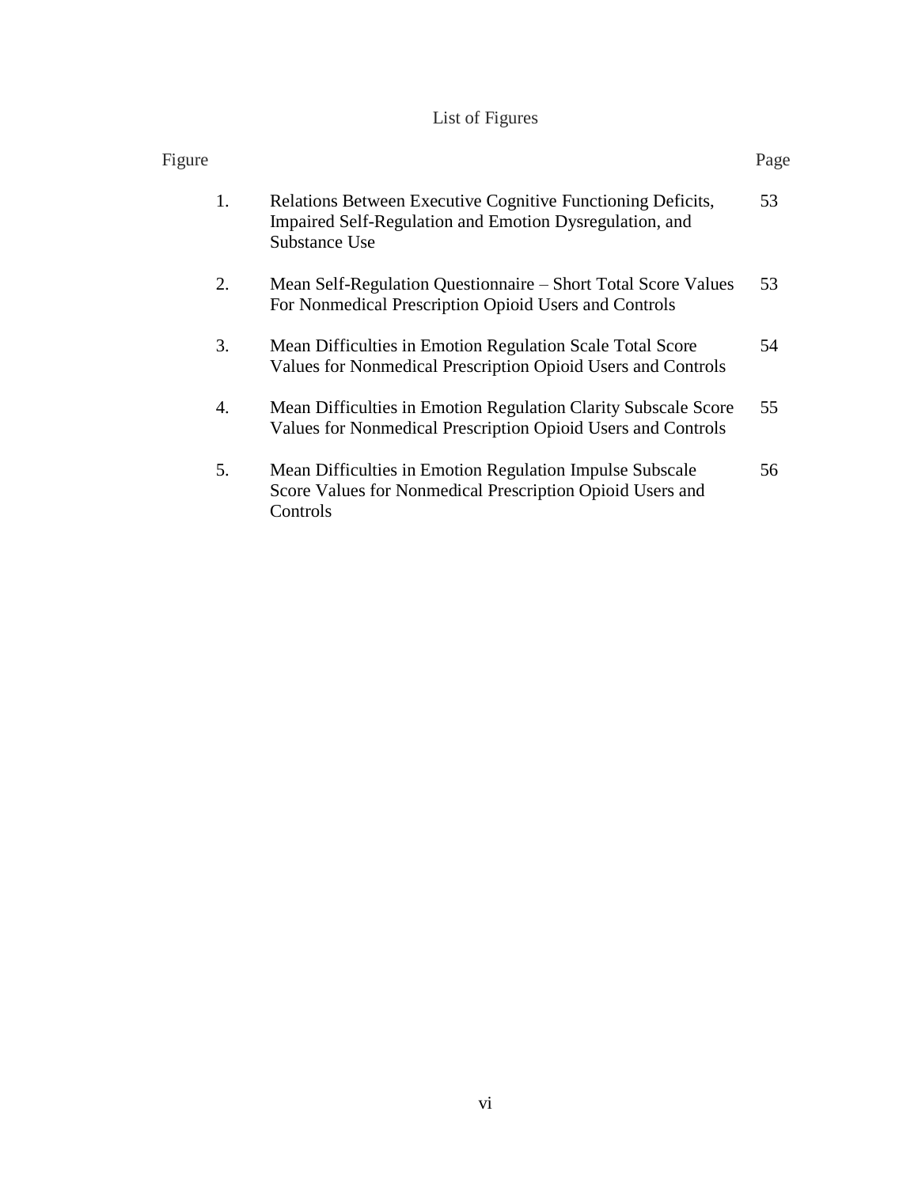# List of Figures

| Figure | | Page |
|---|---|---|
| 1. | Relations Between Executive Cognitive Functioning Deficits, Impaired Self-Regulation and Emotion Dysregulation, and Substance Use | 53 |
| 2. | Mean Self-Regulation Questionnaire – Short Total Score Values For Nonmedical Prescription Opioid Users and Controls | 53 |
| 3. | Mean Difficulties in Emotion Regulation Scale Total Score Values for Nonmedical Prescription Opioid Users and Controls | 54 |
| 4. | Mean Difficulties in Emotion Regulation Clarity Subscale Score Values for Nonmedical Prescription Opioid Users and Controls | 55 |
| 5. | Mean Difficulties in Emotion Regulation Impulse Subscale Score Values for Nonmedical Prescription Opioid Users and Controls | 56 |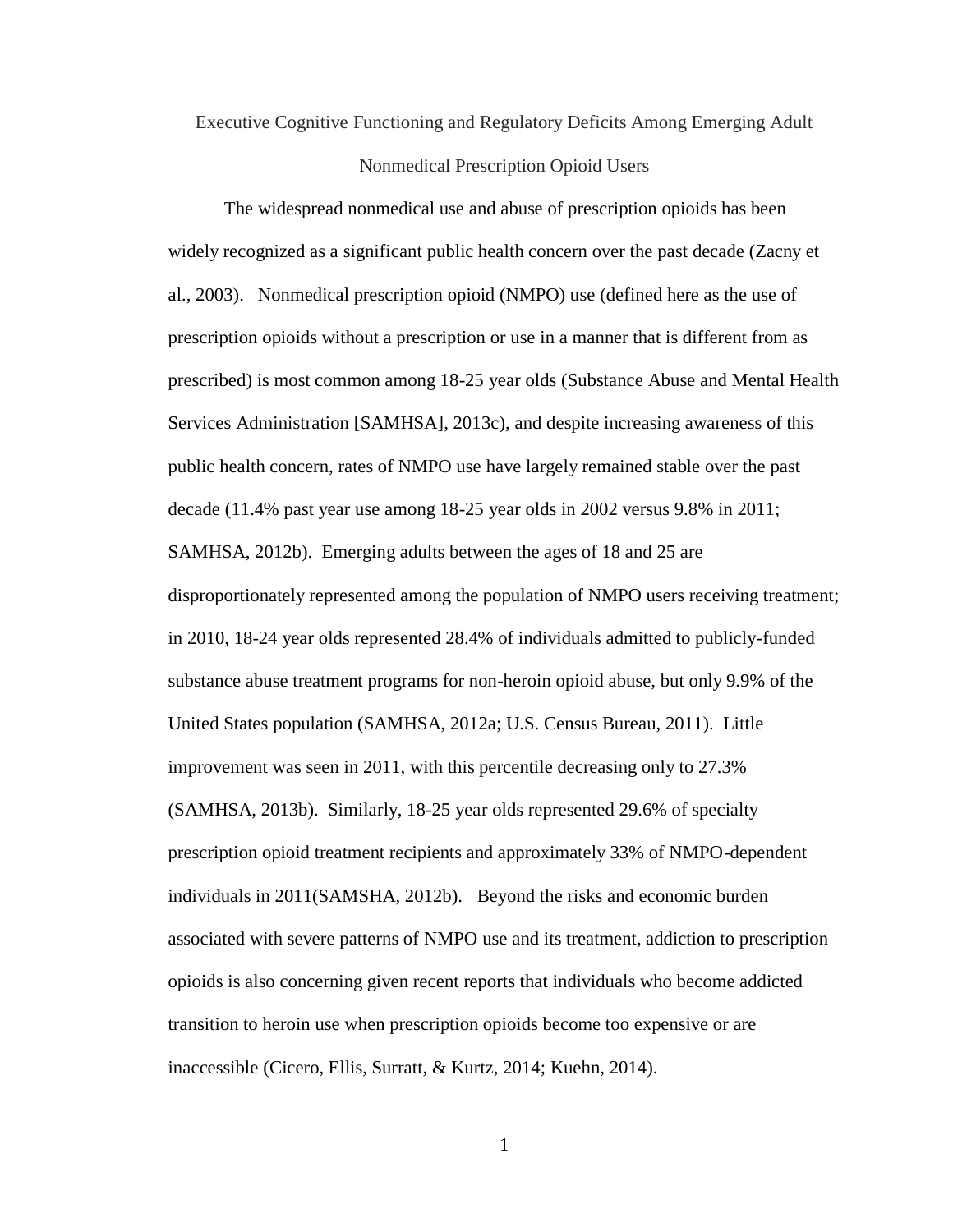# Executive Cognitive Functioning and Regulatory Deficits Among Emerging Adult Nonmedical Prescription Opioid Users

The widespread nonmedical use and abuse of prescription opioids has been widely recognized as a significant public health concern over the past decade (Zacny et al., 2003). Nonmedical prescription opioid (NMPO) use (defined here as the use of prescription opioids without a prescription or use in a manner that is different from as prescribed) is most common among 18-25 year olds (Substance Abuse and Mental Health Services Administration [SAMHSA], 2013c), and despite increasing awareness of this public health concern, rates of NMPO use have largely remained stable over the past decade (11.4% past year use among 18-25 year olds in 2002 versus 9.8% in 2011; SAMHSA, 2012b). Emerging adults between the ages of 18 and 25 are disproportionately represented among the population of NMPO users receiving treatment; in 2010, 18-24 year olds represented 28.4% of individuals admitted to publicly-funded substance abuse treatment programs for non-heroin opioid abuse, but only 9.9% of the United States population (SAMHSA, 2012a; U.S. Census Bureau, 2011). Little improvement was seen in 2011, with this percentile decreasing only to 27.3% (SAMHSA, 2013b). Similarly, 18-25 year olds represented 29.6% of specialty prescription opioid treatment recipients and approximately 33% of NMPO-dependent individuals in 2011(SAMSHA, 2012b). Beyond the risks and economic burden associated with severe patterns of NMPO use and its treatment, addiction to prescription opioids is also concerning given recent reports that individuals who become addicted transition to heroin use when prescription opioids become too expensive or are inaccessible (Cicero, Ellis, Surratt, & Kurtz, 2014; Kuehn, 2014).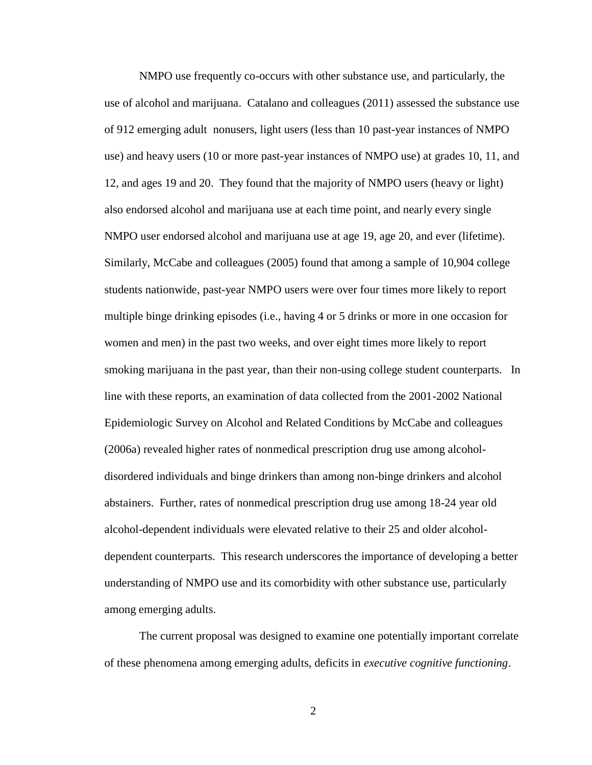NMPO use frequently co-occurs with other substance use, and particularly, the use of alcohol and marijuana. Catalano and colleagues (2011) assessed the substance use of 912 emerging adult nonusers, light users (less than 10 past-year instances of NMPO use) and heavy users (10 or more past-year instances of NMPO use) at grades 10, 11, and 12, and ages 19 and 20. They found that the majority of NMPO users (heavy or light) also endorsed alcohol and marijuana use at each time point, and nearly every single NMPO user endorsed alcohol and marijuana use at age 19, age 20, and ever (lifetime). Similarly, McCabe and colleagues (2005) found that among a sample of 10,904 college students nationwide, past-year NMPO users were over four times more likely to report multiple binge drinking episodes (i.e., having 4 or 5 drinks or more in one occasion for women and men) in the past two weeks, and over eight times more likely to report smoking marijuana in the past year, than their non-using college student counterparts. In line with these reports, an examination of data collected from the 2001-2002 National Epidemiologic Survey on Alcohol and Related Conditions by McCabe and colleagues (2006a) revealed higher rates of nonmedical prescription drug use among alcohol-disordered individuals and binge drinkers than among non-binge drinkers and alcohol abstainers. Further, rates of nonmedical prescription drug use among 18-24 year old alcohol-dependent individuals were elevated relative to their 25 and older alcohol-dependent counterparts. This research underscores the importance of developing a better understanding of NMPO use and its comorbidity with other substance use, particularly among emerging adults.

The current proposal was designed to examine one potentially important correlate of these phenomena among emerging adults, deficits in *executive cognitive functioning*.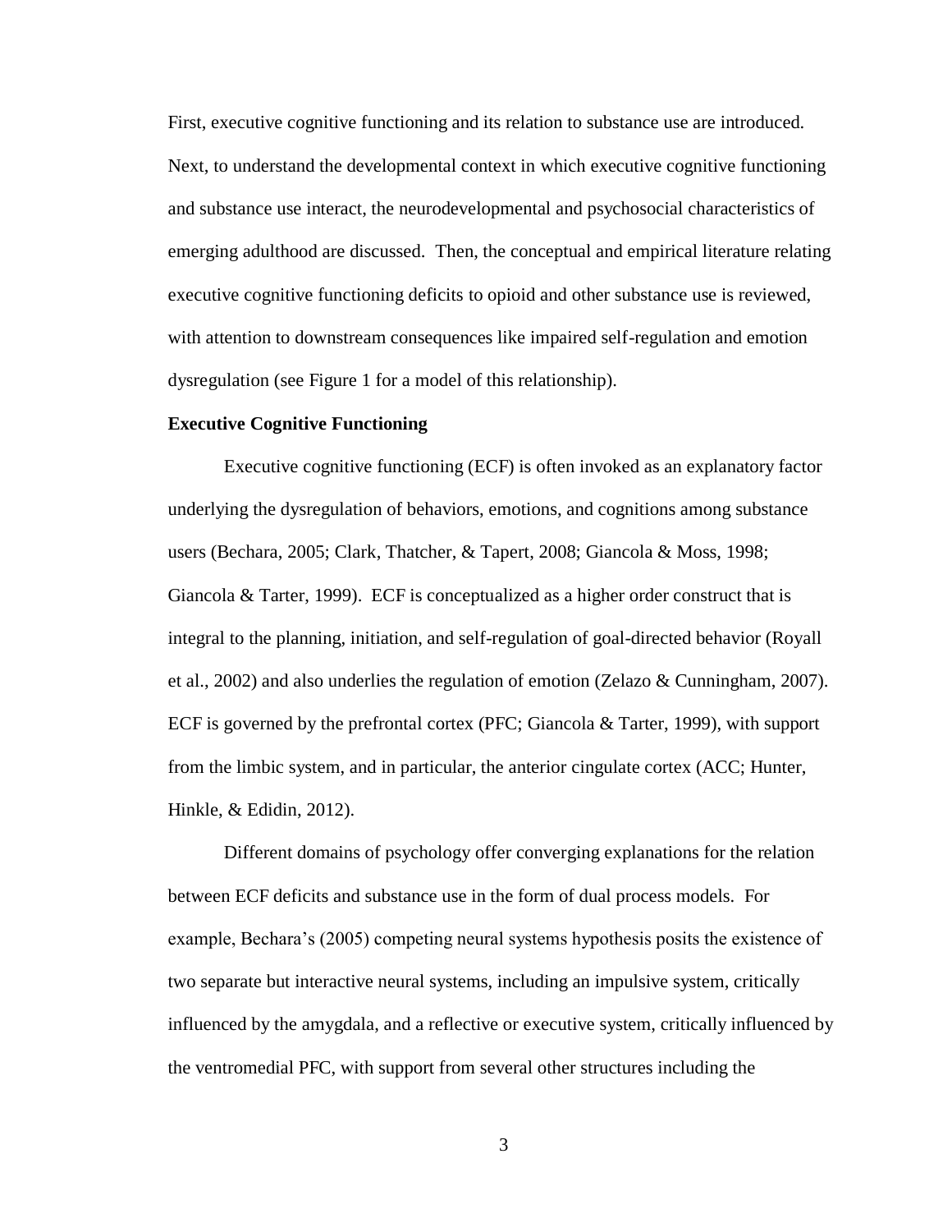First, executive cognitive functioning and its relation to substance use are introduced. Next, to understand the developmental context in which executive cognitive functioning and substance use interact, the neurodevelopmental and psychosocial characteristics of emerging adulthood are discussed. Then, the conceptual and empirical literature relating executive cognitive functioning deficits to opioid and other substance use is reviewed, with attention to downstream consequences like impaired self-regulation and emotion dysregulation (see Figure 1 for a model of this relationship).

**Executive Cognitive Functioning**

Executive cognitive functioning (ECF) is often invoked as an explanatory factor underlying the dysregulation of behaviors, emotions, and cognitions among substance users (Bechara, 2005; Clark, Thatcher, & Tapert, 2008; Giancola & Moss, 1998; Giancola & Tarter, 1999). ECF is conceptualized as a higher order construct that is integral to the planning, initiation, and self-regulation of goal-directed behavior (Royall et al., 2002) and also underlies the regulation of emotion (Zelazo & Cunningham, 2007). ECF is governed by the prefrontal cortex (PFC; Giancola & Tarter, 1999), with support from the limbic system, and in particular, the anterior cingulate cortex (ACC; Hunter, Hinkle, & Edidin, 2012).

Different domains of psychology offer converging explanations for the relation between ECF deficits and substance use in the form of dual process models. For example, Bechara's (2005) competing neural systems hypothesis posits the existence of two separate but interactive neural systems, including an impulsive system, critically influenced by the amygdala, and a reflective or executive system, critically influenced by the ventromedial PFC, with support from several other structures including the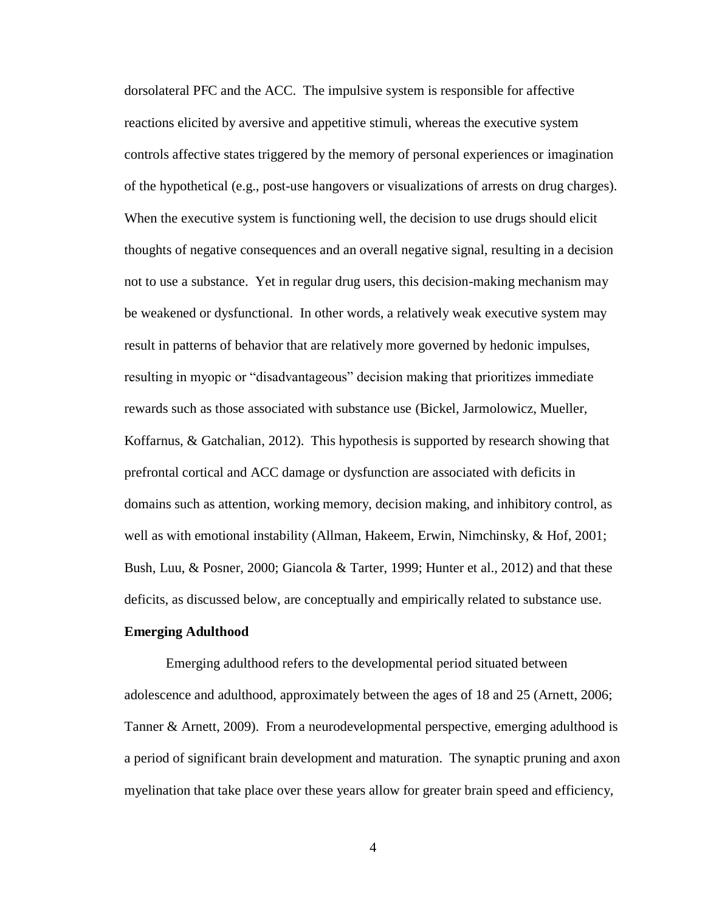dorsolateral PFC and the ACC. The impulsive system is responsible for affective reactions elicited by aversive and appetitive stimuli, whereas the executive system controls affective states triggered by the memory of personal experiences or imagination of the hypothetical (e.g., post-use hangovers or visualizations of arrests on drug charges). When the executive system is functioning well, the decision to use drugs should elicit thoughts of negative consequences and an overall negative signal, resulting in a decision not to use a substance. Yet in regular drug users, this decision-making mechanism may be weakened or dysfunctional. In other words, a relatively weak executive system may result in patterns of behavior that are relatively more governed by hedonic impulses, resulting in myopic or "disadvantageous" decision making that prioritizes immediate rewards such as those associated with substance use (Bickel, Jarmolowicz, Mueller, Koffarnus, & Gatchalian, 2012). This hypothesis is supported by research showing that prefrontal cortical and ACC damage or dysfunction are associated with deficits in domains such as attention, working memory, decision making, and inhibitory control, as well as with emotional instability (Allman, Hakeem, Erwin, Nimchinsky, & Hof, 2001; Bush, Luu, & Posner, 2000; Giancola & Tarter, 1999; Hunter et al., 2012) and that these deficits, as discussed below, are conceptually and empirically related to substance use.

**Emerging Adulthood**

Emerging adulthood refers to the developmental period situated between adolescence and adulthood, approximately between the ages of 18 and 25 (Arnett, 2006; Tanner & Arnett, 2009). From a neurodevelopmental perspective, emerging adulthood is a period of significant brain development and maturation. The synaptic pruning and axon myelination that take place over these years allow for greater brain speed and efficiency,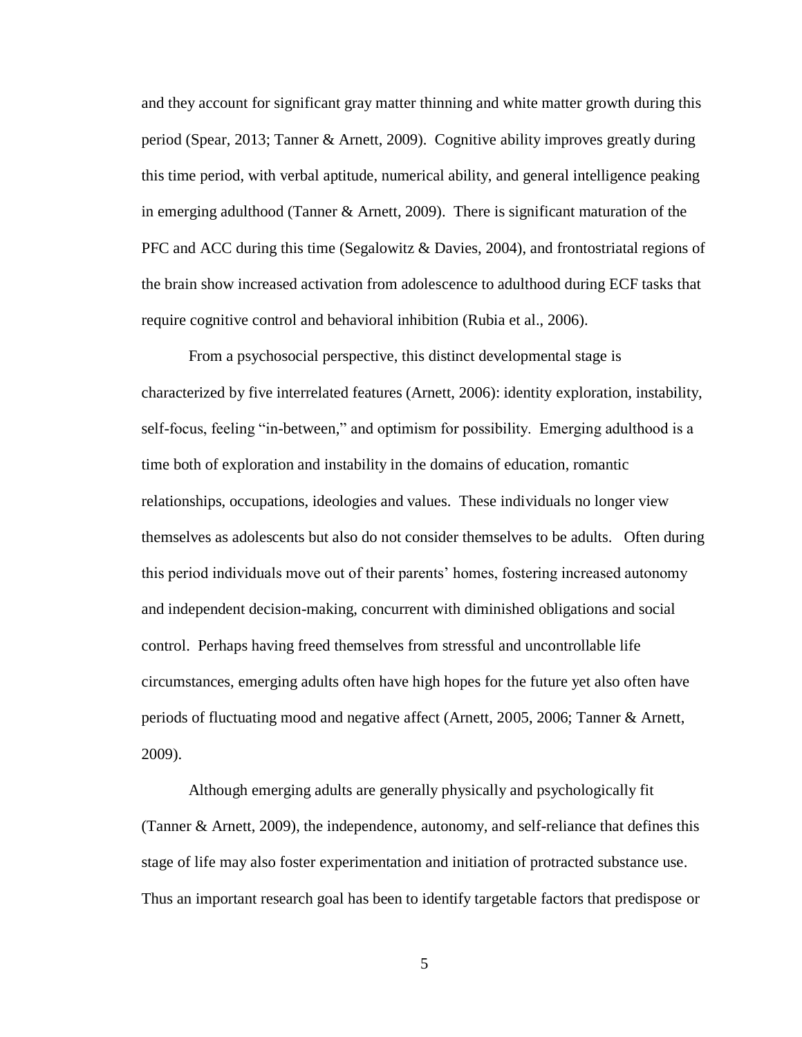and they account for significant gray matter thinning and white matter growth during this period (Spear, 2013; Tanner & Arnett, 2009). Cognitive ability improves greatly during this time period, with verbal aptitude, numerical ability, and general intelligence peaking in emerging adulthood (Tanner & Arnett, 2009). There is significant maturation of the PFC and ACC during this time (Segalowitz & Davies, 2004), and frontostriatal regions of the brain show increased activation from adolescence to adulthood during ECF tasks that require cognitive control and behavioral inhibition (Rubia et al., 2006).

From a psychosocial perspective, this distinct developmental stage is characterized by five interrelated features (Arnett, 2006): identity exploration, instability, self-focus, feeling "in-between," and optimism for possibility. Emerging adulthood is a time both of exploration and instability in the domains of education, romantic relationships, occupations, ideologies and values. These individuals no longer view themselves as adolescents but also do not consider themselves to be adults. Often during this period individuals move out of their parents' homes, fostering increased autonomy and independent decision-making, concurrent with diminished obligations and social control. Perhaps having freed themselves from stressful and uncontrollable life circumstances, emerging adults often have high hopes for the future yet also often have periods of fluctuating mood and negative affect (Arnett, 2005, 2006; Tanner & Arnett, 2009).

Although emerging adults are generally physically and psychologically fit (Tanner & Arnett, 2009), the independence, autonomy, and self-reliance that defines this stage of life may also foster experimentation and initiation of protracted substance use. Thus an important research goal has been to identify targetable factors that predispose or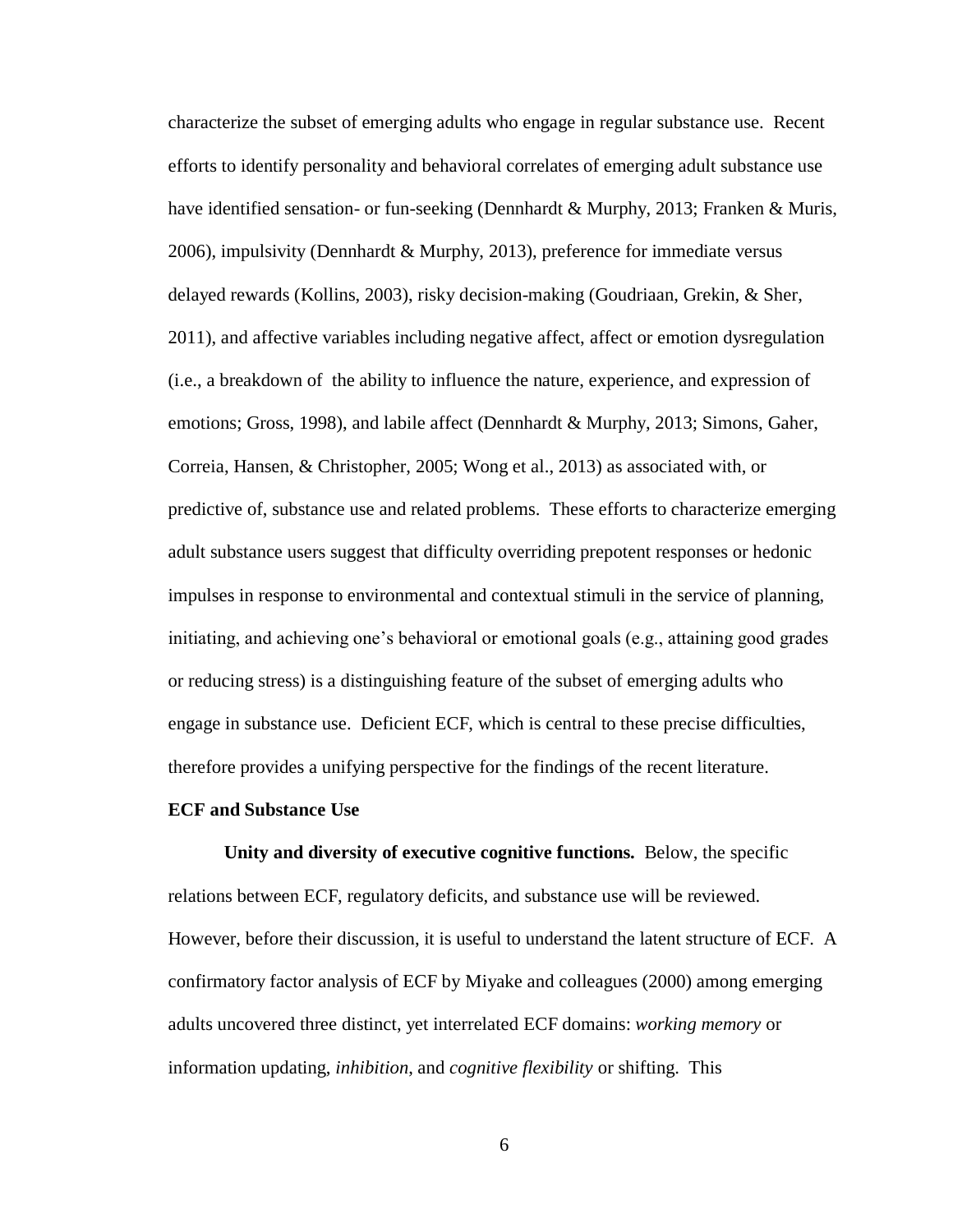characterize the subset of emerging adults who engage in regular substance use. Recent efforts to identify personality and behavioral correlates of emerging adult substance use have identified sensation- or fun-seeking (Dennhardt & Murphy, 2013; Franken & Muris, 2006), impulsivity (Dennhardt & Murphy, 2013), preference for immediate versus delayed rewards (Kollins, 2003), risky decision-making (Goudriaan, Grekin, & Sher, 2011), and affective variables including negative affect, affect or emotion dysregulation (i.e., a breakdown of the ability to influence the nature, experience, and expression of emotions; Gross, 1998), and labile affect (Dennhardt & Murphy, 2013; Simons, Gaher, Correia, Hansen, & Christopher, 2005; Wong et al., 2013) as associated with, or predictive of, substance use and related problems. These efforts to characterize emerging adult substance users suggest that difficulty overriding prepotent responses or hedonic impulses in response to environmental and contextual stimuli in the service of planning, initiating, and achieving one's behavioral or emotional goals (e.g., attaining good grades or reducing stress) is a distinguishing feature of the subset of emerging adults who engage in substance use. Deficient ECF, which is central to these precise difficulties, therefore provides a unifying perspective for the findings of the recent literature.

## ECF and Substance Use

**Unity and diversity of executive cognitive functions.** Below, the specific relations between ECF, regulatory deficits, and substance use will be reviewed. However, before their discussion, it is useful to understand the latent structure of ECF. A confirmatory factor analysis of ECF by Miyake and colleagues (2000) among emerging adults uncovered three distinct, yet interrelated ECF domains: *working memory* or information updating, *inhibition*, and *cognitive flexibility* or shifting. This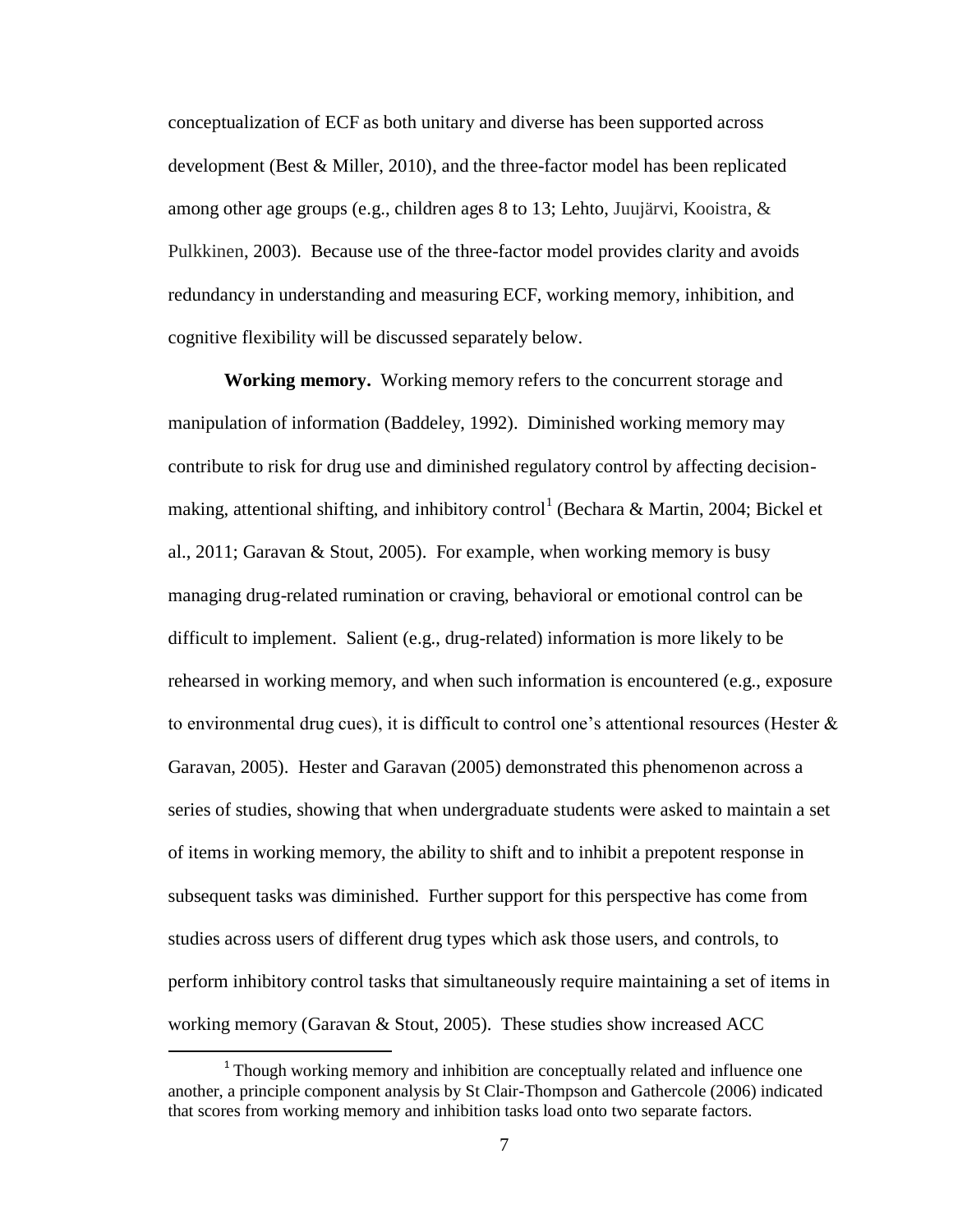conceptualization of ECF as both unitary and diverse has been supported across development (Best & Miller, 2010), and the three-factor model has been replicated among other age groups (e.g., children ages 8 to 13; Lehto, Juujärvi, Kooistra, & Pulkkinen, 2003). Because use of the three-factor model provides clarity and avoids redundancy in understanding and measuring ECF, working memory, inhibition, and cognitive flexibility will be discussed separately below.

**Working memory.** Working memory refers to the concurrent storage and manipulation of information (Baddeley, 1992). Diminished working memory may contribute to risk for drug use and diminished regulatory control by affecting decision-making, attentional shifting, and inhibitory control[1] (Bechara & Martin, 2004; Bickel et al., 2011; Garavan & Stout, 2005). For example, when working memory is busy managing drug-related rumination or craving, behavioral or emotional control can be difficult to implement. Salient (e.g., drug-related) information is more likely to be rehearsed in working memory, and when such information is encountered (e.g., exposure to environmental drug cues), it is difficult to control one's attentional resources (Hester & Garavan, 2005). Hester and Garavan (2005) demonstrated this phenomenon across a series of studies, showing that when undergraduate students were asked to maintain a set of items in working memory, the ability to shift and to inhibit a prepotent response in subsequent tasks was diminished. Further support for this perspective has come from studies across users of different drug types which ask those users, and controls, to perform inhibitory control tasks that simultaneously require maintaining a set of items in working memory (Garavan & Stout, 2005). These studies show increased ACC

[1] Though working memory and inhibition are conceptually related and influence one another, a principle component analysis by St Clair-Thompson and Gathercole (2006) indicated that scores from working memory and inhibition tasks load onto two separate factors.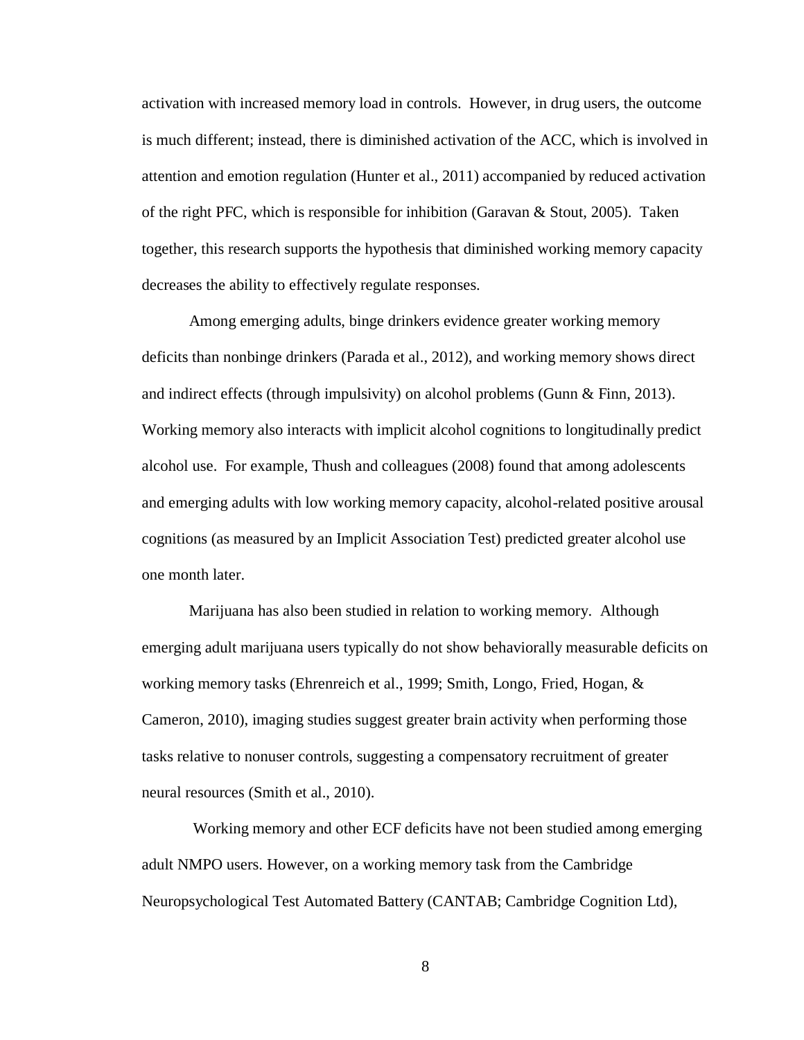activation with increased memory load in controls. However, in drug users, the outcome is much different; instead, there is diminished activation of the ACC, which is involved in attention and emotion regulation (Hunter et al., 2011) accompanied by reduced activation of the right PFC, which is responsible for inhibition (Garavan & Stout, 2005). Taken together, this research supports the hypothesis that diminished working memory capacity decreases the ability to effectively regulate responses.

Among emerging adults, binge drinkers evidence greater working memory deficits than nonbinge drinkers (Parada et al., 2012), and working memory shows direct and indirect effects (through impulsivity) on alcohol problems (Gunn & Finn, 2013). Working memory also interacts with implicit alcohol cognitions to longitudinally predict alcohol use. For example, Thush and colleagues (2008) found that among adolescents and emerging adults with low working memory capacity, alcohol-related positive arousal cognitions (as measured by an Implicit Association Test) predicted greater alcohol use one month later.

Marijuana has also been studied in relation to working memory. Although emerging adult marijuana users typically do not show behaviorally measurable deficits on working memory tasks (Ehrenreich et al., 1999; Smith, Longo, Fried, Hogan, & Cameron, 2010), imaging studies suggest greater brain activity when performing those tasks relative to nonuser controls, suggesting a compensatory recruitment of greater neural resources (Smith et al., 2010).

Working memory and other ECF deficits have not been studied among emerging adult NMPO users. However, on a working memory task from the Cambridge Neuropsychological Test Automated Battery (CANTAB; Cambridge Cognition Ltd),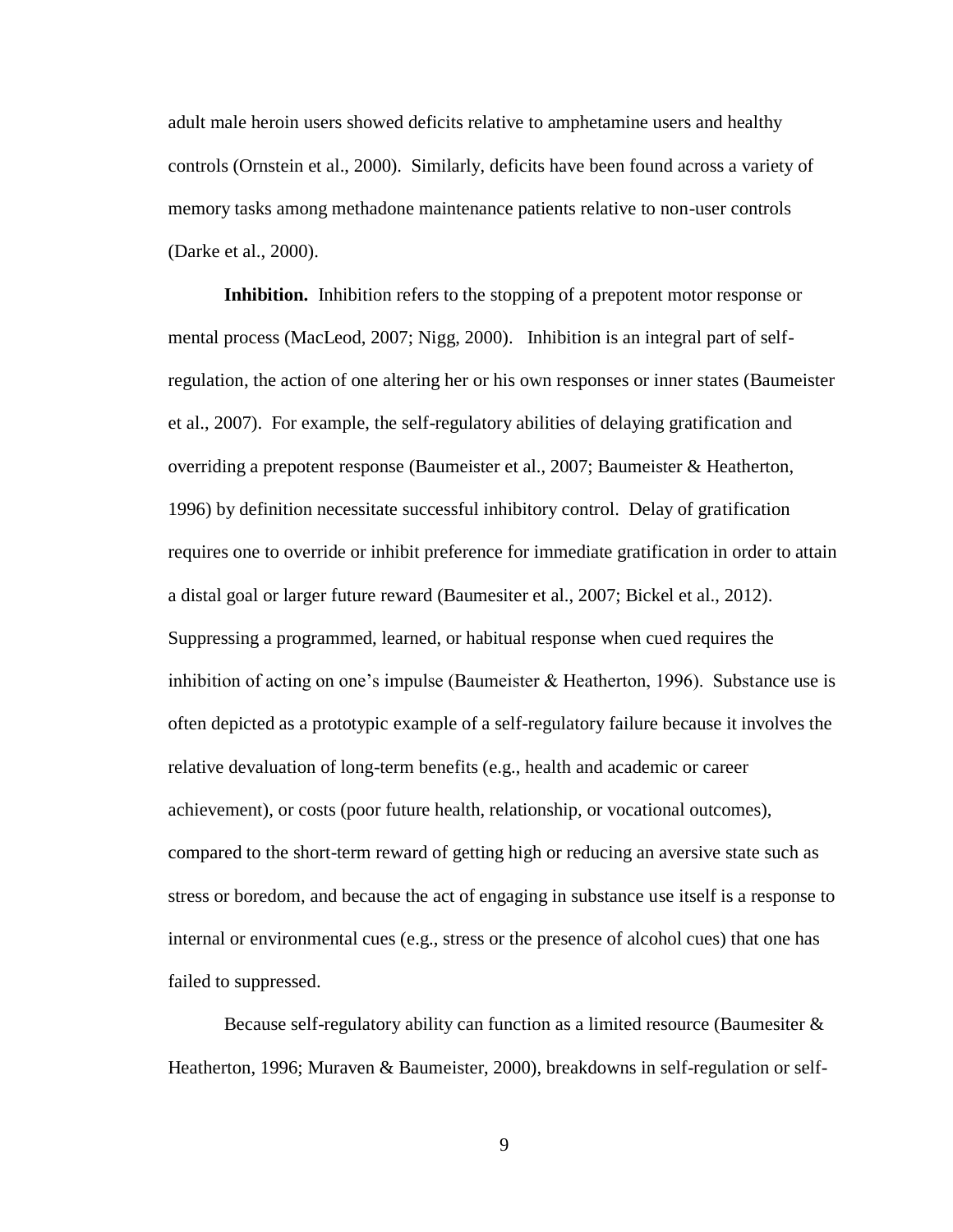adult male heroin users showed deficits relative to amphetamine users and healthy controls (Ornstein et al., 2000). Similarly, deficits have been found across a variety of memory tasks among methadone maintenance patients relative to non-user controls (Darke et al., 2000).

**Inhibition.** Inhibition refers to the stopping of a prepotent motor response or mental process (MacLeod, 2007; Nigg, 2000). Inhibition is an integral part of self-regulation, the action of one altering her or his own responses or inner states (Baumeister et al., 2007). For example, the self-regulatory abilities of delaying gratification and overriding a prepotent response (Baumeister et al., 2007; Baumeister & Heatherton, 1996) by definition necessitate successful inhibitory control. Delay of gratification requires one to override or inhibit preference for immediate gratification in order to attain a distal goal or larger future reward (Baumesiter et al., 2007; Bickel et al., 2012). Suppressing a programmed, learned, or habitual response when cued requires the inhibition of acting on one's impulse (Baumeister & Heatherton, 1996). Substance use is often depicted as a prototypic example of a self-regulatory failure because it involves the relative devaluation of long-term benefits (e.g., health and academic or career achievement), or costs (poor future health, relationship, or vocational outcomes), compared to the short-term reward of getting high or reducing an aversive state such as stress or boredom, and because the act of engaging in substance use itself is a response to internal or environmental cues (e.g., stress or the presence of alcohol cues) that one has failed to suppressed.

Because self-regulatory ability can function as a limited resource (Baumesiter & Heatherton, 1996; Muraven & Baumeister, 2000), breakdowns in self-regulation or self-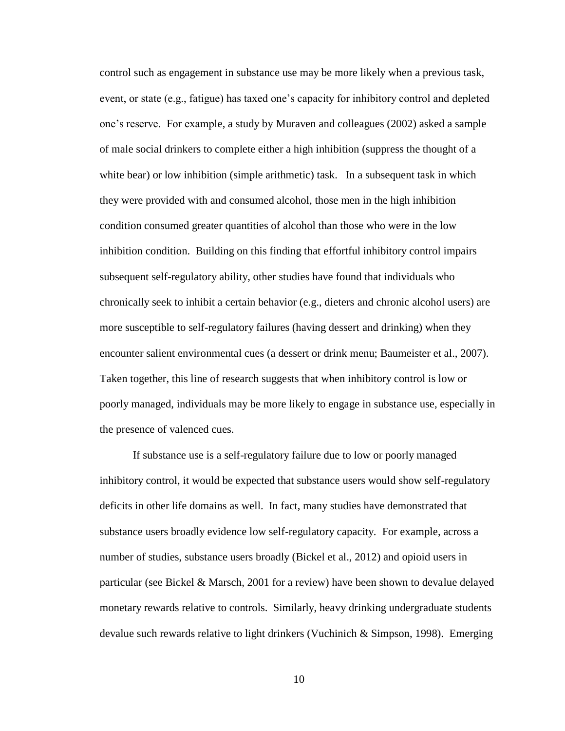control such as engagement in substance use may be more likely when a previous task, event, or state (e.g., fatigue) has taxed one's capacity for inhibitory control and depleted one's reserve. For example, a study by Muraven and colleagues (2002) asked a sample of male social drinkers to complete either a high inhibition (suppress the thought of a white bear) or low inhibition (simple arithmetic) task. In a subsequent task in which they were provided with and consumed alcohol, those men in the high inhibition condition consumed greater quantities of alcohol than those who were in the low inhibition condition. Building on this finding that effortful inhibitory control impairs subsequent self-regulatory ability, other studies have found that individuals who chronically seek to inhibit a certain behavior (e.g., dieters and chronic alcohol users) are more susceptible to self-regulatory failures (having dessert and drinking) when they encounter salient environmental cues (a dessert or drink menu; Baumeister et al., 2007). Taken together, this line of research suggests that when inhibitory control is low or poorly managed, individuals may be more likely to engage in substance use, especially in the presence of valenced cues.

If substance use is a self-regulatory failure due to low or poorly managed inhibitory control, it would be expected that substance users would show self-regulatory deficits in other life domains as well. In fact, many studies have demonstrated that substance users broadly evidence low self-regulatory capacity. For example, across a number of studies, substance users broadly (Bickel et al., 2012) and opioid users in particular (see Bickel & Marsch, 2001 for a review) have been shown to devalue delayed monetary rewards relative to controls. Similarly, heavy drinking undergraduate students devalue such rewards relative to light drinkers (Vuchinich & Simpson, 1998). Emerging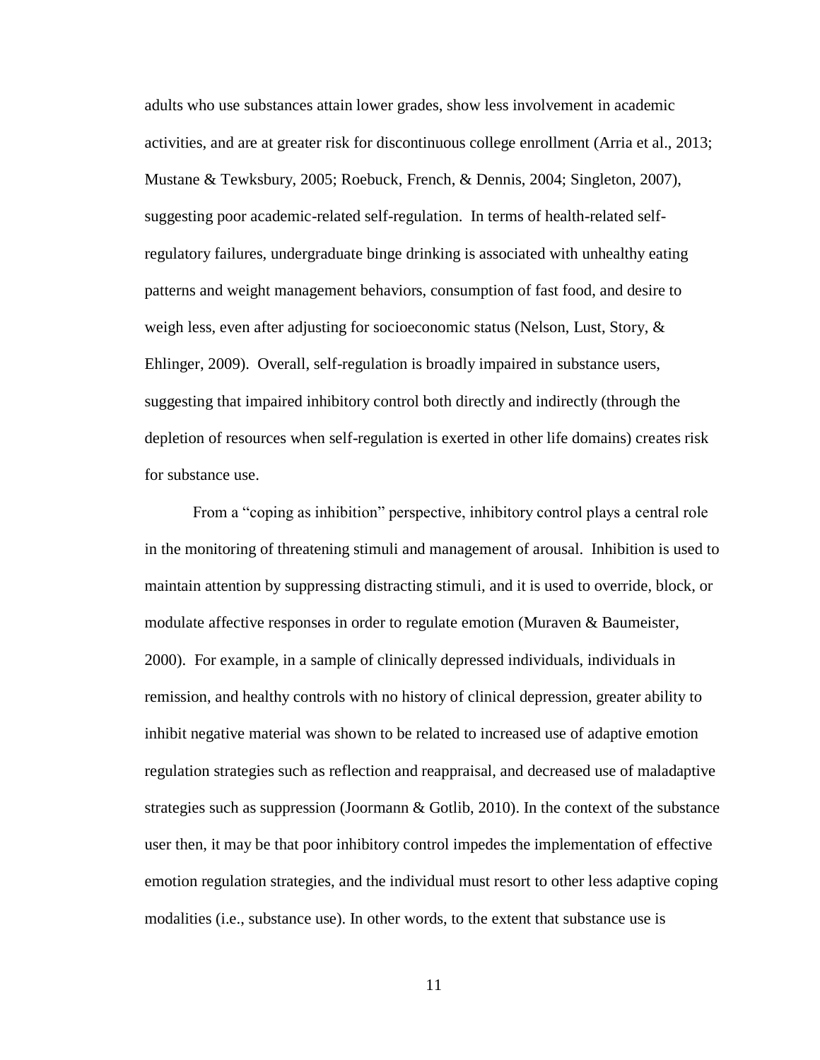adults who use substances attain lower grades, show less involvement in academic activities, and are at greater risk for discontinuous college enrollment (Arria et al., 2013; Mustane & Tewksbury, 2005; Roebuck, French, & Dennis, 2004; Singleton, 2007), suggesting poor academic-related self-regulation. In terms of health-related self-regulatory failures, undergraduate binge drinking is associated with unhealthy eating patterns and weight management behaviors, consumption of fast food, and desire to weigh less, even after adjusting for socioeconomic status (Nelson, Lust, Story, & Ehlinger, 2009). Overall, self-regulation is broadly impaired in substance users, suggesting that impaired inhibitory control both directly and indirectly (through the depletion of resources when self-regulation is exerted in other life domains) creates risk for substance use.

From a "coping as inhibition" perspective, inhibitory control plays a central role in the monitoring of threatening stimuli and management of arousal. Inhibition is used to maintain attention by suppressing distracting stimuli, and it is used to override, block, or modulate affective responses in order to regulate emotion (Muraven & Baumeister, 2000). For example, in a sample of clinically depressed individuals, individuals in remission, and healthy controls with no history of clinical depression, greater ability to inhibit negative material was shown to be related to increased use of adaptive emotion regulation strategies such as reflection and reappraisal, and decreased use of maladaptive strategies such as suppression (Joormann & Gotlib, 2010). In the context of the substance user then, it may be that poor inhibitory control impedes the implementation of effective emotion regulation strategies, and the individual must resort to other less adaptive coping modalities (i.e., substance use). In other words, to the extent that substance use is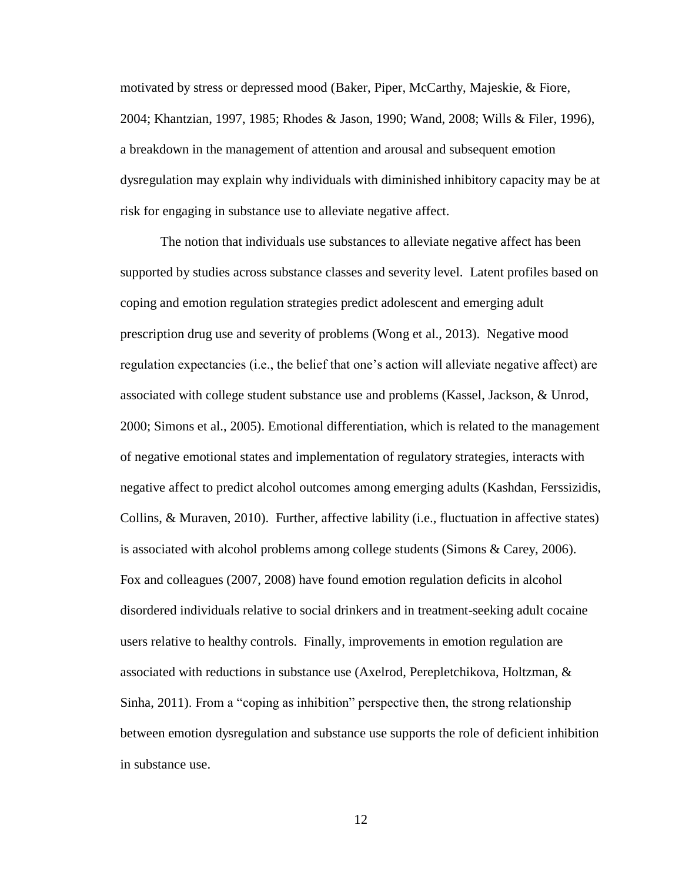motivated by stress or depressed mood (Baker, Piper, McCarthy, Majeskie, & Fiore, 2004; Khantzian, 1997, 1985; Rhodes & Jason, 1990; Wand, 2008; Wills & Filer, 1996), a breakdown in the management of attention and arousal and subsequent emotion dysregulation may explain why individuals with diminished inhibitory capacity may be at risk for engaging in substance use to alleviate negative affect.

The notion that individuals use substances to alleviate negative affect has been supported by studies across substance classes and severity level. Latent profiles based on coping and emotion regulation strategies predict adolescent and emerging adult prescription drug use and severity of problems (Wong et al., 2013). Negative mood regulation expectancies (i.e., the belief that one's action will alleviate negative affect) are associated with college student substance use and problems (Kassel, Jackson, & Unrod, 2000; Simons et al., 2005). Emotional differentiation, which is related to the management of negative emotional states and implementation of regulatory strategies, interacts with negative affect to predict alcohol outcomes among emerging adults (Kashdan, Ferssizidis, Collins, & Muraven, 2010). Further, affective lability (i.e., fluctuation in affective states) is associated with alcohol problems among college students (Simons & Carey, 2006). Fox and colleagues (2007, 2008) have found emotion regulation deficits in alcohol disordered individuals relative to social drinkers and in treatment-seeking adult cocaine users relative to healthy controls. Finally, improvements in emotion regulation are associated with reductions in substance use (Axelrod, Perepletchikova, Holtzman, & Sinha, 2011). From a "coping as inhibition" perspective then, the strong relationship between emotion dysregulation and substance use supports the role of deficient inhibition in substance use.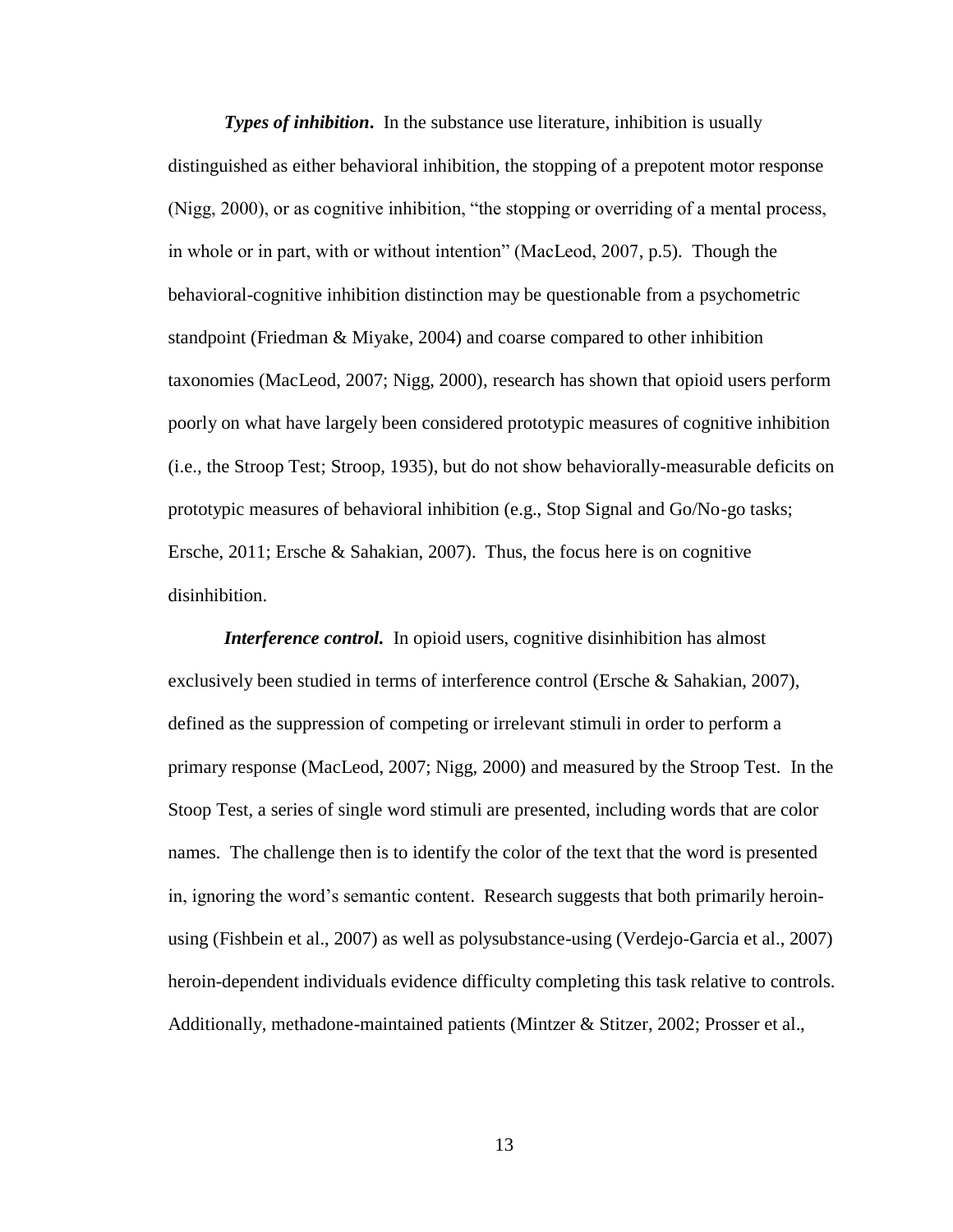***Types of inhibition*.** In the substance use literature, inhibition is usually distinguished as either behavioral inhibition, the stopping of a prepotent motor response (Nigg, 2000), or as cognitive inhibition, "the stopping or overriding of a mental process, in whole or in part, with or without intention" (MacLeod, 2007, p.5). Though the behavioral-cognitive inhibition distinction may be questionable from a psychometric standpoint (Friedman & Miyake, 2004) and coarse compared to other inhibition taxonomies (MacLeod, 2007; Nigg, 2000), research has shown that opioid users perform poorly on what have largely been considered prototypic measures of cognitive inhibition (i.e., the Stroop Test; Stroop, 1935), but do not show behaviorally-measurable deficits on prototypic measures of behavioral inhibition (e.g., Stop Signal and Go/No-go tasks; Ersche, 2011; Ersche & Sahakian, 2007). Thus, the focus here is on cognitive disinhibition.

***Interference control*.** In opioid users, cognitive disinhibition has almost exclusively been studied in terms of interference control (Ersche & Sahakian, 2007), defined as the suppression of competing or irrelevant stimuli in order to perform a primary response (MacLeod, 2007; Nigg, 2000) and measured by the Stroop Test. In the Stoop Test, a series of single word stimuli are presented, including words that are color names. The challenge then is to identify the color of the text that the word is presented in, ignoring the word's semantic content. Research suggests that both primarily heroin-using (Fishbein et al., 2007) as well as polysubstance-using (Verdejo-Garcia et al., 2007) heroin-dependent individuals evidence difficulty completing this task relative to controls. Additionally, methadone-maintained patients (Mintzer & Stitzer, 2002; Prosser et al.,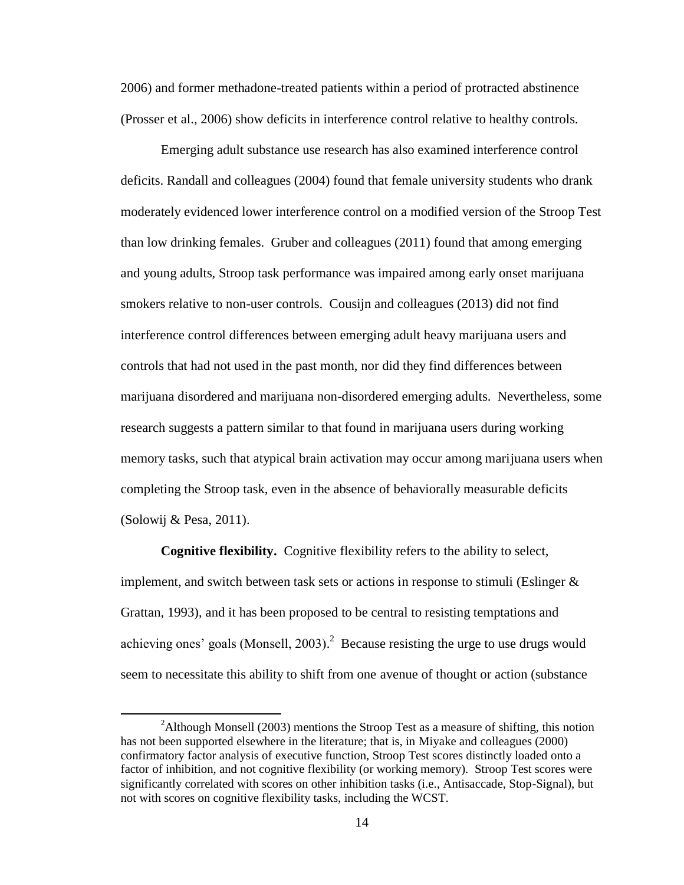2006) and former methadone-treated patients within a period of protracted abstinence (Prosser et al., 2006) show deficits in interference control relative to healthy controls.

Emerging adult substance use research has also examined interference control deficits. Randall and colleagues (2004) found that female university students who drank moderately evidenced lower interference control on a modified version of the Stroop Test than low drinking females. Gruber and colleagues (2011) found that among emerging and young adults, Stroop task performance was impaired among early onset marijuana smokers relative to non-user controls. Cousijn and colleagues (2013) did not find interference control differences between emerging adult heavy marijuana users and controls that had not used in the past month, nor did they find differences between marijuana disordered and marijuana non-disordered emerging adults. Nevertheless, some research suggests a pattern similar to that found in marijuana users during working memory tasks, such that atypical brain activation may occur among marijuana users when completing the Stroop task, even in the absence of behaviorally measurable deficits (Solowij & Pesa, 2011).

**Cognitive flexibility.** Cognitive flexibility refers to the ability to select, implement, and switch between task sets or actions in response to stimuli (Eslinger & Grattan, 1993), and it has been proposed to be central to resisting temptations and achieving ones' goals (Monsell, 2003).[2] Because resisting the urge to use drugs would seem to necessitate this ability to shift from one avenue of thought or action (substance

---

[2] Although Monsell (2003) mentions the Stroop Test as a measure of shifting, this notion has not been supported elsewhere in the literature; that is, in Miyake and colleagues (2000) confirmatory factor analysis of executive function, Stroop Test scores distinctly loaded onto a factor of inhibition, and not cognitive flexibility (or working memory). Stroop Test scores were significantly correlated with scores on other inhibition tasks (i.e., Antisaccade, Stop-Signal), but not with scores on cognitive flexibility tasks, including the WCST.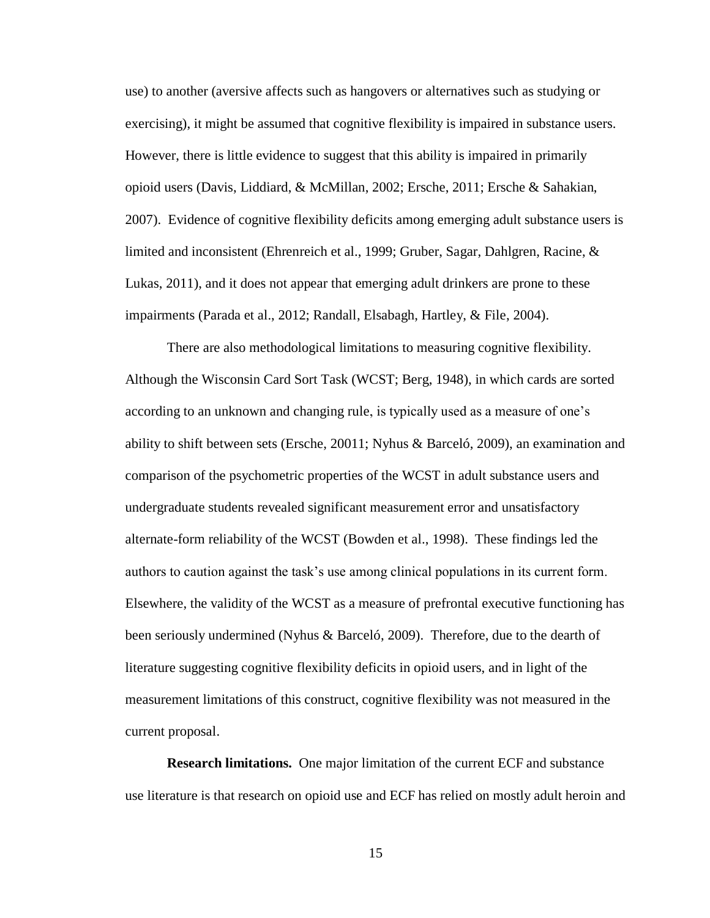use) to another (aversive affects such as hangovers or alternatives such as studying or exercising), it might be assumed that cognitive flexibility is impaired in substance users. However, there is little evidence to suggest that this ability is impaired in primarily opioid users (Davis, Liddiard, & McMillan, 2002; Ersche, 2011; Ersche & Sahakian, 2007). Evidence of cognitive flexibility deficits among emerging adult substance users is limited and inconsistent (Ehrenreich et al., 1999; Gruber, Sagar, Dahlgren, Racine, & Lukas, 2011), and it does not appear that emerging adult drinkers are prone to these impairments (Parada et al., 2012; Randall, Elsabagh, Hartley, & File, 2004).

There are also methodological limitations to measuring cognitive flexibility. Although the Wisconsin Card Sort Task (WCST; Berg, 1948), in which cards are sorted according to an unknown and changing rule, is typically used as a measure of one's ability to shift between sets (Ersche, 20011; Nyhus & Barceló, 2009), an examination and comparison of the psychometric properties of the WCST in adult substance users and undergraduate students revealed significant measurement error and unsatisfactory alternate-form reliability of the WCST (Bowden et al., 1998). These findings led the authors to caution against the task's use among clinical populations in its current form. Elsewhere, the validity of the WCST as a measure of prefrontal executive functioning has been seriously undermined (Nyhus & Barceló, 2009). Therefore, due to the dearth of literature suggesting cognitive flexibility deficits in opioid users, and in light of the measurement limitations of this construct, cognitive flexibility was not measured in the current proposal.

**Research limitations.** One major limitation of the current ECF and substance use literature is that research on opioid use and ECF has relied on mostly adult heroin and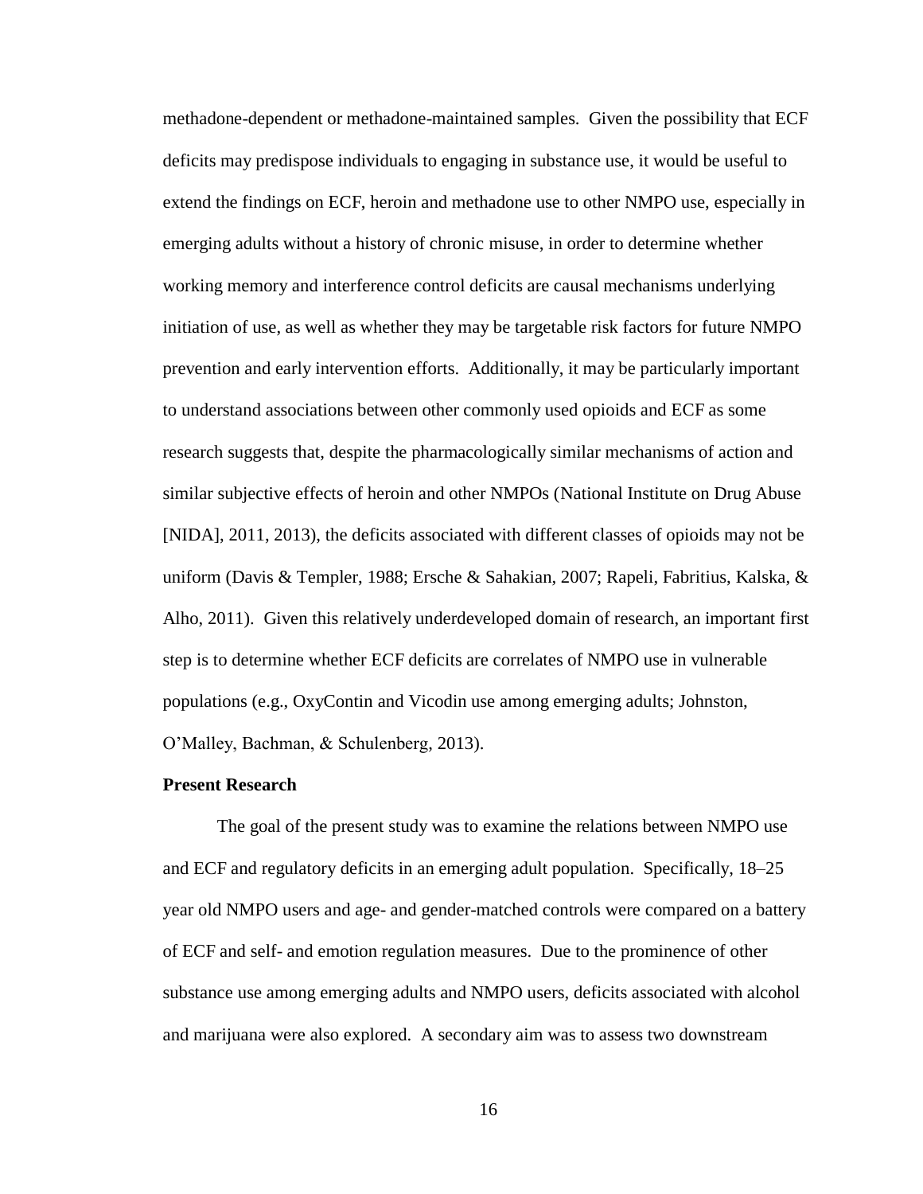methadone-dependent or methadone-maintained samples. Given the possibility that ECF deficits may predispose individuals to engaging in substance use, it would be useful to extend the findings on ECF, heroin and methadone use to other NMPO use, especially in emerging adults without a history of chronic misuse, in order to determine whether working memory and interference control deficits are causal mechanisms underlying initiation of use, as well as whether they may be targetable risk factors for future NMPO prevention and early intervention efforts. Additionally, it may be particularly important to understand associations between other commonly used opioids and ECF as some research suggests that, despite the pharmacologically similar mechanisms of action and similar subjective effects of heroin and other NMPOs (National Institute on Drug Abuse [NIDA], 2011, 2013), the deficits associated with different classes of opioids may not be uniform (Davis & Templer, 1988; Ersche & Sahakian, 2007; Rapeli, Fabritius, Kalska, & Alho, 2011). Given this relatively underdeveloped domain of research, an important first step is to determine whether ECF deficits are correlates of NMPO use in vulnerable populations (e.g., OxyContin and Vicodin use among emerging adults; Johnston, O'Malley, Bachman, & Schulenberg, 2013).

**Present Research**

The goal of the present study was to examine the relations between NMPO use and ECF and regulatory deficits in an emerging adult population. Specifically, 18–25 year old NMPO users and age- and gender-matched controls were compared on a battery of ECF and self- and emotion regulation measures. Due to the prominence of other substance use among emerging adults and NMPO users, deficits associated with alcohol and marijuana were also explored. A secondary aim was to assess two downstream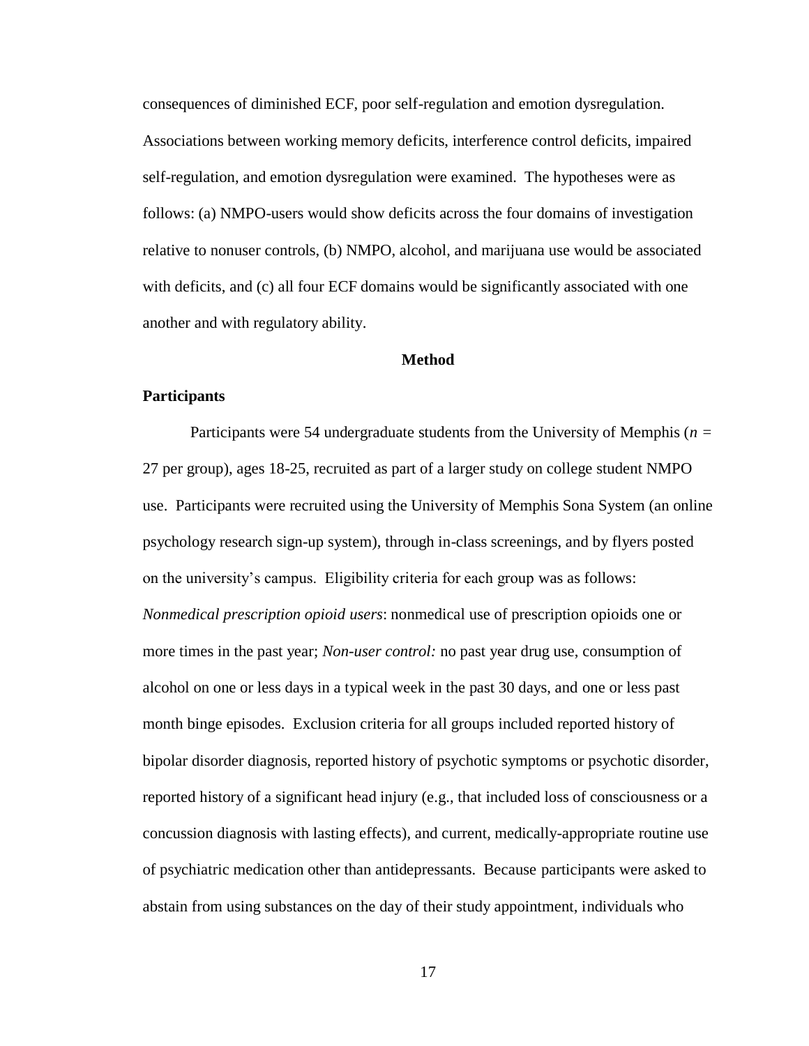consequences of diminished ECF, poor self-regulation and emotion dysregulation. Associations between working memory deficits, interference control deficits, impaired self-regulation, and emotion dysregulation were examined. The hypotheses were as follows: (a) NMPO-users would show deficits across the four domains of investigation relative to nonuser controls, (b) NMPO, alcohol, and marijuana use would be associated with deficits, and (c) all four ECF domains would be significantly associated with one another and with regulatory ability.

## Method

### Participants

Participants were 54 undergraduate students from the University of Memphis ($n$ = 27 per group), ages 18-25, recruited as part of a larger study on college student NMPO use. Participants were recruited using the University of Memphis Sona System (an online psychology research sign-up system), through in-class screenings, and by flyers posted on the university's campus. Eligibility criteria for each group was as follows: *Nonmedical prescription opioid users*: nonmedical use of prescription opioids one or more times in the past year; *Non-user control:* no past year drug use, consumption of alcohol on one or less days in a typical week in the past 30 days, and one or less past month binge episodes. Exclusion criteria for all groups included reported history of bipolar disorder diagnosis, reported history of psychotic symptoms or psychotic disorder, reported history of a significant head injury (e.g., that included loss of consciousness or a concussion diagnosis with lasting effects), and current, medically-appropriate routine use of psychiatric medication other than antidepressants. Because participants were asked to abstain from using substances on the day of their study appointment, individuals who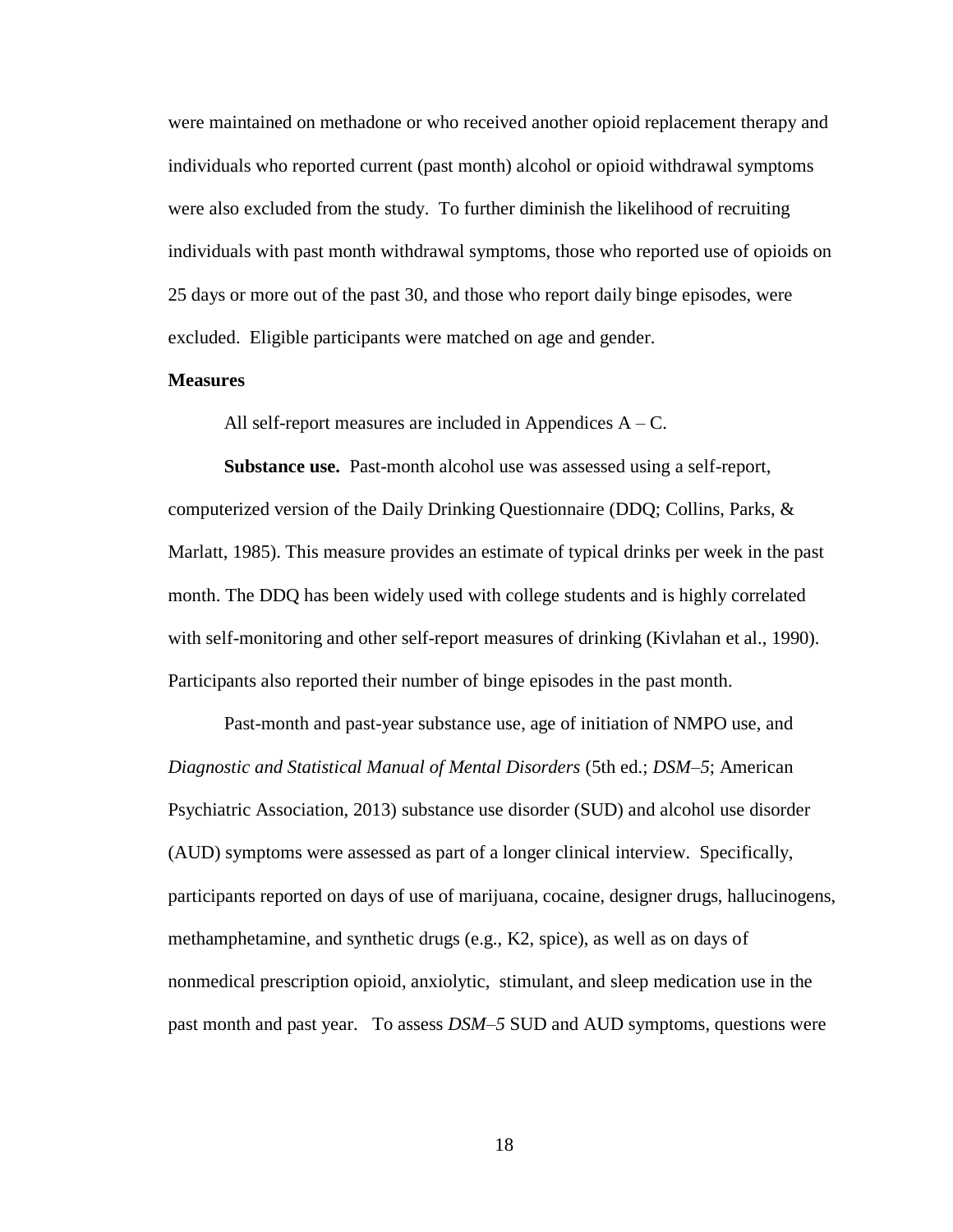were maintained on methadone or who received another opioid replacement therapy and individuals who reported current (past month) alcohol or opioid withdrawal symptoms were also excluded from the study. To further diminish the likelihood of recruiting individuals with past month withdrawal symptoms, those who reported use of opioids on 25 days or more out of the past 30, and those who report daily binge episodes, were excluded. Eligible participants were matched on age and gender.

**Measures**

All self-report measures are included in Appendices A – C.

**Substance use.** Past-month alcohol use was assessed using a self-report, computerized version of the Daily Drinking Questionnaire (DDQ; Collins, Parks, & Marlatt, 1985). This measure provides an estimate of typical drinks per week in the past month. The DDQ has been widely used with college students and is highly correlated with self-monitoring and other self-report measures of drinking (Kivlahan et al., 1990). Participants also reported their number of binge episodes in the past month.

Past-month and past-year substance use, age of initiation of NMPO use, and *Diagnostic and Statistical Manual of Mental Disorders* (5th ed.; *DSM–5*; American Psychiatric Association, 2013) substance use disorder (SUD) and alcohol use disorder (AUD) symptoms were assessed as part of a longer clinical interview. Specifically, participants reported on days of use of marijuana, cocaine, designer drugs, hallucinogens, methamphetamine, and synthetic drugs (e.g., K2, spice), as well as on days of nonmedical prescription opioid, anxiolytic, stimulant, and sleep medication use in the past month and past year. To assess *DSM–5* SUD and AUD symptoms, questions were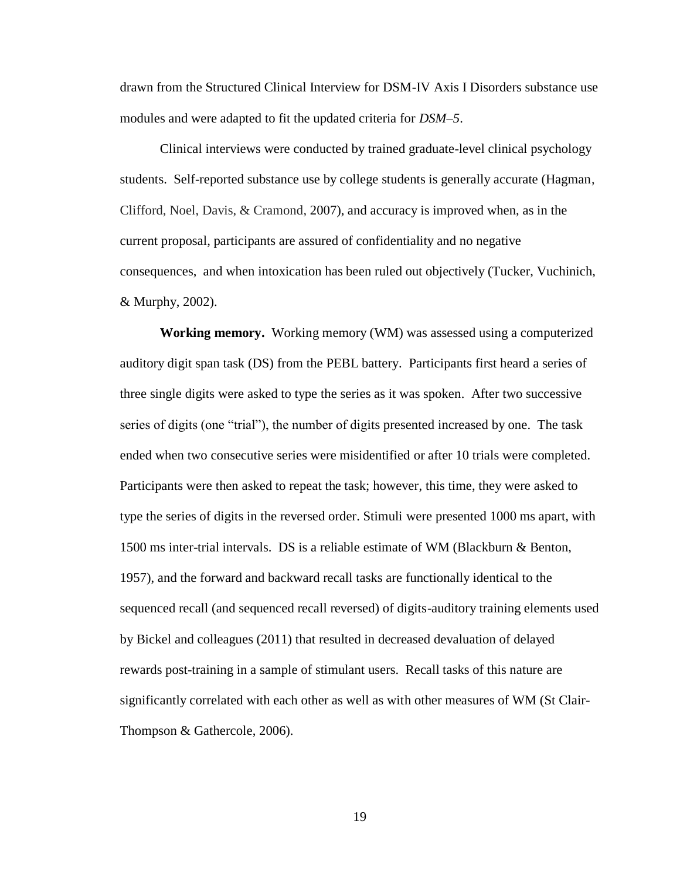drawn from the Structured Clinical Interview for DSM-IV Axis I Disorders substance use modules and were adapted to fit the updated criteria for *DSM–5*.

Clinical interviews were conducted by trained graduate-level clinical psychology students. Self-reported substance use by college students is generally accurate (Hagman, Clifford, Noel, Davis, & Cramond, 2007), and accuracy is improved when, as in the current proposal, participants are assured of confidentiality and no negative consequences, and when intoxication has been ruled out objectively (Tucker, Vuchinich, & Murphy, 2002).

**Working memory.** Working memory (WM) was assessed using a computerized auditory digit span task (DS) from the PEBL battery. Participants first heard a series of three single digits were asked to type the series as it was spoken. After two successive series of digits (one "trial"), the number of digits presented increased by one. The task ended when two consecutive series were misidentified or after 10 trials were completed. Participants were then asked to repeat the task; however, this time, they were asked to type the series of digits in the reversed order. Stimuli were presented 1000 ms apart, with 1500 ms inter-trial intervals. DS is a reliable estimate of WM (Blackburn & Benton, 1957), and the forward and backward recall tasks are functionally identical to the sequenced recall (and sequenced recall reversed) of digits-auditory training elements used by Bickel and colleagues (2011) that resulted in decreased devaluation of delayed rewards post-training in a sample of stimulant users. Recall tasks of this nature are significantly correlated with each other as well as with other measures of WM (St Clair-Thompson & Gathercole, 2006).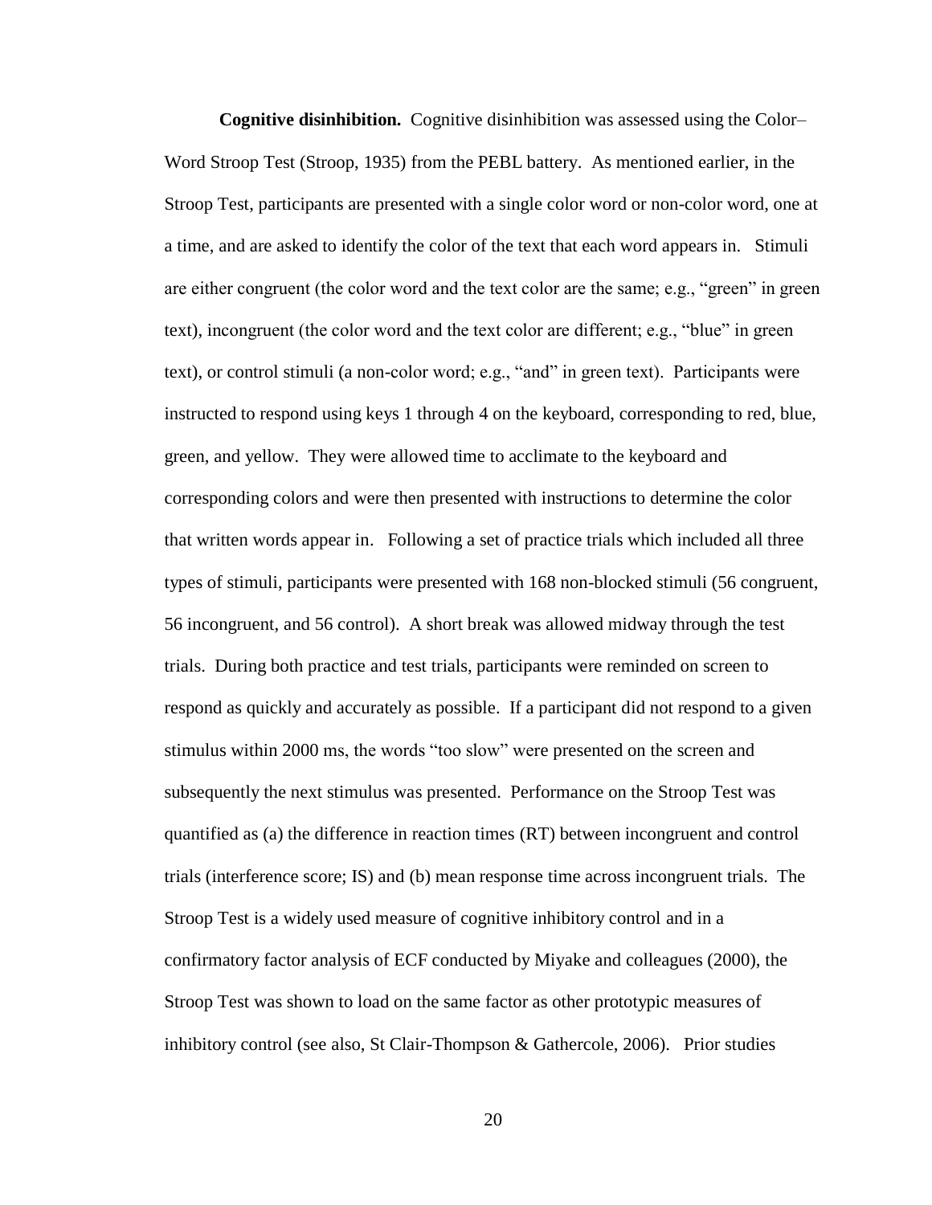**Cognitive disinhibition.** Cognitive disinhibition was assessed using the Color–Word Stroop Test (Stroop, 1935) from the PEBL battery. As mentioned earlier, in the Stroop Test, participants are presented with a single color word or non-color word, one at a time, and are asked to identify the color of the text that each word appears in. Stimuli are either congruent (the color word and the text color are the same; e.g., "green" in green text), incongruent (the color word and the text color are different; e.g., "blue" in green text), or control stimuli (a non-color word; e.g., "and" in green text). Participants were instructed to respond using keys 1 through 4 on the keyboard, corresponding to red, blue, green, and yellow. They were allowed time to acclimate to the keyboard and corresponding colors and were then presented with instructions to determine the color that written words appear in. Following a set of practice trials which included all three types of stimuli, participants were presented with 168 non-blocked stimuli (56 congruent, 56 incongruent, and 56 control). A short break was allowed midway through the test trials. During both practice and test trials, participants were reminded on screen to respond as quickly and accurately as possible. If a participant did not respond to a given stimulus within 2000 ms, the words "too slow" were presented on the screen and subsequently the next stimulus was presented. Performance on the Stroop Test was quantified as (a) the difference in reaction times (RT) between incongruent and control trials (interference score; IS) and (b) mean response time across incongruent trials. The Stroop Test is a widely used measure of cognitive inhibitory control and in a confirmatory factor analysis of ECF conducted by Miyake and colleagues (2000), the Stroop Test was shown to load on the same factor as other prototypic measures of inhibitory control (see also, St Clair-Thompson & Gathercole, 2006). Prior studies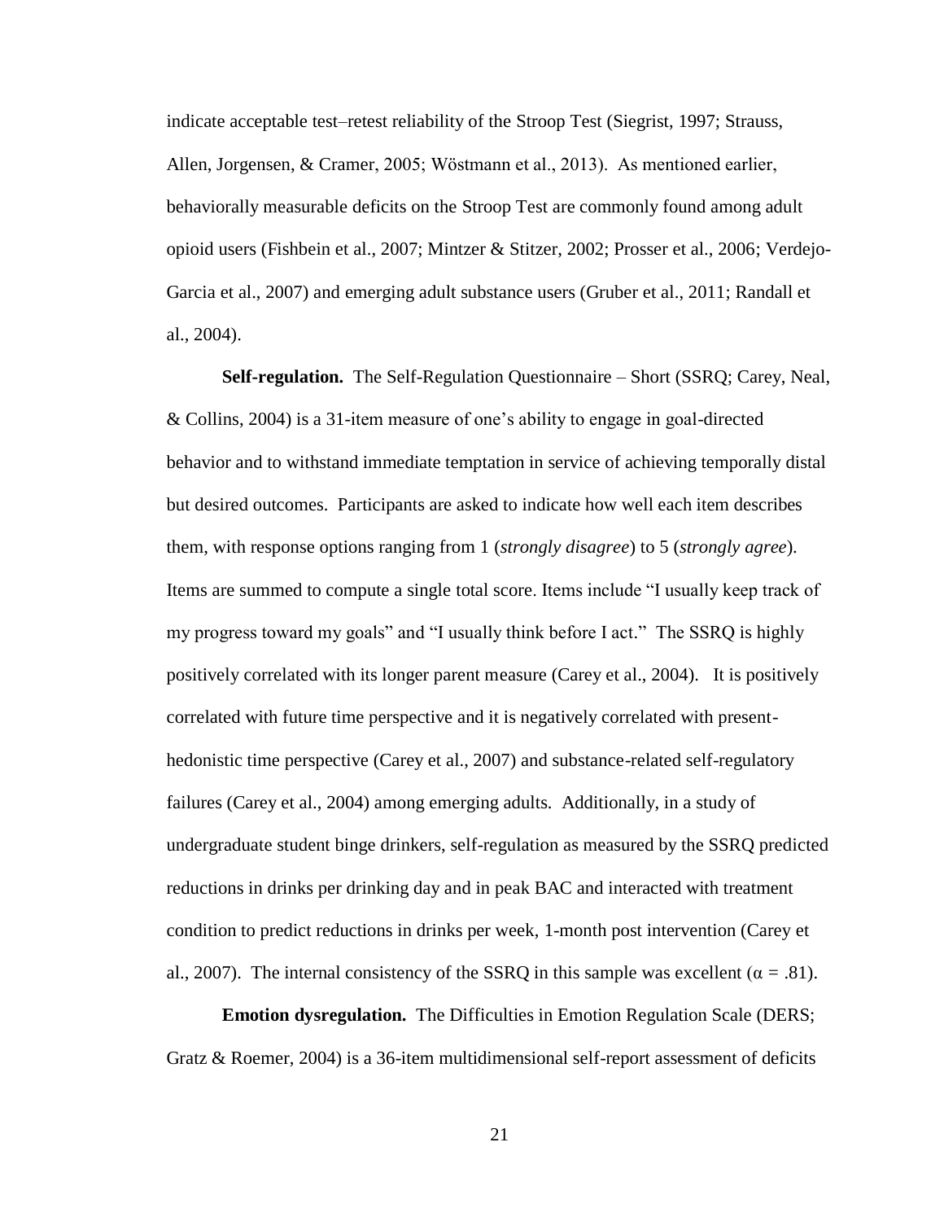indicate acceptable test–retest reliability of the Stroop Test (Siegrist, 1997; Strauss, Allen, Jorgensen, & Cramer, 2005; Wöstmann et al., 2013). As mentioned earlier, behaviorally measurable deficits on the Stroop Test are commonly found among adult opioid users (Fishbein et al., 2007; Mintzer & Stitzer, 2002; Prosser et al., 2006; Verdejo-Garcia et al., 2007) and emerging adult substance users (Gruber et al., 2011; Randall et al., 2004).

**Self-regulation.** The Self-Regulation Questionnaire – Short (SSRQ; Carey, Neal, & Collins, 2004) is a 31-item measure of one's ability to engage in goal-directed behavior and to withstand immediate temptation in service of achieving temporally distal but desired outcomes. Participants are asked to indicate how well each item describes them, with response options ranging from 1 (*strongly disagree*) to 5 (*strongly agree*). Items are summed to compute a single total score. Items include "I usually keep track of my progress toward my goals" and "I usually think before I act." The SSRQ is highly positively correlated with its longer parent measure (Carey et al., 2004). It is positively correlated with future time perspective and it is negatively correlated with present-hedonistic time perspective (Carey et al., 2007) and substance-related self-regulatory failures (Carey et al., 2004) among emerging adults. Additionally, in a study of undergraduate student binge drinkers, self-regulation as measured by the SSRQ predicted reductions in drinks per drinking day and in peak BAC and interacted with treatment condition to predict reductions in drinks per week, 1-month post intervention (Carey et al., 2007). The internal consistency of the SSRQ in this sample was excellent ($\alpha$ = .81).

**Emotion dysregulation.** The Difficulties in Emotion Regulation Scale (DERS; Gratz & Roemer, 2004) is a 36-item multidimensional self-report assessment of deficits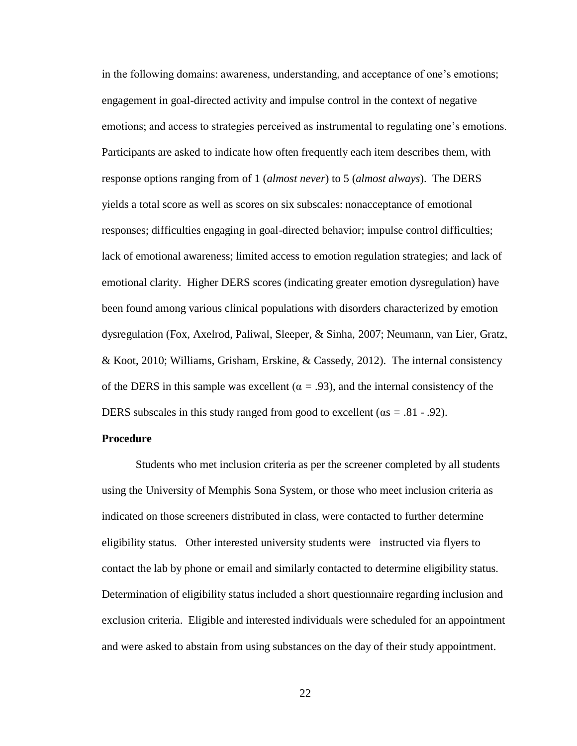in the following domains: awareness, understanding, and acceptance of one's emotions; engagement in goal-directed activity and impulse control in the context of negative emotions; and access to strategies perceived as instrumental to regulating one's emotions. Participants are asked to indicate how often frequently each item describes them, with response options ranging from of 1 (*almost never*) to 5 (*almost always*). The DERS yields a total score as well as scores on six subscales: nonacceptance of emotional responses; difficulties engaging in goal-directed behavior; impulse control difficulties; lack of emotional awareness; limited access to emotion regulation strategies; and lack of emotional clarity. Higher DERS scores (indicating greater emotion dysregulation) have been found among various clinical populations with disorders characterized by emotion dysregulation (Fox, Axelrod, Paliwal, Sleeper, & Sinha, 2007; Neumann, van Lier, Gratz, & Koot, 2010; Williams, Grisham, Erskine, & Cassedy, 2012). The internal consistency of the DERS in this sample was excellent ($\alpha = .93$), and the internal consistency of the DERS subscales in this study ranged from good to excellent ($\alpha s = .81 - .92$).

**Procedure**

Students who met inclusion criteria as per the screener completed by all students using the University of Memphis Sona System, or those who meet inclusion criteria as indicated on those screeners distributed in class, were contacted to further determine eligibility status. Other interested university students were instructed via flyers to contact the lab by phone or email and similarly contacted to determine eligibility status. Determination of eligibility status included a short questionnaire regarding inclusion and exclusion criteria. Eligible and interested individuals were scheduled for an appointment and were asked to abstain from using substances on the day of their study appointment.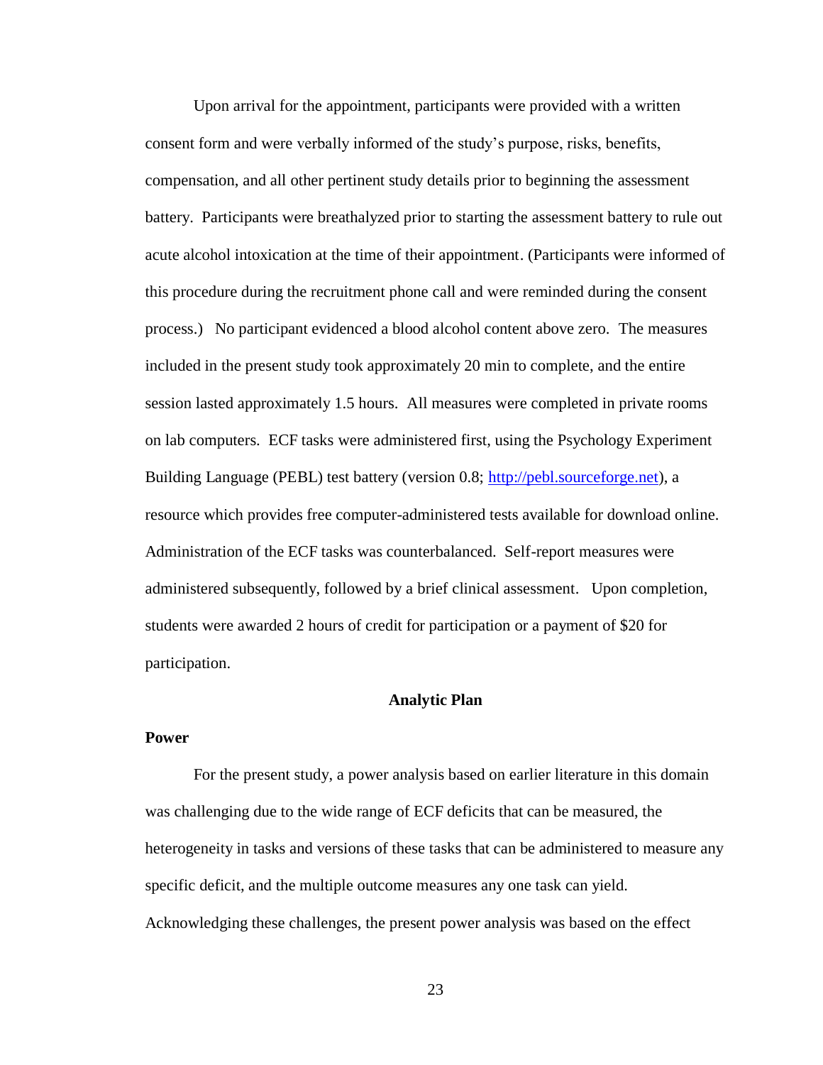Upon arrival for the appointment, participants were provided with a written consent form and were verbally informed of the study's purpose, risks, benefits, compensation, and all other pertinent study details prior to beginning the assessment battery. Participants were breathalyzed prior to starting the assessment battery to rule out acute alcohol intoxication at the time of their appointment. (Participants were informed of this procedure during the recruitment phone call and were reminded during the consent process.) No participant evidenced a blood alcohol content above zero. The measures included in the present study took approximately 20 min to complete, and the entire session lasted approximately 1.5 hours. All measures were completed in private rooms on lab computers. ECF tasks were administered first, using the Psychology Experiment Building Language (PEBL) test battery (version 0.8; [http://pebl.sourceforge.net](http://pebl.sourceforge.net)), a resource which provides free computer-administered tests available for download online. Administration of the ECF tasks was counterbalanced. Self-report measures were administered subsequently, followed by a brief clinical assessment. Upon completion, students were awarded 2 hours of credit for participation or a payment of $20 for participation.

## Analytic Plan

### Power

For the present study, a power analysis based on earlier literature in this domain was challenging due to the wide range of ECF deficits that can be measured, the heterogeneity in tasks and versions of these tasks that can be administered to measure any specific deficit, and the multiple outcome measures any one task can yield. Acknowledging these challenges, the present power analysis was based on the effect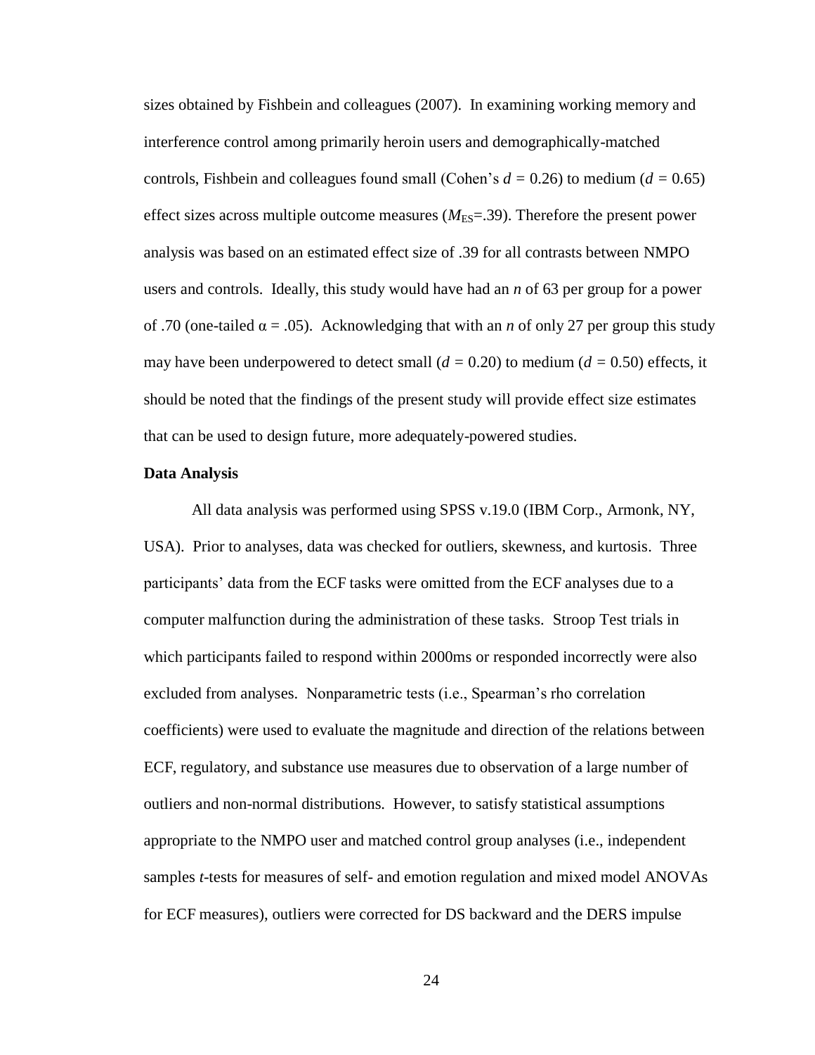sizes obtained by Fishbein and colleagues (2007). In examining working memory and interference control among primarily heroin users and demographically-matched controls, Fishbein and colleagues found small (Cohen's $d = 0.26$) to medium ($d = 0.65$) effect sizes across multiple outcome measures ($M_{ES}$=.39). Therefore the present power analysis was based on an estimated effect size of .39 for all contrasts between NMPO users and controls. Ideally, this study would have had an *n* of 63 per group for a power of .70 (one-tailed $\alpha = .05$). Acknowledging that with an *n* of only 27 per group this study may have been underpowered to detect small ($d = 0.20$) to medium ($d = 0.50$) effects, it should be noted that the findings of the present study will provide effect size estimates that can be used to design future, more adequately-powered studies.

**Data Analysis**

All data analysis was performed using SPSS v.19.0 (IBM Corp., Armonk, NY, USA). Prior to analyses, data was checked for outliers, skewness, and kurtosis. Three participants' data from the ECF tasks were omitted from the ECF analyses due to a computer malfunction during the administration of these tasks. Stroop Test trials in which participants failed to respond within 2000ms or responded incorrectly were also excluded from analyses. Nonparametric tests (i.e., Spearman's rho correlation coefficients) were used to evaluate the magnitude and direction of the relations between ECF, regulatory, and substance use measures due to observation of a large number of outliers and non-normal distributions. However, to satisfy statistical assumptions appropriate to the NMPO user and matched control group analyses (i.e., independent samples *t*-tests for measures of self- and emotion regulation and mixed model ANOVAs for ECF measures), outliers were corrected for DS backward and the DERS impulse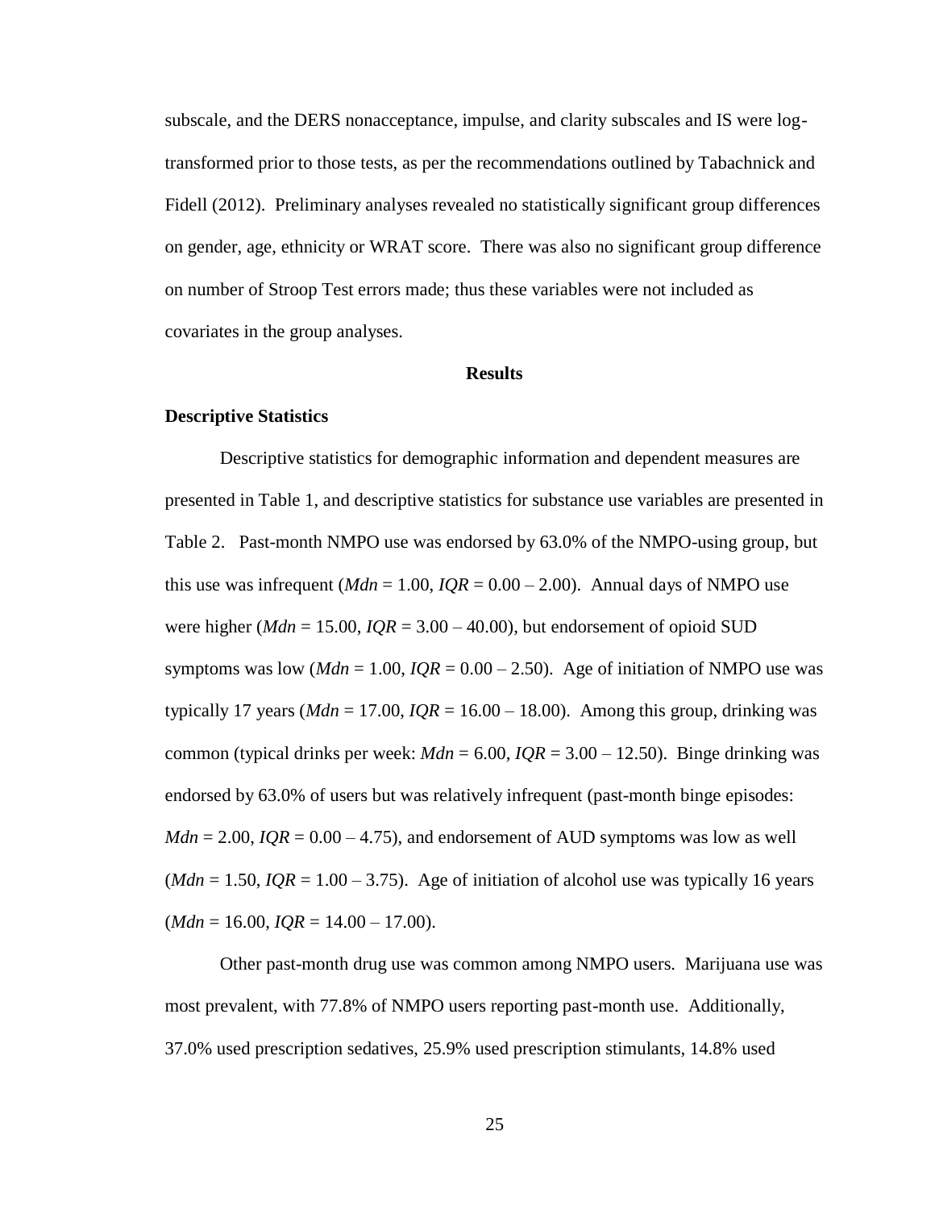subscale, and the DERS nonacceptance, impulse, and clarity subscales and IS were log-transformed prior to those tests, as per the recommendations outlined by Tabachnick and Fidell (2012). Preliminary analyses revealed no statistically significant group differences on gender, age, ethnicity or WRAT score. There was also no significant group difference on number of Stroop Test errors made; thus these variables were not included as covariates in the group analyses.

## Results

### Descriptive Statistics

Descriptive statistics for demographic information and dependent measures are presented in Table 1, and descriptive statistics for substance use variables are presented in Table 2. Past-month NMPO use was endorsed by 63.0% of the NMPO-using group, but this use was infrequent (*Mdn* = 1.00, *IQR* = 0.00 – 2.00). Annual days of NMPO use were higher (*Mdn* = 15.00, *IQR* = 3.00 – 40.00), but endorsement of opioid SUD symptoms was low (*Mdn* = 1.00, *IQR* = 0.00 – 2.50). Age of initiation of NMPO use was typically 17 years (*Mdn* = 17.00, *IQR* = 16.00 – 18.00). Among this group, drinking was common (typical drinks per week: *Mdn* = 6.00, *IQR* = 3.00 – 12.50). Binge drinking was endorsed by 63.0% of users but was relatively infrequent (past-month binge episodes: *Mdn* = 2.00, *IQR* = 0.00 – 4.75), and endorsement of AUD symptoms was low as well (*Mdn* = 1.50, *IQR* = 1.00 – 3.75). Age of initiation of alcohol use was typically 16 years (*Mdn* = 16.00, *IQR* = 14.00 – 17.00).

Other past-month drug use was common among NMPO users. Marijuana use was most prevalent, with 77.8% of NMPO users reporting past-month use. Additionally, 37.0% used prescription sedatives, 25.9% used prescription stimulants, 14.8% used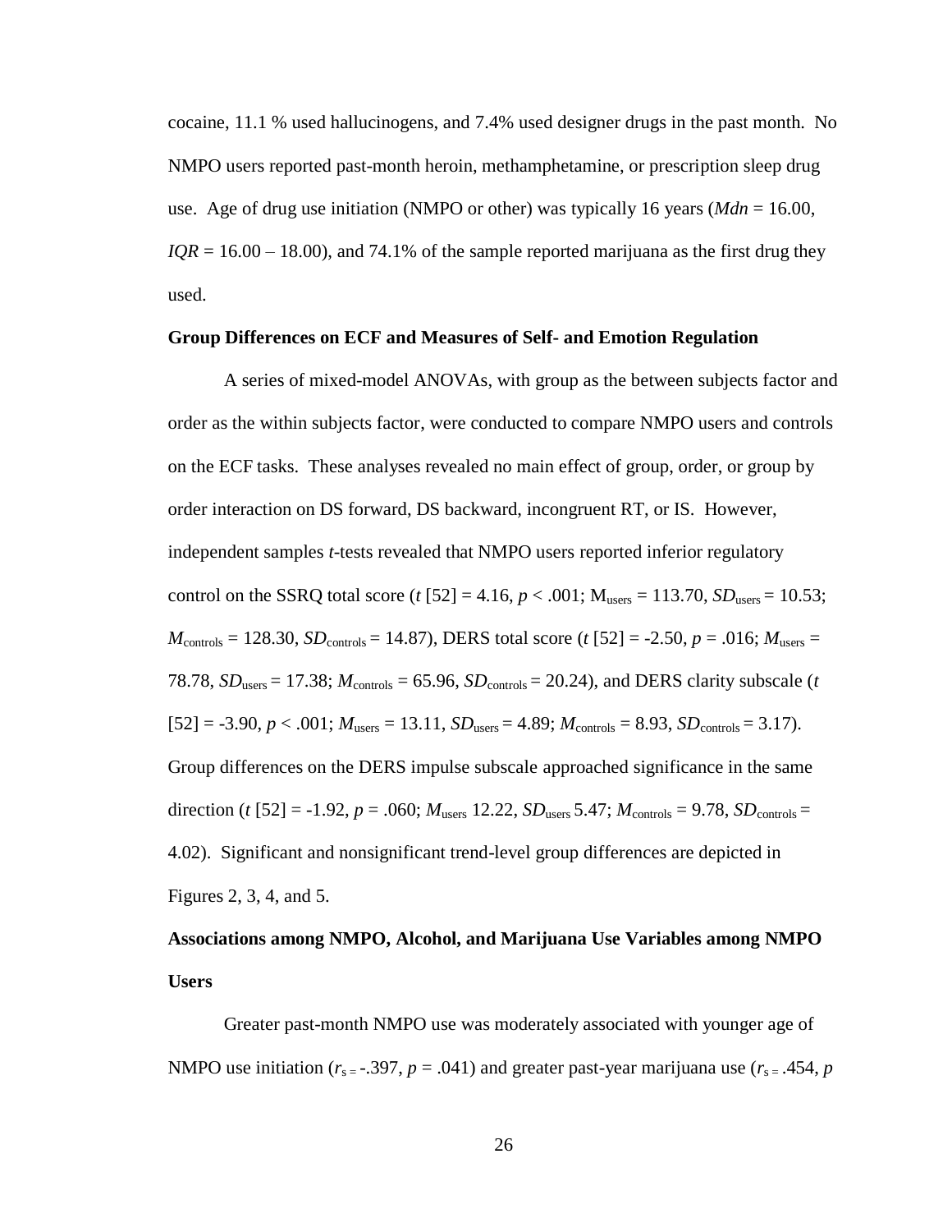cocaine, 11.1 % used hallucinogens, and 7.4% used designer drugs in the past month. No NMPO users reported past-month heroin, methamphetamine, or prescription sleep drug use. Age of drug use initiation (NMPO or other) was typically 16 years (*Mdn* = 16.00, *IQR* = 16.00 – 18.00), and 74.1% of the sample reported marijuana as the first drug they used.

## Group Differences on ECF and Measures of Self- and Emotion Regulation

A series of mixed-model ANOVAs, with group as the between subjects factor and order as the within subjects factor, were conducted to compare NMPO users and controls on the ECF tasks. These analyses revealed no main effect of group, order, or group by order interaction on DS forward, DS backward, incongruent RT, or IS. However, independent samples *t*-tests revealed that NMPO users reported inferior regulatory control on the SSRQ total score ($t$ [52] = 4.16, $p < .001$; $M_{users} = 113.70$, $SD_{users} = 10.53$; $M_{controls} = 128.30$, $SD_{controls} = 14.87$), DERS total score ($t$ [52] = -2.50, $p = .016$; $M_{users} = 78.78$, $SD_{users} = 17.38$; $M_{controls} = 65.96$, $SD_{controls} = 20.24$), and DERS clarity subscale ($t$ [52] = -3.90, $p < .001$; $M_{users} = 13.11$, $SD_{users} = 4.89$; $M_{controls} = 8.93$, $SD_{controls} = 3.17$). Group differences on the DERS impulse subscale approached significance in the same direction ($t$ [52] = -1.92, $p = .060$; $M_{users}$ 12.22, $SD_{users}$ 5.47; $M_{controls} = 9.78$, $SD_{controls} = 4.02$). Significant and nonsignificant trend-level group differences are depicted in Figures 2, 3, 4, and 5.

## Associations among NMPO, Alcohol, and Marijuana Use Variables among NMPO Users

Greater past-month NMPO use was moderately associated with younger age of NMPO use initiation ($r_{s} = -.397$, $p = .041$) and greater past-year marijuana use ($r_{s} = .454$, $p$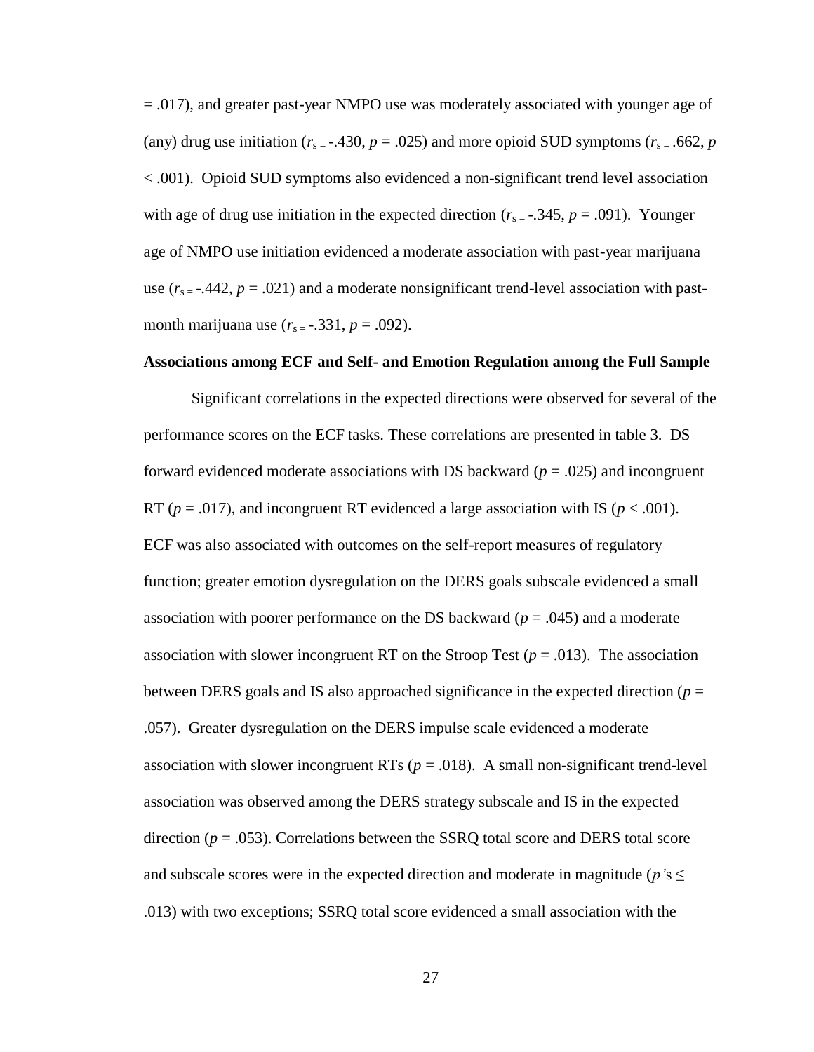= .017), and greater past-year NMPO use was moderately associated with younger age of (any) drug use initiation ($r_s = -.430$, $p = .025$) and more opioid SUD symptoms ($r_s = .662$, $p < .001$). Opioid SUD symptoms also evidenced a non-significant trend level association with age of drug use initiation in the expected direction ($r_s = -.345$, $p = .091$). Younger age of NMPO use initiation evidenced a moderate association with past-year marijuana use ($r_s = -.442$, $p = .021$) and a moderate nonsignificant trend-level association with past-month marijuana use ($r_s = -.331$, $p = .092$).

**Associations among ECF and Self- and Emotion Regulation among the Full Sample**

Significant correlations in the expected directions were observed for several of the performance scores on the ECF tasks. These correlations are presented in table 3. DS forward evidenced moderate associations with DS backward ($p = .025$) and incongruent RT ($p = .017$), and incongruent RT evidenced a large association with IS ($p < .001$). ECF was also associated with outcomes on the self-report measures of regulatory function; greater emotion dysregulation on the DERS goals subscale evidenced a small association with poorer performance on the DS backward ($p = .045$) and a moderate association with slower incongruent RT on the Stroop Test ($p = .013$). The association between DERS goals and IS also approached significance in the expected direction ($p = .057$). Greater dysregulation on the DERS impulse scale evidenced a moderate association with slower incongruent RTs ($p = .018$). A small non-significant trend-level association was observed among the DERS strategy subscale and IS in the expected direction ($p = .053$). Correlations between the SSRQ total score and DERS total score and subscale scores were in the expected direction and moderate in magnitude ($p$'s $\leq .013$) with two exceptions; SSRQ total score evidenced a small association with the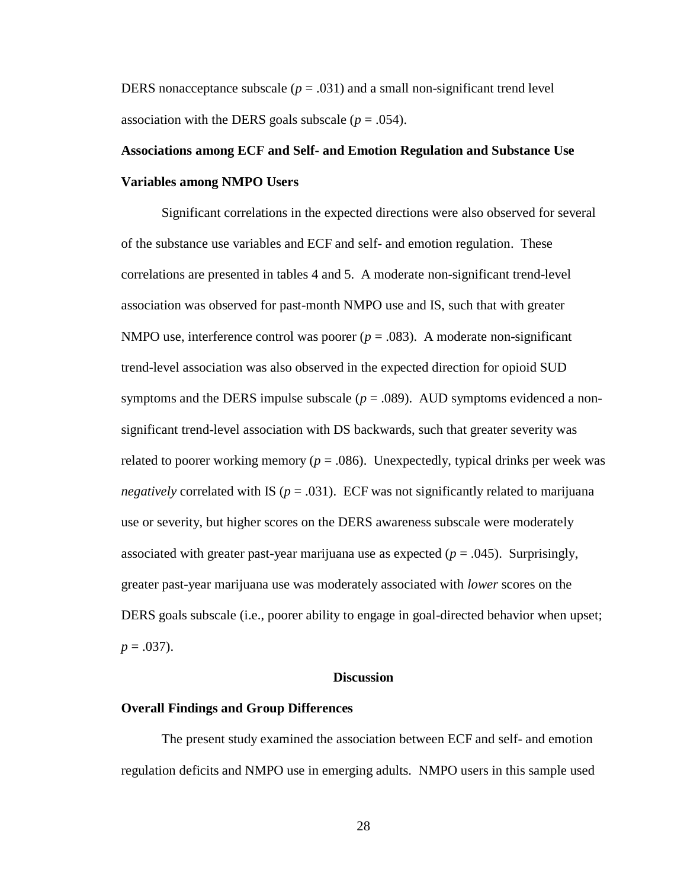DERS nonacceptance subscale ($p$ = .031) and a small non-significant trend level association with the DERS goals subscale ($p$ = .054).

## Associations among ECF and Self- and Emotion Regulation and Substance Use Variables among NMPO Users

Significant correlations in the expected directions were also observed for several of the substance use variables and ECF and self- and emotion regulation. These correlations are presented in tables 4 and 5. A moderate non-significant trend-level association was observed for past-month NMPO use and IS, such that with greater NMPO use, interference control was poorer ($p$ = .083). A moderate non-significant trend-level association was also observed in the expected direction for opioid SUD symptoms and the DERS impulse subscale ($p$ = .089). AUD symptoms evidenced a non-significant trend-level association with DS backwards, such that greater severity was related to poorer working memory ($p$ = .086). Unexpectedly, typical drinks per week was *negatively* correlated with IS ($p$ = .031). ECF was not significantly related to marijuana use or severity, but higher scores on the DERS awareness subscale were moderately associated with greater past-year marijuana use as expected ($p$ = .045). Surprisingly, greater past-year marijuana use was moderately associated with *lower* scores on the DERS goals subscale (i.e., poorer ability to engage in goal-directed behavior when upset; $p$ = .037).

# Discussion

## Overall Findings and Group Differences

The present study examined the association between ECF and self- and emotion regulation deficits and NMPO use in emerging adults. NMPO users in this sample used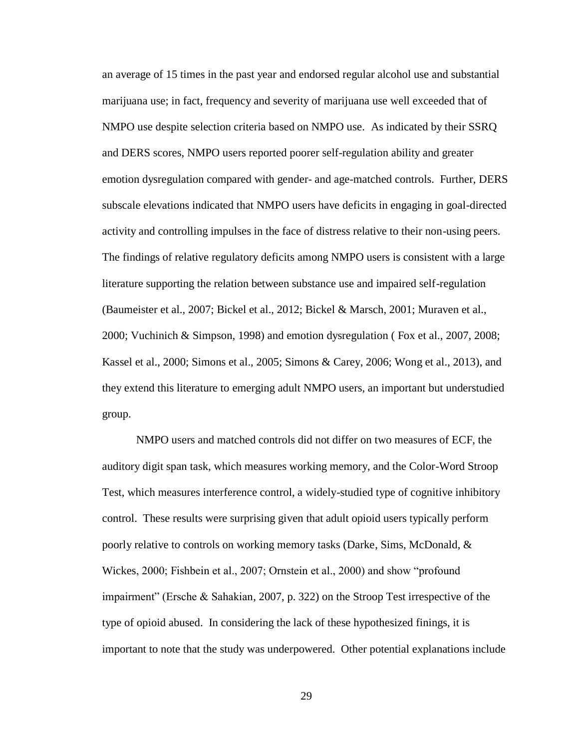an average of 15 times in the past year and endorsed regular alcohol use and substantial marijuana use; in fact, frequency and severity of marijuana use well exceeded that of NMPO use despite selection criteria based on NMPO use. As indicated by their SSRQ and DERS scores, NMPO users reported poorer self-regulation ability and greater emotion dysregulation compared with gender- and age-matched controls. Further, DERS subscale elevations indicated that NMPO users have deficits in engaging in goal-directed activity and controlling impulses in the face of distress relative to their non-using peers. The findings of relative regulatory deficits among NMPO users is consistent with a large literature supporting the relation between substance use and impaired self-regulation (Baumeister et al., 2007; Bickel et al., 2012; Bickel & Marsch, 2001; Muraven et al., 2000; Vuchinich & Simpson, 1998) and emotion dysregulation ( Fox et al., 2007, 2008; Kassel et al., 2000; Simons et al., 2005; Simons & Carey, 2006; Wong et al., 2013), and they extend this literature to emerging adult NMPO users, an important but understudied group.

NMPO users and matched controls did not differ on two measures of ECF, the auditory digit span task, which measures working memory, and the Color-Word Stroop Test, which measures interference control, a widely-studied type of cognitive inhibitory control. These results were surprising given that adult opioid users typically perform poorly relative to controls on working memory tasks (Darke, Sims, McDonald, & Wickes, 2000; Fishbein et al., 2007; Ornstein et al., 2000) and show "profound impairment" (Ersche & Sahakian, 2007, p. 322) on the Stroop Test irrespective of the type of opioid abused. In considering the lack of these hypothesized finings, it is important to note that the study was underpowered. Other potential explanations include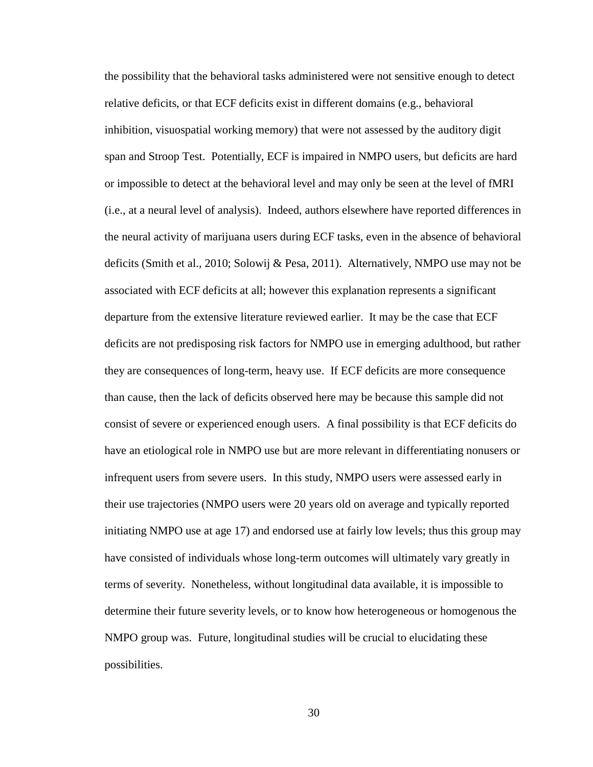the possibility that the behavioral tasks administered were not sensitive enough to detect relative deficits, or that ECF deficits exist in different domains (e.g., behavioral inhibition, visuospatial working memory) that were not assessed by the auditory digit span and Stroop Test. Potentially, ECF is impaired in NMPO users, but deficits are hard or impossible to detect at the behavioral level and may only be seen at the level of fMRI (i.e., at a neural level of analysis). Indeed, authors elsewhere have reported differences in the neural activity of marijuana users during ECF tasks, even in the absence of behavioral deficits (Smith et al., 2010; Solowij & Pesa, 2011). Alternatively, NMPO use may not be associated with ECF deficits at all; however this explanation represents a significant departure from the extensive literature reviewed earlier. It may be the case that ECF deficits are not predisposing risk factors for NMPO use in emerging adulthood, but rather they are consequences of long-term, heavy use. If ECF deficits are more consequence than cause, then the lack of deficits observed here may be because this sample did not consist of severe or experienced enough users. A final possibility is that ECF deficits do have an etiological role in NMPO use but are more relevant in differentiating nonusers or infrequent users from severe users. In this study, NMPO users were assessed early in their use trajectories (NMPO users were 20 years old on average and typically reported initiating NMPO use at age 17) and endorsed use at fairly low levels; thus this group may have consisted of individuals whose long-term outcomes will ultimately vary greatly in terms of severity. Nonetheless, without longitudinal data available, it is impossible to determine their future severity levels, or to know how heterogeneous or homogenous the NMPO group was. Future, longitudinal studies will be crucial to elucidating these possibilities.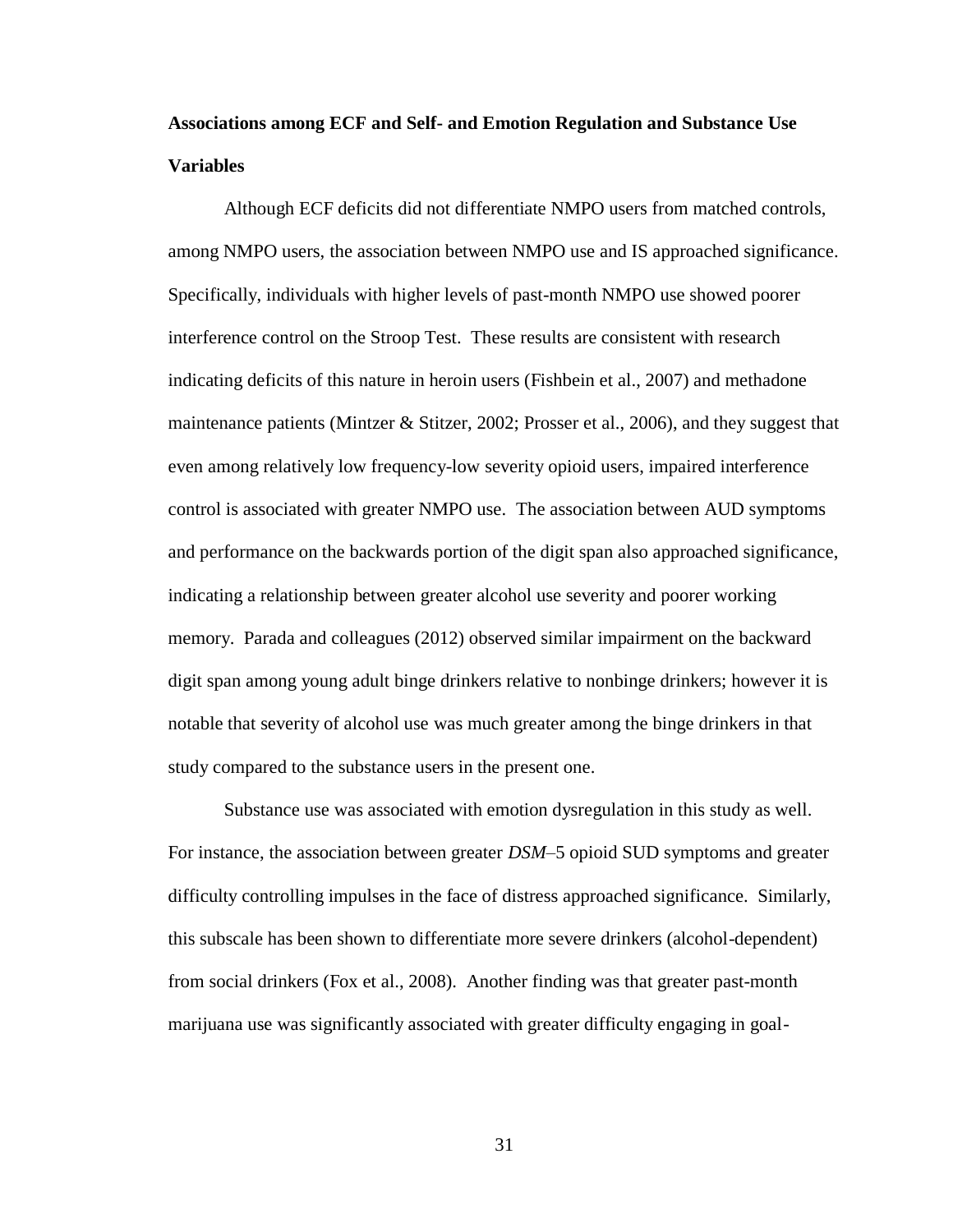**Associations among ECF and Self- and Emotion Regulation and Substance Use Variables**

Although ECF deficits did not differentiate NMPO users from matched controls, among NMPO users, the association between NMPO use and IS approached significance. Specifically, individuals with higher levels of past-month NMPO use showed poorer interference control on the Stroop Test. These results are consistent with research indicating deficits of this nature in heroin users (Fishbein et al., 2007) and methadone maintenance patients (Mintzer & Stitzer, 2002; Prosser et al., 2006), and they suggest that even among relatively low frequency-low severity opioid users, impaired interference control is associated with greater NMPO use. The association between AUD symptoms and performance on the backwards portion of the digit span also approached significance, indicating a relationship between greater alcohol use severity and poorer working memory. Parada and colleagues (2012) observed similar impairment on the backward digit span among young adult binge drinkers relative to nonbinge drinkers; however it is notable that severity of alcohol use was much greater among the binge drinkers in that study compared to the substance users in the present one.

Substance use was associated with emotion dysregulation in this study as well. For instance, the association between greater *DSM*–5 opioid SUD symptoms and greater difficulty controlling impulses in the face of distress approached significance. Similarly, this subscale has been shown to differentiate more severe drinkers (alcohol-dependent) from social drinkers (Fox et al., 2008). Another finding was that greater past-month marijuana use was significantly associated with greater difficulty engaging in goal-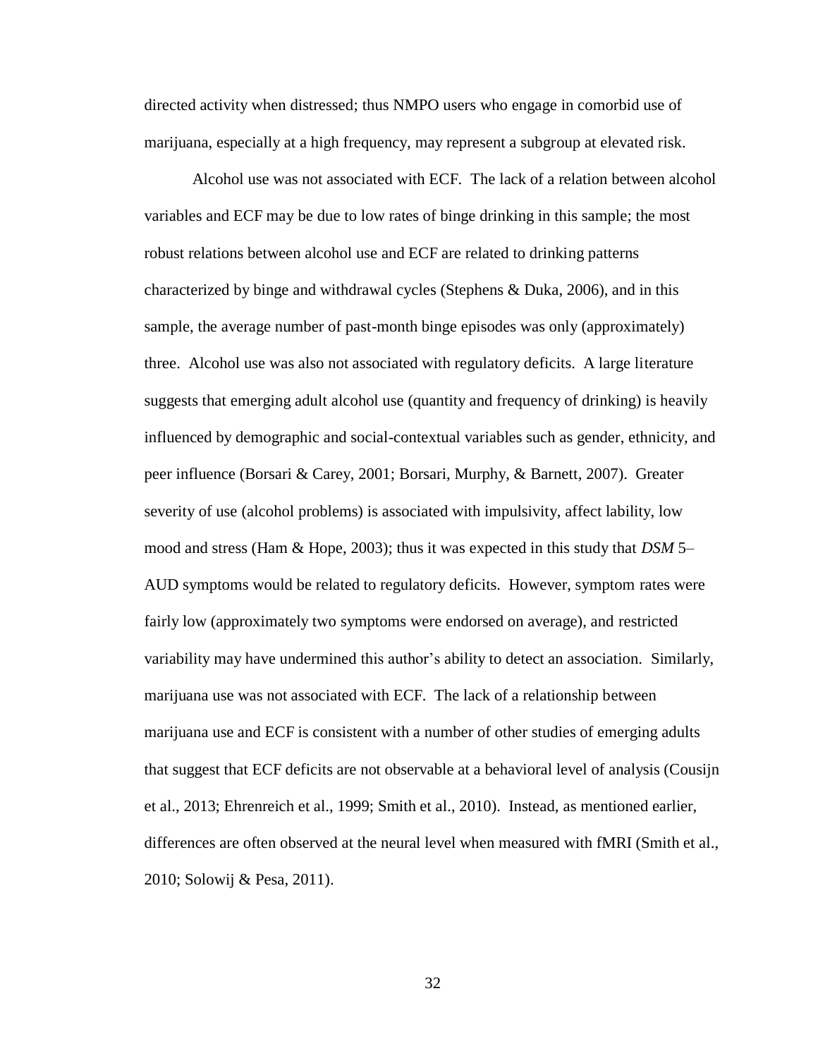directed activity when distressed; thus NMPO users who engage in comorbid use of marijuana, especially at a high frequency, may represent a subgroup at elevated risk.

Alcohol use was not associated with ECF. The lack of a relation between alcohol variables and ECF may be due to low rates of binge drinking in this sample; the most robust relations between alcohol use and ECF are related to drinking patterns characterized by binge and withdrawal cycles (Stephens & Duka, 2006), and in this sample, the average number of past-month binge episodes was only (approximately) three. Alcohol use was also not associated with regulatory deficits. A large literature suggests that emerging adult alcohol use (quantity and frequency of drinking) is heavily influenced by demographic and social-contextual variables such as gender, ethnicity, and peer influence (Borsari & Carey, 2001; Borsari, Murphy, & Barnett, 2007). Greater severity of use (alcohol problems) is associated with impulsivity, affect lability, low mood and stress (Ham & Hope, 2003); thus it was expected in this study that *DSM* 5–AUD symptoms would be related to regulatory deficits. However, symptom rates were fairly low (approximately two symptoms were endorsed on average), and restricted variability may have undermined this author's ability to detect an association. Similarly, marijuana use was not associated with ECF. The lack of a relationship between marijuana use and ECF is consistent with a number of other studies of emerging adults that suggest that ECF deficits are not observable at a behavioral level of analysis (Cousijn et al., 2013; Ehrenreich et al., 1999; Smith et al., 2010). Instead, as mentioned earlier, differences are often observed at the neural level when measured with fMRI (Smith et al., 2010; Solowij & Pesa, 2011).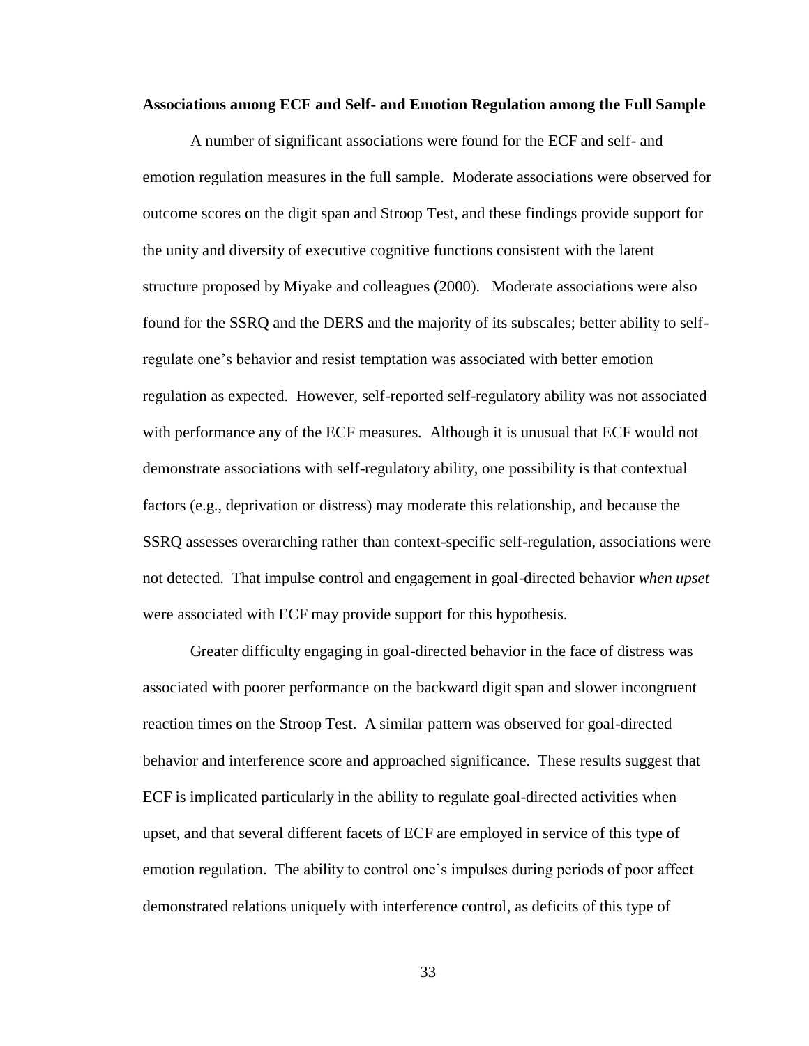**Associations among ECF and Self- and Emotion Regulation among the Full Sample**

A number of significant associations were found for the ECF and self- and emotion regulation measures in the full sample. Moderate associations were observed for outcome scores on the digit span and Stroop Test, and these findings provide support for the unity and diversity of executive cognitive functions consistent with the latent structure proposed by Miyake and colleagues (2000). Moderate associations were also found for the SSRQ and the DERS and the majority of its subscales; better ability to self-regulate one's behavior and resist temptation was associated with better emotion regulation as expected. However, self-reported self-regulatory ability was not associated with performance any of the ECF measures. Although it is unusual that ECF would not demonstrate associations with self-regulatory ability, one possibility is that contextual factors (e.g., deprivation or distress) may moderate this relationship, and because the SSRQ assesses overarching rather than context-specific self-regulation, associations were not detected. That impulse control and engagement in goal-directed behavior *when upset* were associated with ECF may provide support for this hypothesis.

Greater difficulty engaging in goal-directed behavior in the face of distress was associated with poorer performance on the backward digit span and slower incongruent reaction times on the Stroop Test. A similar pattern was observed for goal-directed behavior and interference score and approached significance. These results suggest that ECF is implicated particularly in the ability to regulate goal-directed activities when upset, and that several different facets of ECF are employed in service of this type of emotion regulation. The ability to control one's impulses during periods of poor affect demonstrated relations uniquely with interference control, as deficits of this type of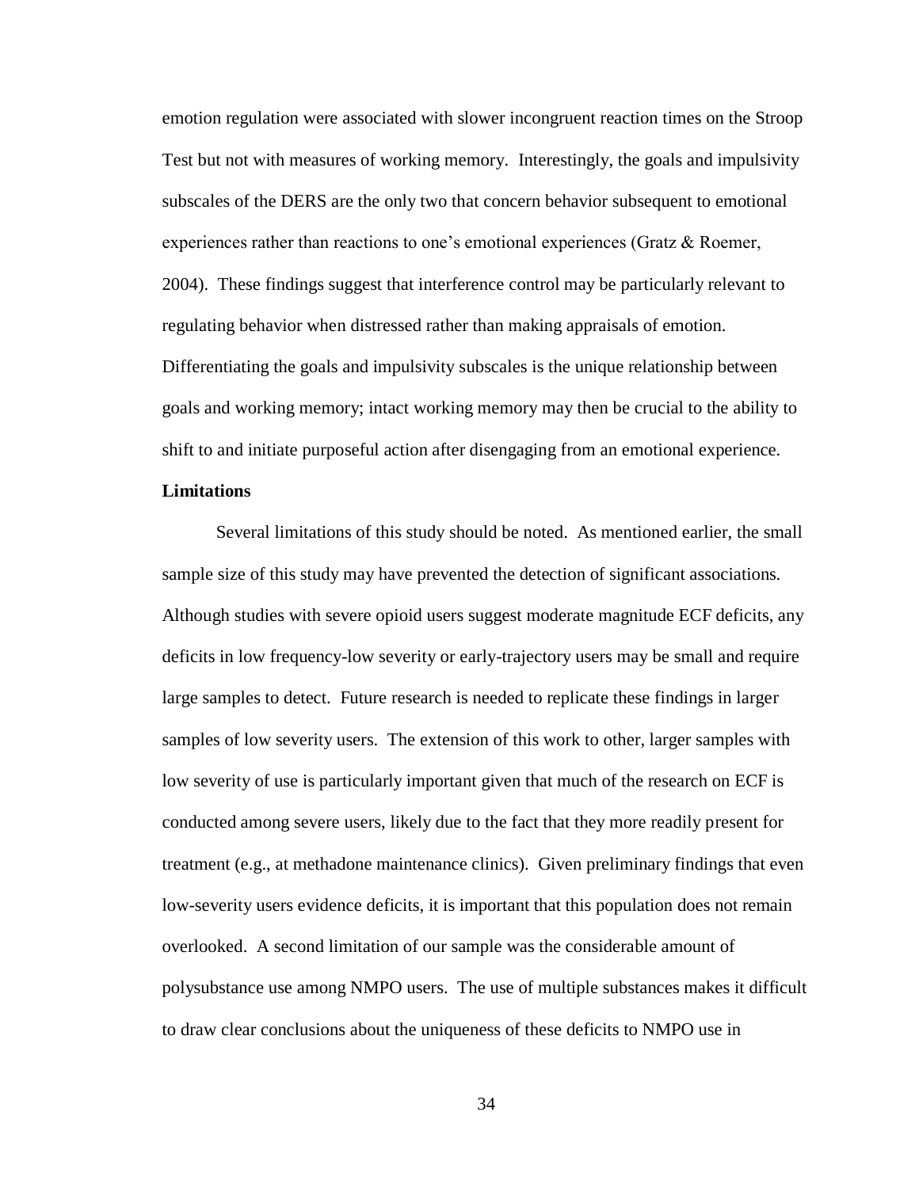emotion regulation were associated with slower incongruent reaction times on the Stroop Test but not with measures of working memory. Interestingly, the goals and impulsivity subscales of the DERS are the only two that concern behavior subsequent to emotional experiences rather than reactions to one's emotional experiences (Gratz & Roemer, 2004). These findings suggest that interference control may be particularly relevant to regulating behavior when distressed rather than making appraisals of emotion. Differentiating the goals and impulsivity subscales is the unique relationship between goals and working memory; intact working memory may then be crucial to the ability to shift to and initiate purposeful action after disengaging from an emotional experience.

**Limitations**

Several limitations of this study should be noted. As mentioned earlier, the small sample size of this study may have prevented the detection of significant associations. Although studies with severe opioid users suggest moderate magnitude ECF deficits, any deficits in low frequency-low severity or early-trajectory users may be small and require large samples to detect. Future research is needed to replicate these findings in larger samples of low severity users. The extension of this work to other, larger samples with low severity of use is particularly important given that much of the research on ECF is conducted among severe users, likely due to the fact that they more readily present for treatment (e.g., at methadone maintenance clinics). Given preliminary findings that even low-severity users evidence deficits, it is important that this population does not remain overlooked. A second limitation of our sample was the considerable amount of polysubstance use among NMPO users. The use of multiple substances makes it difficult to draw clear conclusions about the uniqueness of these deficits to NMPO use in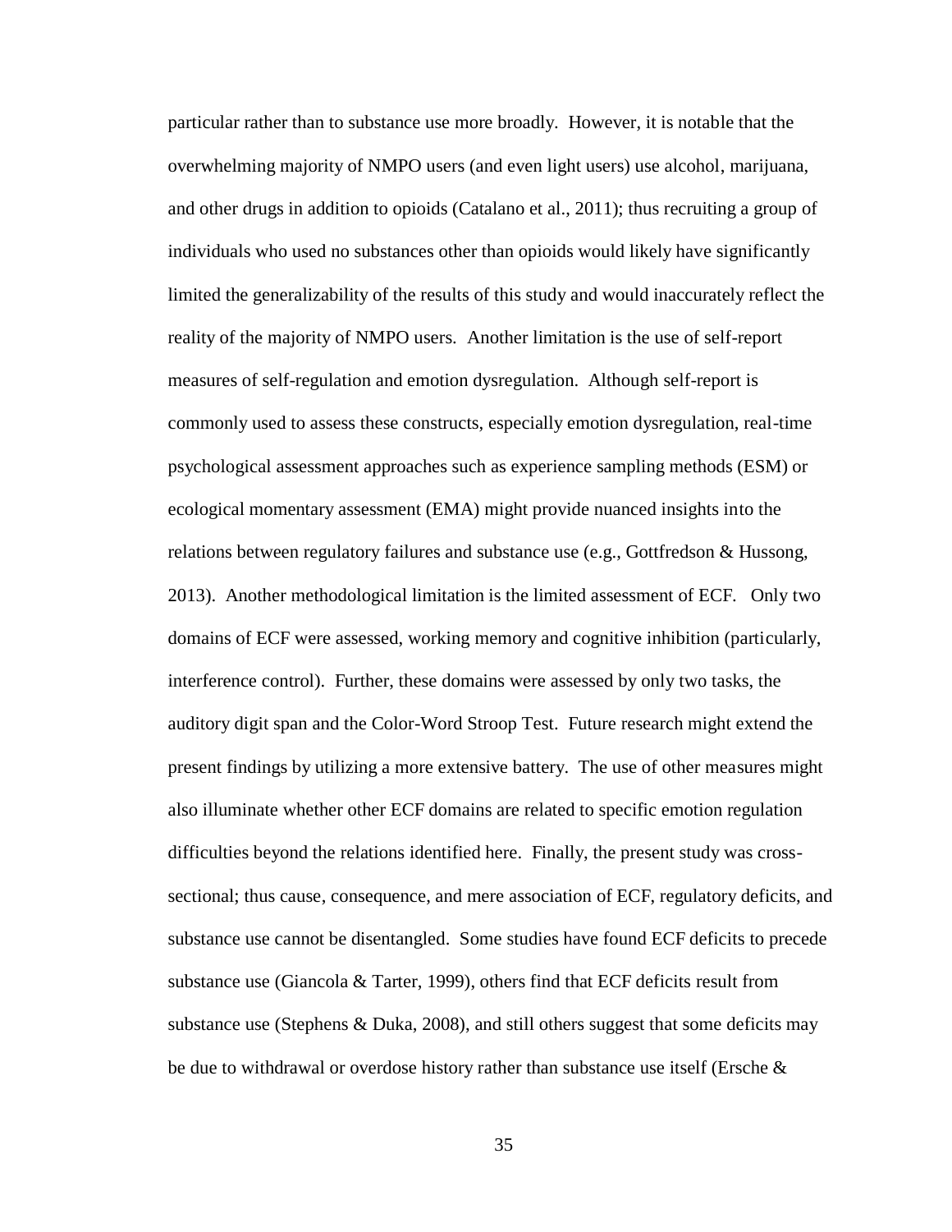particular rather than to substance use more broadly. However, it is notable that the overwhelming majority of NMPO users (and even light users) use alcohol, marijuana, and other drugs in addition to opioids (Catalano et al., 2011); thus recruiting a group of individuals who used no substances other than opioids would likely have significantly limited the generalizability of the results of this study and would inaccurately reflect the reality of the majority of NMPO users. Another limitation is the use of self-report measures of self-regulation and emotion dysregulation. Although self-report is commonly used to assess these constructs, especially emotion dysregulation, real-time psychological assessment approaches such as experience sampling methods (ESM) or ecological momentary assessment (EMA) might provide nuanced insights into the relations between regulatory failures and substance use (e.g., Gottfredson & Hussong, 2013). Another methodological limitation is the limited assessment of ECF. Only two domains of ECF were assessed, working memory and cognitive inhibition (particularly, interference control). Further, these domains were assessed by only two tasks, the auditory digit span and the Color-Word Stroop Test. Future research might extend the present findings by utilizing a more extensive battery. The use of other measures might also illuminate whether other ECF domains are related to specific emotion regulation difficulties beyond the relations identified here. Finally, the present study was cross-sectional; thus cause, consequence, and mere association of ECF, regulatory deficits, and substance use cannot be disentangled. Some studies have found ECF deficits to precede substance use (Giancola & Tarter, 1999), others find that ECF deficits result from substance use (Stephens & Duka, 2008), and still others suggest that some deficits may be due to withdrawal or overdose history rather than substance use itself (Ersche &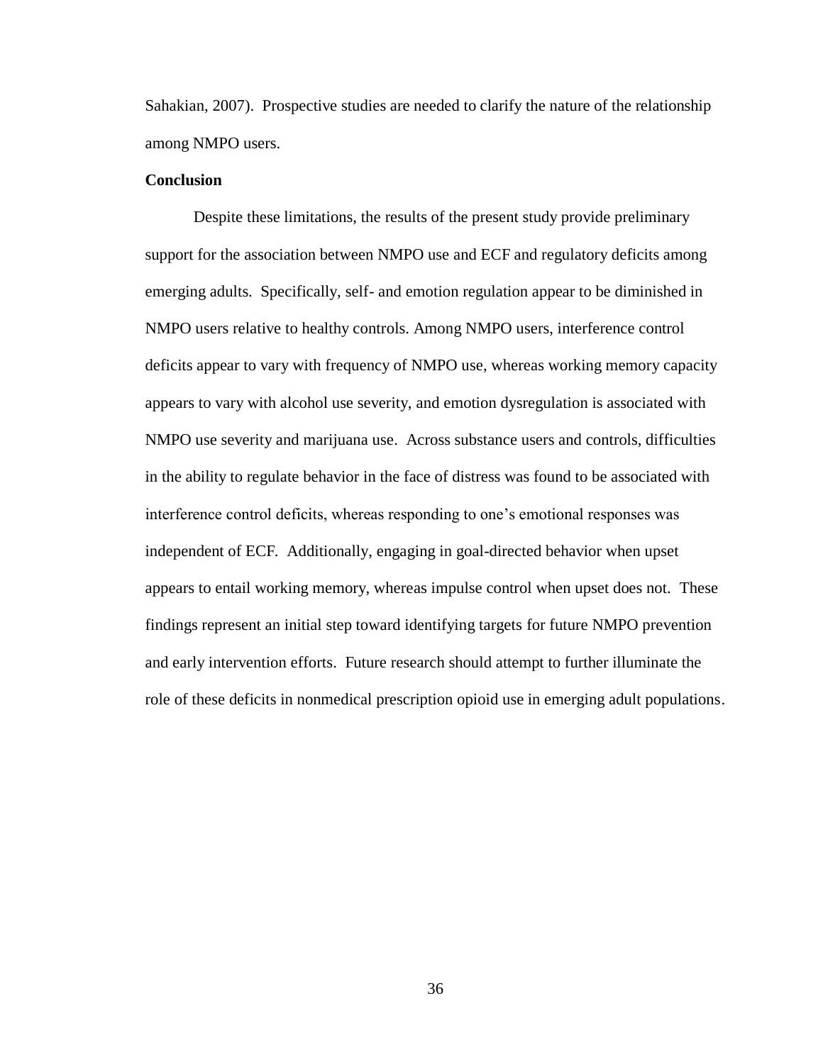Sahakian, 2007). Prospective studies are needed to clarify the nature of the relationship among NMPO users.

**Conclusion**

Despite these limitations, the results of the present study provide preliminary support for the association between NMPO use and ECF and regulatory deficits among emerging adults. Specifically, self- and emotion regulation appear to be diminished in NMPO users relative to healthy controls. Among NMPO users, interference control deficits appear to vary with frequency of NMPO use, whereas working memory capacity appears to vary with alcohol use severity, and emotion dysregulation is associated with NMPO use severity and marijuana use. Across substance users and controls, difficulties in the ability to regulate behavior in the face of distress was found to be associated with interference control deficits, whereas responding to one's emotional responses was independent of ECF. Additionally, engaging in goal-directed behavior when upset appears to entail working memory, whereas impulse control when upset does not. These findings represent an initial step toward identifying targets for future NMPO prevention and early intervention efforts. Future research should attempt to further illuminate the role of these deficits in nonmedical prescription opioid use in emerging adult populations.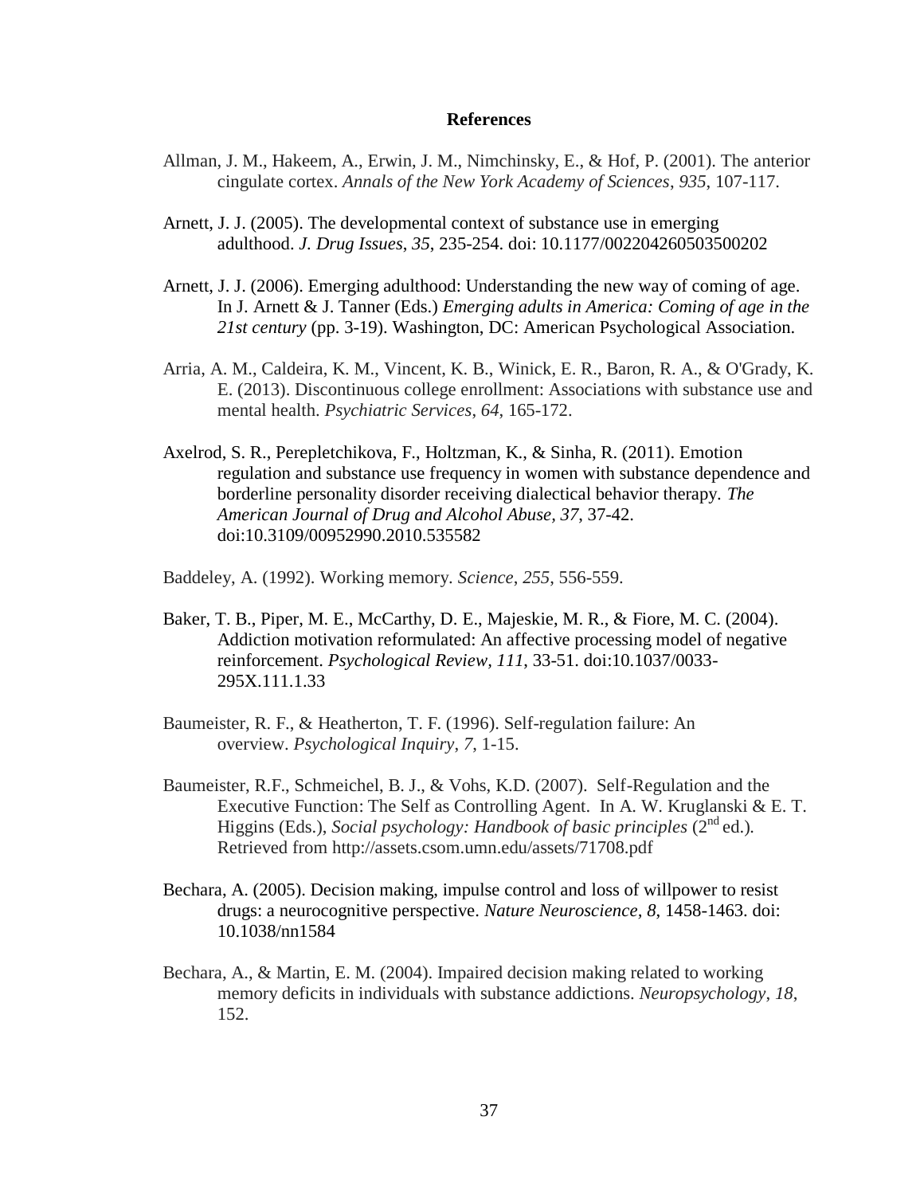# References

Allman, J. M., Hakeem, A., Erwin, J. M., Nimchinsky, E., & Hof, P. (2001). The anterior cingulate cortex. *Annals of the New York Academy of Sciences*, *935*, 107-117.

Arnett, J. J. (2005). The developmental context of substance use in emerging adulthood. *J. Drug Issues*, *35*, 235-254. doi: 10.1177/002204260503500202

Arnett, J. J. (2006). Emerging adulthood: Understanding the new way of coming of age. In J. Arnett & J. Tanner (Eds.) *Emerging adults in America: Coming of age in the 21st century* (pp. 3-19). Washington, DC: American Psychological Association.

Arria, A. M., Caldeira, K. M., Vincent, K. B., Winick, E. R., Baron, R. A., & O'Grady, K. E. (2013). Discontinuous college enrollment: Associations with substance use and mental health. *Psychiatric Services*, *64*, 165-172.

Axelrod, S. R., Perepletchikova, F., Holtzman, K., & Sinha, R. (2011). Emotion regulation and substance use frequency in women with substance dependence and borderline personality disorder receiving dialectical behavior therapy. *The American Journal of Drug and Alcohol Abuse*, *37*, 37-42. doi:10.3109/00952990.2010.535582

Baddeley, A. (1992). Working memory. *Science*, *255*, 556-559.

Baker, T. B., Piper, M. E., McCarthy, D. E., Majeskie, M. R., & Fiore, M. C. (2004). Addiction motivation reformulated: An affective processing model of negative reinforcement. *Psychological Review, 111*, 33-51. doi:10.1037/0033-295X.111.1.33

Baumeister, R. F., & Heatherton, T. F. (1996). Self-regulation failure: An overview. *Psychological Inquiry*, *7*, 1-15.

Baumeister, R.F., Schmeichel, B. J., & Vohs, K.D. (2007). Self-Regulation and the Executive Function: The Self as Controlling Agent. In A. W. Kruglanski & E. T. Higgins (Eds.), *Social psychology: Handbook of basic principles* (2nd ed.). Retrieved from http://assets.csom.umn.edu/assets/71708.pdf

Bechara, A. (2005). Decision making, impulse control and loss of willpower to resist drugs: a neurocognitive perspective. *Nature Neuroscience, 8*, 1458-1463. doi: 10.1038/nn1584

Bechara, A., & Martin, E. M. (2004). Impaired decision making related to working memory deficits in individuals with substance addictions. *Neuropsychology*, *18*, 152.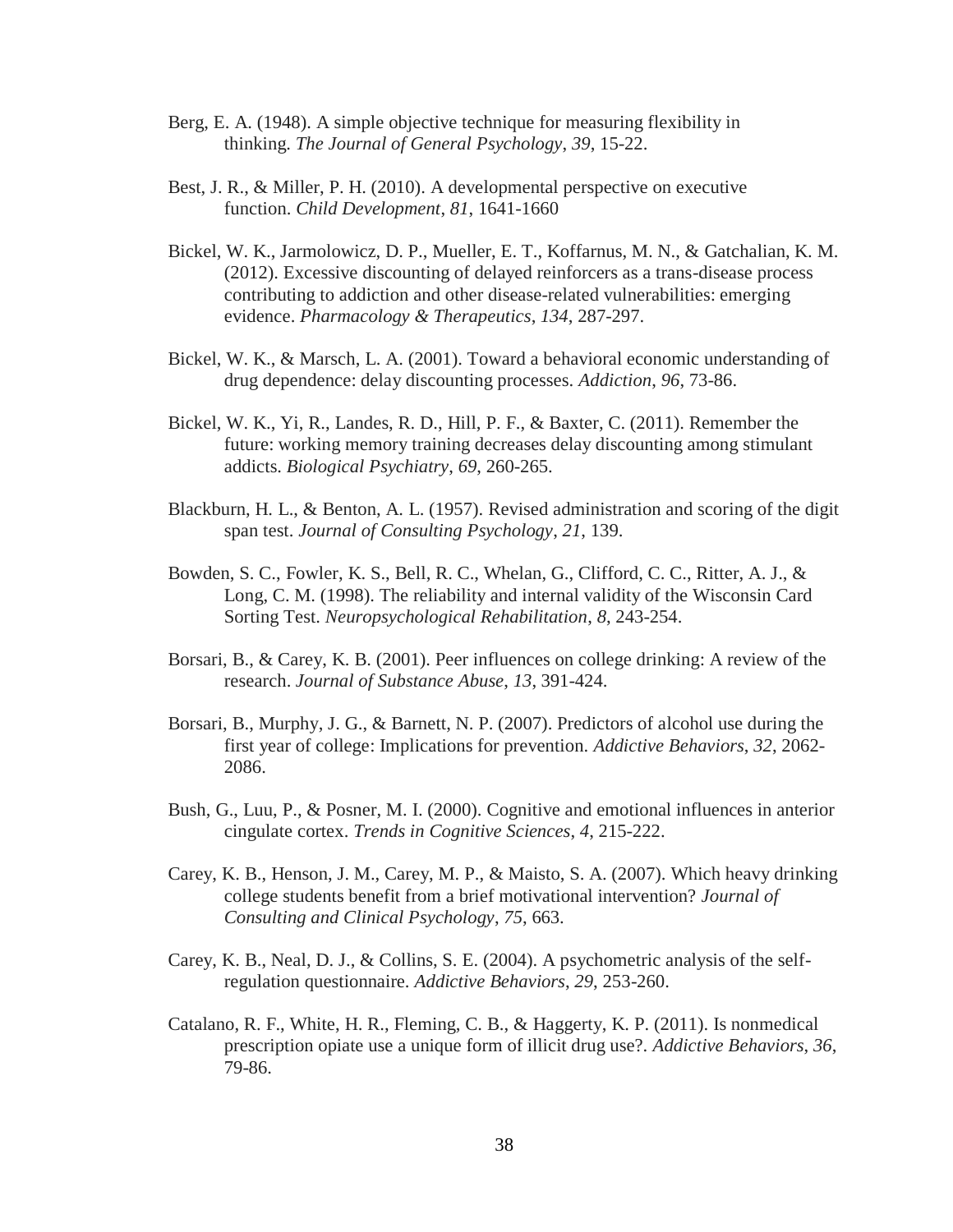Berg, E. A. (1948). A simple objective technique for measuring flexibility in thinking. *The Journal of General Psychology*, *39*, 15-22.

Best, J. R., & Miller, P. H. (2010). A developmental perspective on executive function. *Child Development*, *81*, 1641-1660

Bickel, W. K., Jarmolowicz, D. P., Mueller, E. T., Koffarnus, M. N., & Gatchalian, K. M. (2012). Excessive discounting of delayed reinforcers as a trans-disease process contributing to addiction and other disease-related vulnerabilities: emerging evidence. *Pharmacology & Therapeutics*, *134*, 287-297.

Bickel, W. K., & Marsch, L. A. (2001). Toward a behavioral economic understanding of drug dependence: delay discounting processes. *Addiction*, *96*, 73-86.

Bickel, W. K., Yi, R., Landes, R. D., Hill, P. F., & Baxter, C. (2011). Remember the future: working memory training decreases delay discounting among stimulant addicts. *Biological Psychiatry*, *69*, 260-265.

Blackburn, H. L., & Benton, A. L. (1957). Revised administration and scoring of the digit span test. *Journal of Consulting Psychology*, *21*, 139.

Bowden, S. C., Fowler, K. S., Bell, R. C., Whelan, G., Clifford, C. C., Ritter, A. J., & Long, C. M. (1998). The reliability and internal validity of the Wisconsin Card Sorting Test. *Neuropsychological Rehabilitation*, *8*, 243-254.

Borsari, B., & Carey, K. B. (2001). Peer influences on college drinking: A review of the research. *Journal of Substance Abuse*, *13*, 391-424.

Borsari, B., Murphy, J. G., & Barnett, N. P. (2007). Predictors of alcohol use during the first year of college: Implications for prevention. *Addictive Behaviors*, *32*, 2062-2086.

Bush, G., Luu, P., & Posner, M. I. (2000). Cognitive and emotional influences in anterior cingulate cortex. *Trends in Cognitive Sciences*, *4*, 215-222.

Carey, K. B., Henson, J. M., Carey, M. P., & Maisto, S. A. (2007). Which heavy drinking college students benefit from a brief motivational intervention? *Journal of Consulting and Clinical Psychology*, *75*, 663.

Carey, K. B., Neal, D. J., & Collins, S. E. (2004). A psychometric analysis of the self-regulation questionnaire. *Addictive Behaviors*, *29*, 253-260.

Catalano, R. F., White, H. R., Fleming, C. B., & Haggerty, K. P. (2011). Is nonmedical prescription opiate use a unique form of illicit drug use?. *Addictive Behaviors*, *36*, 79-86.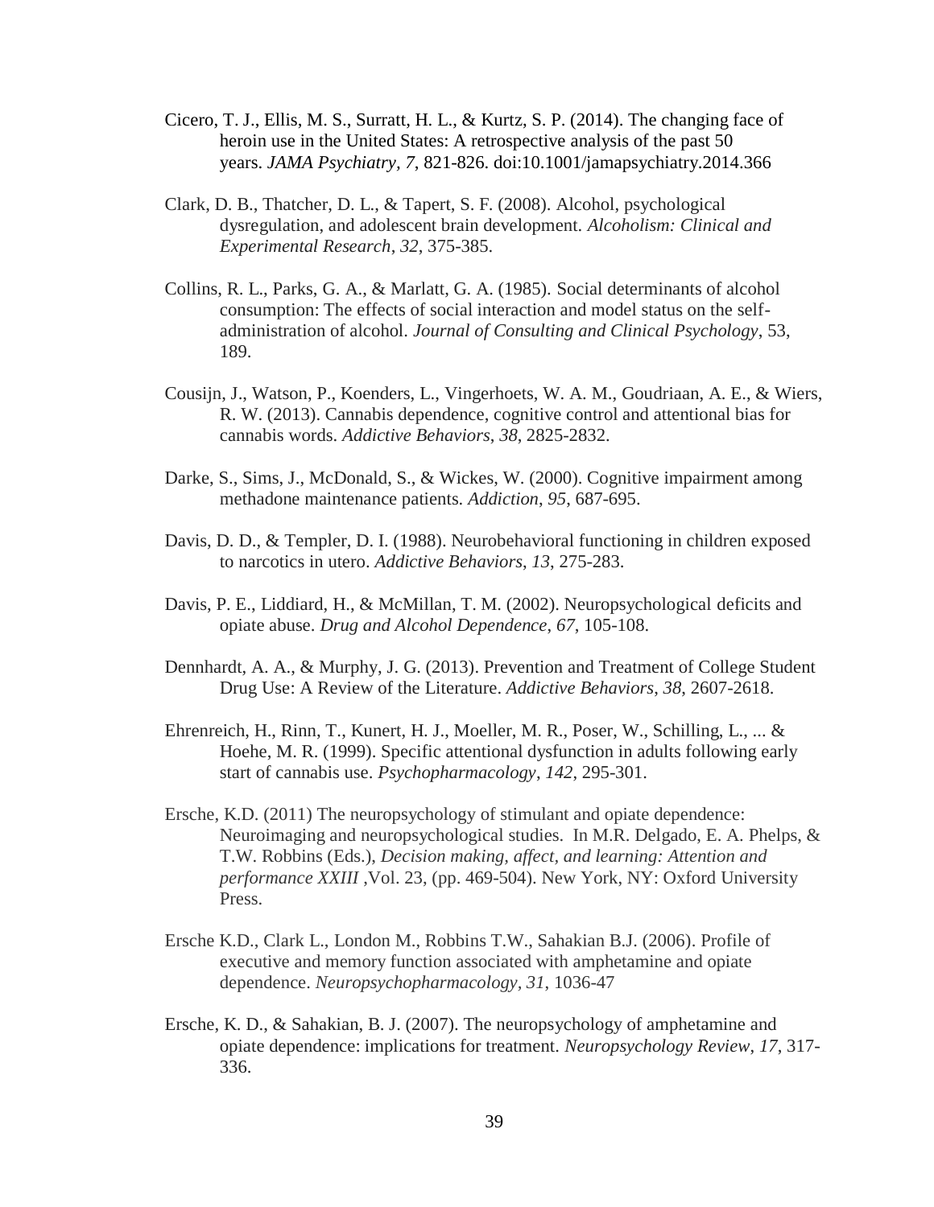Cicero, T. J., Ellis, M. S., Surratt, H. L., & Kurtz, S. P. (2014). The changing face of heroin use in the United States: A retrospective analysis of the past 50 years. *JAMA Psychiatry*, *7*, 821-826. doi:10.1001/jamapsychiatry.2014.366

Clark, D. B., Thatcher, D. L., & Tapert, S. F. (2008). Alcohol, psychological dysregulation, and adolescent brain development. *Alcoholism: Clinical and Experimental Research*, *32*, 375-385.

Collins, R. L., Parks, G. A., & Marlatt, G. A. (1985). Social determinants of alcohol consumption: The effects of social interaction and model status on the self-administration of alcohol. *Journal of Consulting and Clinical Psychology*, 53, 189.

Cousijn, J., Watson, P., Koenders, L., Vingerhoets, W. A. M., Goudriaan, A. E., & Wiers, R. W. (2013). Cannabis dependence, cognitive control and attentional bias for cannabis words. *Addictive Behaviors*, *38*, 2825-2832.

Darke, S., Sims, J., McDonald, S., & Wickes, W. (2000). Cognitive impairment among methadone maintenance patients. *Addiction*, *95*, 687-695.

Davis, D. D., & Templer, D. I. (1988). Neurobehavioral functioning in children exposed to narcotics in utero. *Addictive Behaviors*, *13*, 275-283.

Davis, P. E., Liddiard, H., & McMillan, T. M. (2002). Neuropsychological deficits and opiate abuse. *Drug and Alcohol Dependence*, *67*, 105-108.

Dennhardt, A. A., & Murphy, J. G. (2013). Prevention and Treatment of College Student Drug Use: A Review of the Literature. *Addictive Behaviors*, *38*, 2607-2618.

Ehrenreich, H., Rinn, T., Kunert, H. J., Moeller, M. R., Poser, W., Schilling, L., ... & Hoehe, M. R. (1999). Specific attentional dysfunction in adults following early start of cannabis use. *Psychopharmacology*, *142*, 295-301.

Ersche, K.D. (2011) The neuropsychology of stimulant and opiate dependence: Neuroimaging and neuropsychological studies. In M.R. Delgado, E. A. Phelps, & T.W. Robbins (Eds.), *Decision making, affect, and learning: Attention and performance XXIII* ,Vol. 23, (pp. 469-504). New York, NY: Oxford University Press.

Ersche K.D., Clark L., London M., Robbins T.W., Sahakian B.J. (2006). Profile of executive and memory function associated with amphetamine and opiate dependence. *Neuropsychopharmacology, 31*, 1036-47

Ersche, K. D., & Sahakian, B. J. (2007). The neuropsychology of amphetamine and opiate dependence: implications for treatment. *Neuropsychology Review*, *17*, 317-336.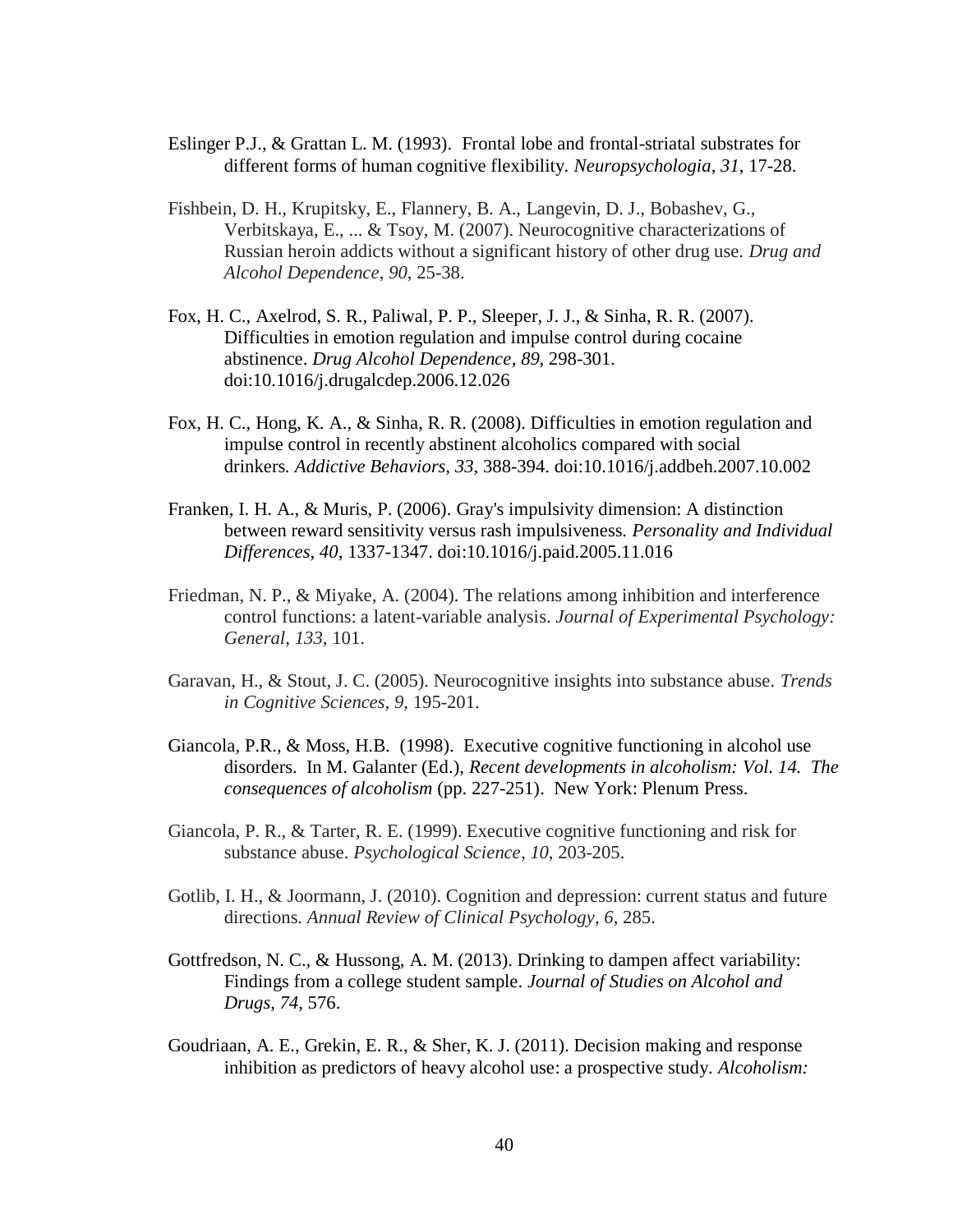Eslinger P.J., & Grattan L. M. (1993). Frontal lobe and frontal-striatal substrates for different forms of human cognitive flexibility. *Neuropsychologia*, *31*, 17-28.

Fishbein, D. H., Krupitsky, E., Flannery, B. A., Langevin, D. J., Bobashev, G., Verbitskaya, E., ... & Tsoy, M. (2007). Neurocognitive characterizations of Russian heroin addicts without a significant history of other drug use. *Drug and Alcohol Dependence*, *90*, 25-38.

Fox, H. C., Axelrod, S. R., Paliwal, P. P., Sleeper, J. J., & Sinha, R. R. (2007). Difficulties in emotion regulation and impulse control during cocaine abstinence. *Drug Alcohol Dependence, 89*, 298-301. doi:10.1016/j.drugalcdep.2006.12.026

Fox, H. C., Hong, K. A., & Sinha, R. R. (2008). Difficulties in emotion regulation and impulse control in recently abstinent alcoholics compared with social drinkers*. Addictive Behaviors, 33*, 388-394. doi:10.1016/j.addbeh.2007.10.002

Franken, I. H. A., & Muris, P. (2006). Gray's impulsivity dimension: A distinction between reward sensitivity versus rash impulsiveness*. Personality and Individual Differences, 40*, 1337-1347. doi:10.1016/j.paid.2005.11.016

Friedman, N. P., & Miyake, A. (2004). The relations among inhibition and interference control functions: a latent-variable analysis. *Journal of Experimental Psychology: General*, *133*, 101.

Garavan, H., & Stout, J. C. (2005). Neurocognitive insights into substance abuse. *Trends in Cognitive Sciences*, *9*, 195-201.

Giancola, P.R., & Moss, H.B. (1998). Executive cognitive functioning in alcohol use disorders. In M. Galanter (Ed.), *Recent developments in alcoholism: Vol. 14. The consequences of alcoholism* (pp. 227-251). New York: Plenum Press.

Giancola, P. R., & Tarter, R. E. (1999). Executive cognitive functioning and risk for substance abuse. *Psychological Science*, *10*, 203-205.

Gotlib, I. H., & Joormann, J. (2010). Cognition and depression: current status and future directions. *Annual Review of Clinical Psychology*, *6*, 285.

Gottfredson, N. C., & Hussong, A. M. (2013). Drinking to dampen affect variability: Findings from a college student sample. *Journal of Studies on Alcohol and Drugs*, *74*, 576.

Goudriaan, A. E., Grekin, E. R., & Sher, K. J. (2011). Decision making and response inhibition as predictors of heavy alcohol use: a prospective study. *Alcoholism:*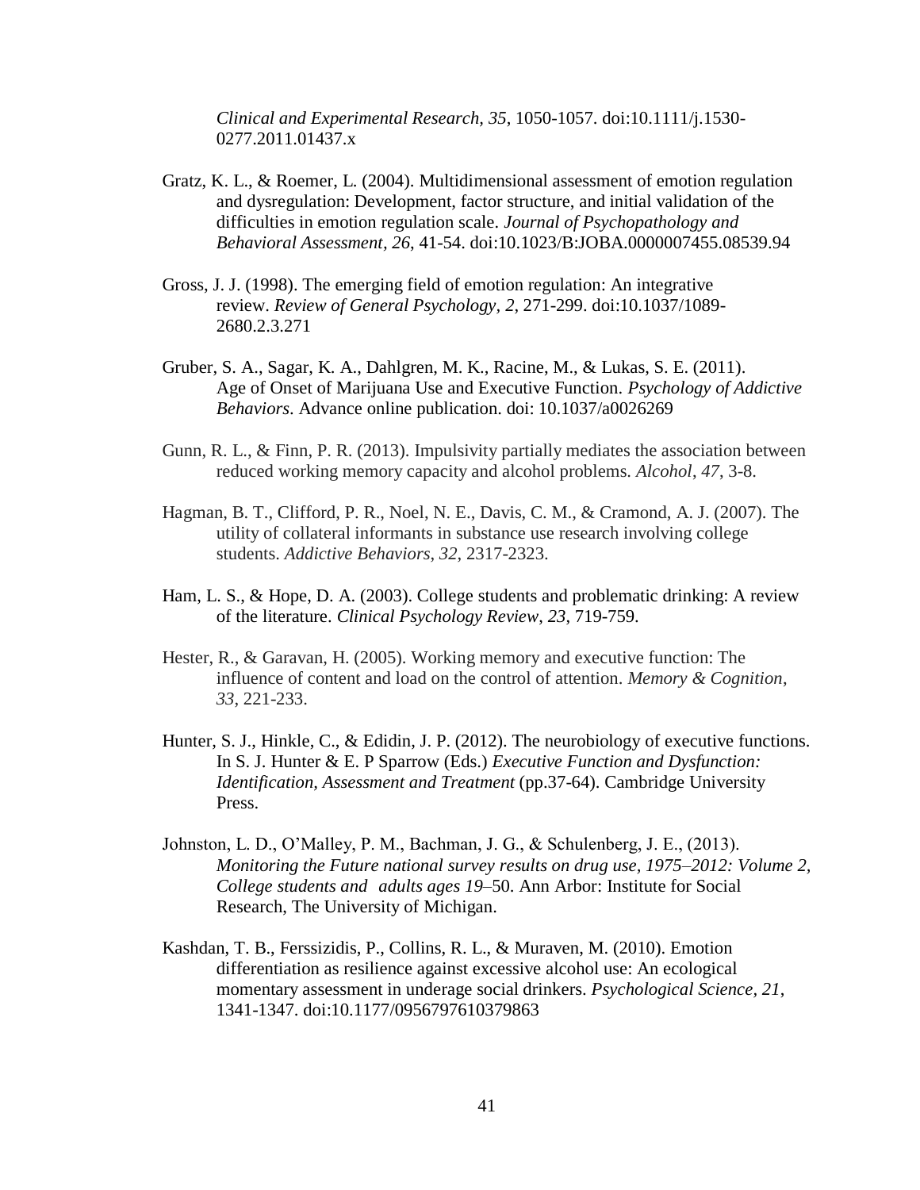*Clinical and Experimental Research, 35*, 1050-1057. doi:10.1111/j.1530-0277.2011.01437.x

Gratz, K. L., & Roemer, L. (2004). Multidimensional assessment of emotion regulation and dysregulation: Development, factor structure, and initial validation of the difficulties in emotion regulation scale. *Journal of Psychopathology and Behavioral Assessment, 26*, 41-54. doi:10.1023/B:JOBA.0000007455.08539.94

Gross, J. J. (1998). The emerging field of emotion regulation: An integrative review. *Review of General Psychology, 2*, 271-299. doi:10.1037/1089-2680.2.3.271

Gruber, S. A., Sagar, K. A., Dahlgren, M. K., Racine, M., & Lukas, S. E. (2011). Age of Onset of Marijuana Use and Executive Function. *Psychology of Addictive Behaviors*. Advance online publication. doi: 10.1037/a0026269

Gunn, R. L., & Finn, P. R. (2013). Impulsivity partially mediates the association between reduced working memory capacity and alcohol problems. *Alcohol*, *47*, 3-8.

Hagman, B. T., Clifford, P. R., Noel, N. E., Davis, C. M., & Cramond, A. J. (2007). The utility of collateral informants in substance use research involving college students. *Addictive Behaviors*, *32*, 2317-2323.

Ham, L. S., & Hope, D. A. (2003). College students and problematic drinking: A review of the literature. *Clinical Psychology Review, 23*, 719-759.

Hester, R., & Garavan, H. (2005). Working memory and executive function: The influence of content and load on the control of attention. *Memory & Cognition*, *33*, 221-233.

Hunter, S. J., Hinkle, C., & Edidin, J. P. (2012). The neurobiology of executive functions. In S. J. Hunter & E. P Sparrow (Eds.) *Executive Function and Dysfunction: Identification, Assessment and Treatment* (pp.37-64). Cambridge University Press.

Johnston, L. D., O'Malley, P. M., Bachman, J. G., & Schulenberg, J. E., (2013). *Monitoring the Future national survey results on drug use, 1975–2012: Volume 2, College students and adults ages 19*–50. Ann Arbor: Institute for Social Research, The University of Michigan.

Kashdan, T. B., Ferssizidis, P., Collins, R. L., & Muraven, M. (2010). Emotion differentiation as resilience against excessive alcohol use: An ecological momentary assessment in underage social drinkers. *Psychological Science, 21*, 1341-1347. doi:10.1177/0956797610379863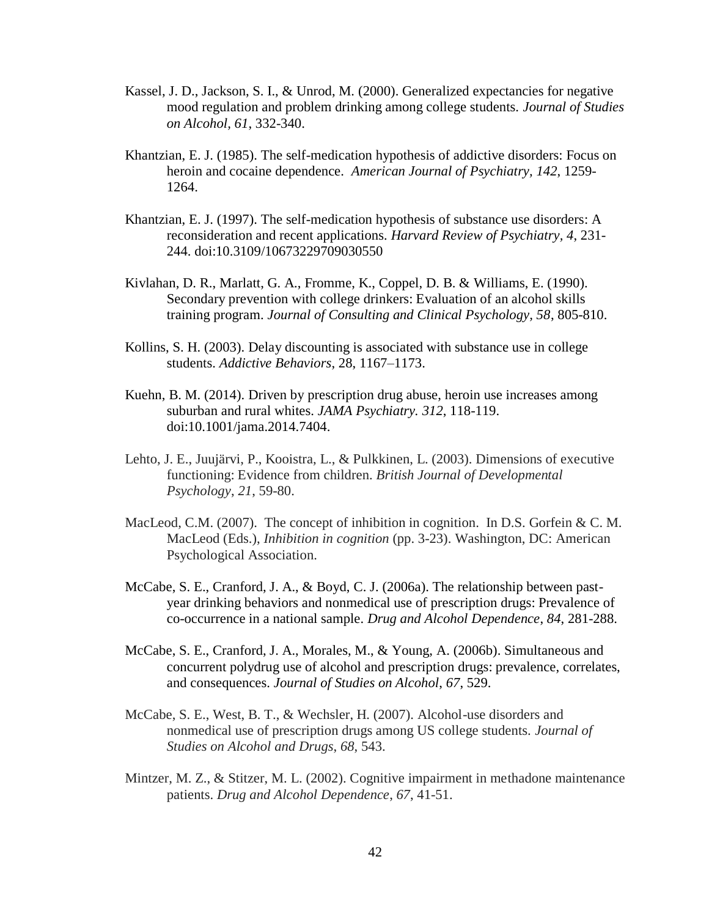Kassel, J. D., Jackson, S. I., & Unrod, M. (2000). Generalized expectancies for negative mood regulation and problem drinking among college students. *Journal of Studies on Alcohol, 61*, 332-340.

Khantzian, E. J. (1985). The self-medication hypothesis of addictive disorders: Focus on heroin and cocaine dependence. *American Journal of Psychiatry, 142*, 1259-1264.

Khantzian, E. J. (1997). The self-medication hypothesis of substance use disorders: A reconsideration and recent applications. *Harvard Review of Psychiatry, 4*, 231-244. doi:10.3109/10673229709030550

Kivlahan, D. R., Marlatt, G. A., Fromme, K., Coppel, D. B. & Williams, E. (1990). Secondary prevention with college drinkers: Evaluation of an alcohol skills training program. *Journal of Consulting and Clinical Psychology, 58*, 805-810.

Kollins, S. H. (2003). Delay discounting is associated with substance use in college students. *Addictive Behaviors*, 28, 1167–1173.

Kuehn, B. M. (2014). Driven by prescription drug abuse, heroin use increases among suburban and rural whites. *JAMA Psychiatry. 312*, 118-119. doi:10.1001/jama.2014.7404.

Lehto, J. E., Juujärvi, P., Kooistra, L., & Pulkkinen, L. (2003). Dimensions of executive functioning: Evidence from children. *British Journal of Developmental Psychology*, *21*, 59-80.

MacLeod, C.M. (2007). The concept of inhibition in cognition. In D.S. Gorfein & C. M. MacLeod (Eds.), *Inhibition in cognition* (pp. 3-23). Washington, DC: American Psychological Association.

McCabe, S. E., Cranford, J. A., & Boyd, C. J. (2006a). The relationship between past-year drinking behaviors and nonmedical use of prescription drugs: Prevalence of co-occurrence in a national sample. *Drug and Alcohol Dependence*, *84*, 281-288.

McCabe, S. E., Cranford, J. A., Morales, M., & Young, A. (2006b). Simultaneous and concurrent polydrug use of alcohol and prescription drugs: prevalence, correlates, and consequences. *Journal of Studies on Alcohol*, *67*, 529.

McCabe, S. E., West, B. T., & Wechsler, H. (2007). Alcohol-use disorders and nonmedical use of prescription drugs among US college students. *Journal of Studies on Alcohol and Drugs*, *68*, 543.

Mintzer, M. Z., & Stitzer, M. L. (2002). Cognitive impairment in methadone maintenance patients. *Drug and Alcohol Dependence*, *67*, 41-51.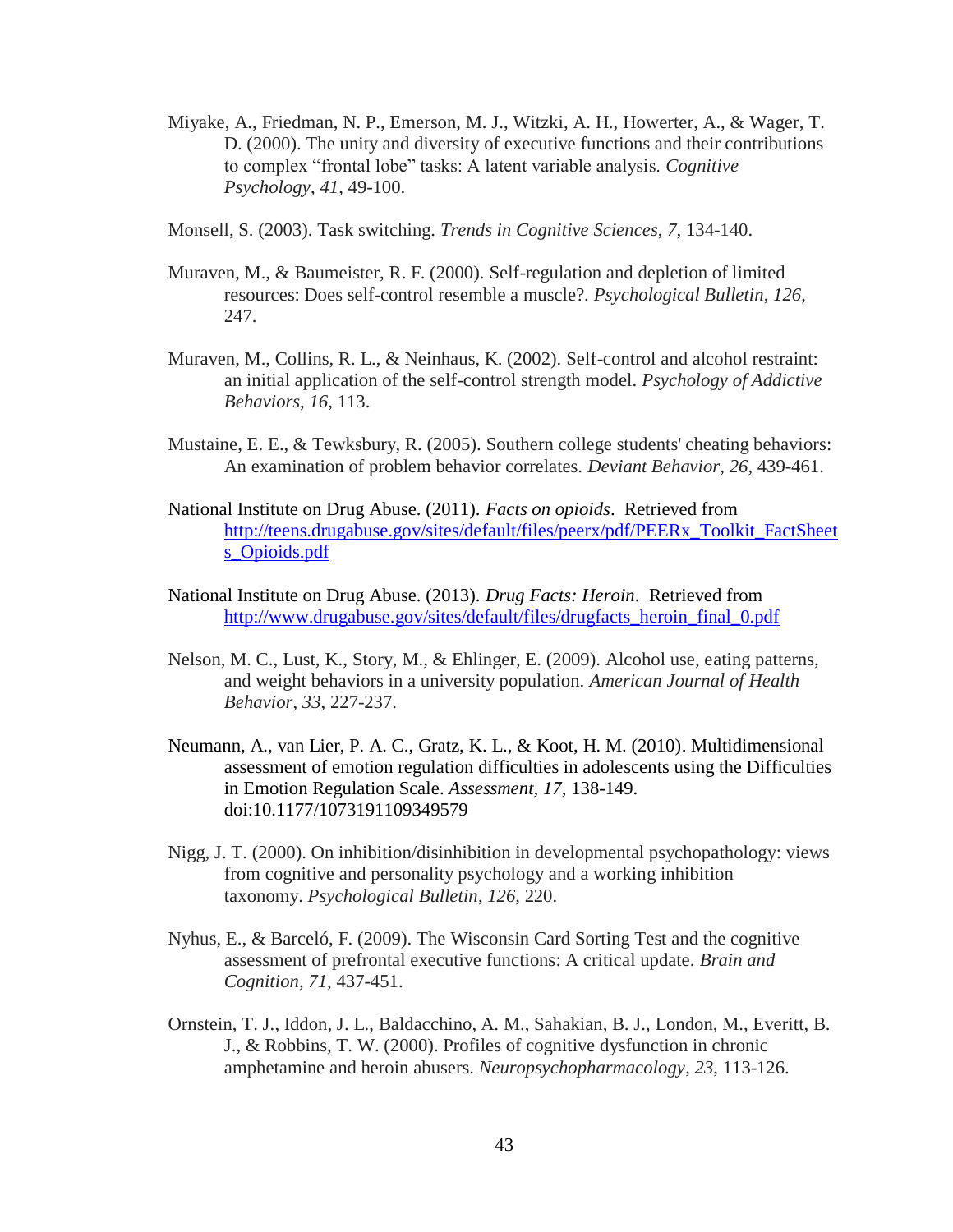Miyake, A., Friedman, N. P., Emerson, M. J., Witzki, A. H., Howerter, A., & Wager, T. D. (2000). The unity and diversity of executive functions and their contributions to complex "frontal lobe" tasks: A latent variable analysis. *Cognitive Psychology*, *41*, 49-100.

Monsell, S. (2003). Task switching. *Trends in Cognitive Sciences*, *7*, 134-140.

Muraven, M., & Baumeister, R. F. (2000). Self-regulation and depletion of limited resources: Does self-control resemble a muscle?. *Psychological Bulletin*, *126*, 247.

Muraven, M., Collins, R. L., & Neinhaus, K. (2002). Self-control and alcohol restraint: an initial application of the self-control strength model. *Psychology of Addictive Behaviors*, *16*, 113.

Mustaine, E. E., & Tewksbury, R. (2005). Southern college students' cheating behaviors: An examination of problem behavior correlates. *Deviant Behavior*, *26*, 439-461.

National Institute on Drug Abuse. (2011). *Facts on opioids*. Retrieved from http://teens.drugabuse.gov/sites/default/files/peerx/pdf/PEERx_Toolkit_FactSheets_Opioids.pdf

National Institute on Drug Abuse. (2013). *Drug Facts: Heroin*. Retrieved from http://www.drugabuse.gov/sites/default/files/drugfacts_heroin_final_0.pdf

Nelson, M. C., Lust, K., Story, M., & Ehlinger, E. (2009). Alcohol use, eating patterns, and weight behaviors in a university population. *American Journal of Health Behavior*, *33*, 227-237.

Neumann, A., van Lier, P. A. C., Gratz, K. L., & Koot, H. M. (2010). Multidimensional assessment of emotion regulation difficulties in adolescents using the Difficulties in Emotion Regulation Scale. *Assessment, 17*, 138-149. doi:10.1177/1073191109349579

Nigg, J. T. (2000). On inhibition/disinhibition in developmental psychopathology: views from cognitive and personality psychology and a working inhibition taxonomy. *Psychological Bulletin*, *126*, 220.

Nyhus, E., & Barceló, F. (2009). The Wisconsin Card Sorting Test and the cognitive assessment of prefrontal executive functions: A critical update. *Brain and Cognition*, *71*, 437-451.

Ornstein, T. J., Iddon, J. L., Baldacchino, A. M., Sahakian, B. J., London, M., Everitt, B. J., & Robbins, T. W. (2000). Profiles of cognitive dysfunction in chronic amphetamine and heroin abusers. *Neuropsychopharmacology*, *23*, 113-126.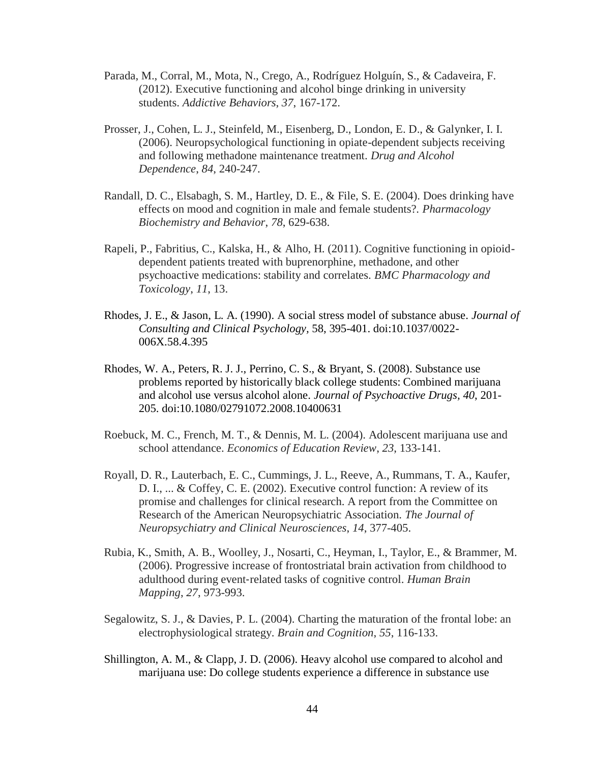Parada, M., Corral, M., Mota, N., Crego, A., Rodríguez Holguín, S., & Cadaveira, F. (2012). Executive functioning and alcohol binge drinking in university students. *Addictive Behaviors*, *37*, 167-172.

Prosser, J., Cohen, L. J., Steinfeld, M., Eisenberg, D., London, E. D., & Galynker, I. I. (2006). Neuropsychological functioning in opiate-dependent subjects receiving and following methadone maintenance treatment. *Drug and Alcohol Dependence*, *84*, 240-247.

Randall, D. C., Elsabagh, S. M., Hartley, D. E., & File, S. E. (2004). Does drinking have effects on mood and cognition in male and female students?. *Pharmacology Biochemistry and Behavior*, *78*, 629-638.

Rapeli, P., Fabritius, C., Kalska, H., & Alho, H. (2011). Cognitive functioning in opioid-dependent patients treated with buprenorphine, methadone, and other psychoactive medications: stability and correlates. *BMC Pharmacology and Toxicology*, *11*, 13.

Rhodes, J. E., & Jason, L. A. (1990). A social stress model of substance abuse. *Journal of Consulting and Clinical Psychology*, 58, 395-401. doi:10.1037/0022-006X.58.4.395

Rhodes, W. A., Peters, R. J. J., Perrino, C. S., & Bryant, S. (2008). Substance use problems reported by historically black college students: Combined marijuana and alcohol use versus alcohol alone. *Journal of Psychoactive Drugs, 40*, 201-205. doi:10.1080/02791072.2008.10400631

Roebuck, M. C., French, M. T., & Dennis, M. L. (2004). Adolescent marijuana use and school attendance. *Economics of Education Review*, *23*, 133-141.

Royall, D. R., Lauterbach, E. C., Cummings, J. L., Reeve, A., Rummans, T. A., Kaufer, D. I., ... & Coffey, C. E. (2002). Executive control function: A review of its promise and challenges for clinical research. A report from the Committee on Research of the American Neuropsychiatric Association. *The Journal of Neuropsychiatry and Clinical Neurosciences*, *14*, 377-405.

Rubia, K., Smith, A. B., Woolley, J., Nosarti, C., Heyman, I., Taylor, E., & Brammer, M. (2006). Progressive increase of frontostriatal brain activation from childhood to adulthood during event-related tasks of cognitive control. *Human Brain Mapping*, *27*, 973-993.

Segalowitz, S. J., & Davies, P. L. (2004). Charting the maturation of the frontal lobe: an electrophysiological strategy. *Brain and Cognition*, *55*, 116-133.

Shillington, A. M., & Clapp, J. D. (2006). Heavy alcohol use compared to alcohol and marijuana use: Do college students experience a difference in substance use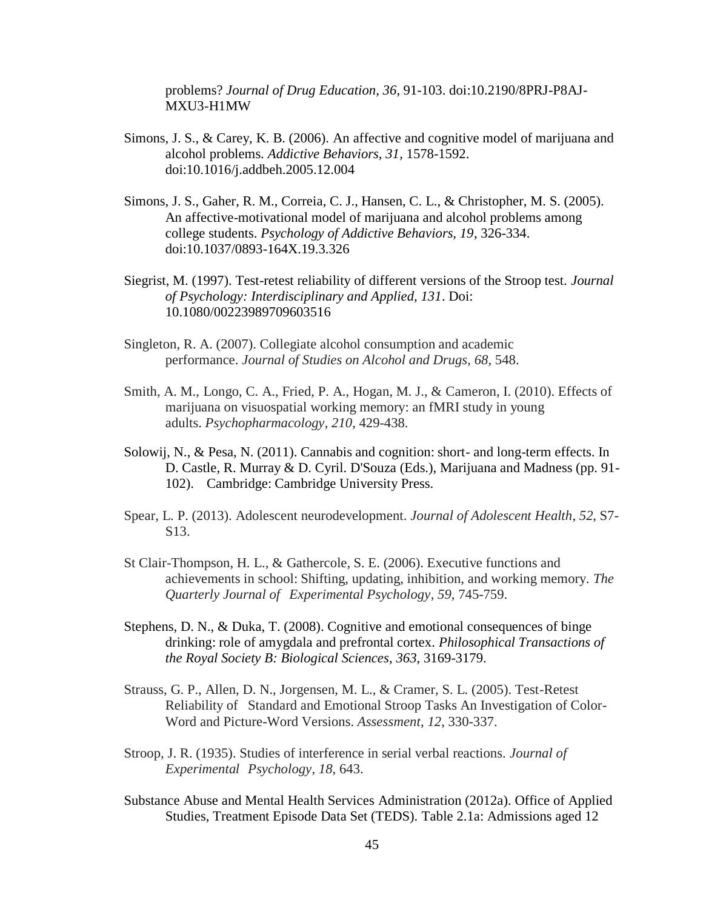problems? *Journal of Drug Education, 36*, 91-103. doi:10.2190/8PRJ-P8AJ-MXU3-H1MW

Simons, J. S., & Carey, K. B. (2006). An affective and cognitive model of marijuana and alcohol problems. *Addictive Behaviors, 31*, 1578-1592. doi:10.1016/j.addbeh.2005.12.004

Simons, J. S., Gaher, R. M., Correia, C. J., Hansen, C. L., & Christopher, M. S. (2005). An affective-motivational model of marijuana and alcohol problems among college students. *Psychology of Addictive Behaviors, 19*, 326-334. doi:10.1037/0893-164X.19.3.326

Siegrist, M. (1997). Test-retest reliability of different versions of the Stroop test. *Journal of Psychology: Interdisciplinary and Applied, 131*. Doi: 10.1080/00223989709603516

Singleton, R. A. (2007). Collegiate alcohol consumption and academic performance. *Journal of Studies on Alcohol and Drugs*, *68*, 548.

Smith, A. M., Longo, C. A., Fried, P. A., Hogan, M. J., & Cameron, I. (2010). Effects of marijuana on visuospatial working memory: an fMRI study in young adults. *Psychopharmacology*, *210*, 429-438.

Solowij, N., & Pesa, N. (2011). Cannabis and cognition: short- and long-term effects. In D. Castle, R. Murray & D. Cyril. D'Souza (Eds.), Marijuana and Madness (pp. 91-102). Cambridge: Cambridge University Press.

Spear, L. P. (2013). Adolescent neurodevelopment. *Journal of Adolescent Health*, *52*, S7-S13.

St Clair-Thompson, H. L., & Gathercole, S. E. (2006). Executive functions and achievements in school: Shifting, updating, inhibition, and working memory. *The Quarterly Journal of Experimental Psychology*, *59*, 745-759.

Stephens, D. N., & Duka, T. (2008). Cognitive and emotional consequences of binge drinking: role of amygdala and prefrontal cortex. *Philosophical Transactions of the Royal Society B: Biological Sciences*, *363*, 3169-3179.

Strauss, G. P., Allen, D. N., Jorgensen, M. L., & Cramer, S. L. (2005). Test-Retest Reliability of Standard and Emotional Stroop Tasks An Investigation of Color-Word and Picture-Word Versions. *Assessment*, *12*, 330-337.

Stroop, J. R. (1935). Studies of interference in serial verbal reactions. *Journal of Experimental Psychology*, *18*, 643.

Substance Abuse and Mental Health Services Administration (2012a). Office of Applied Studies, Treatment Episode Data Set (TEDS). Table 2.1a: Admissions aged 12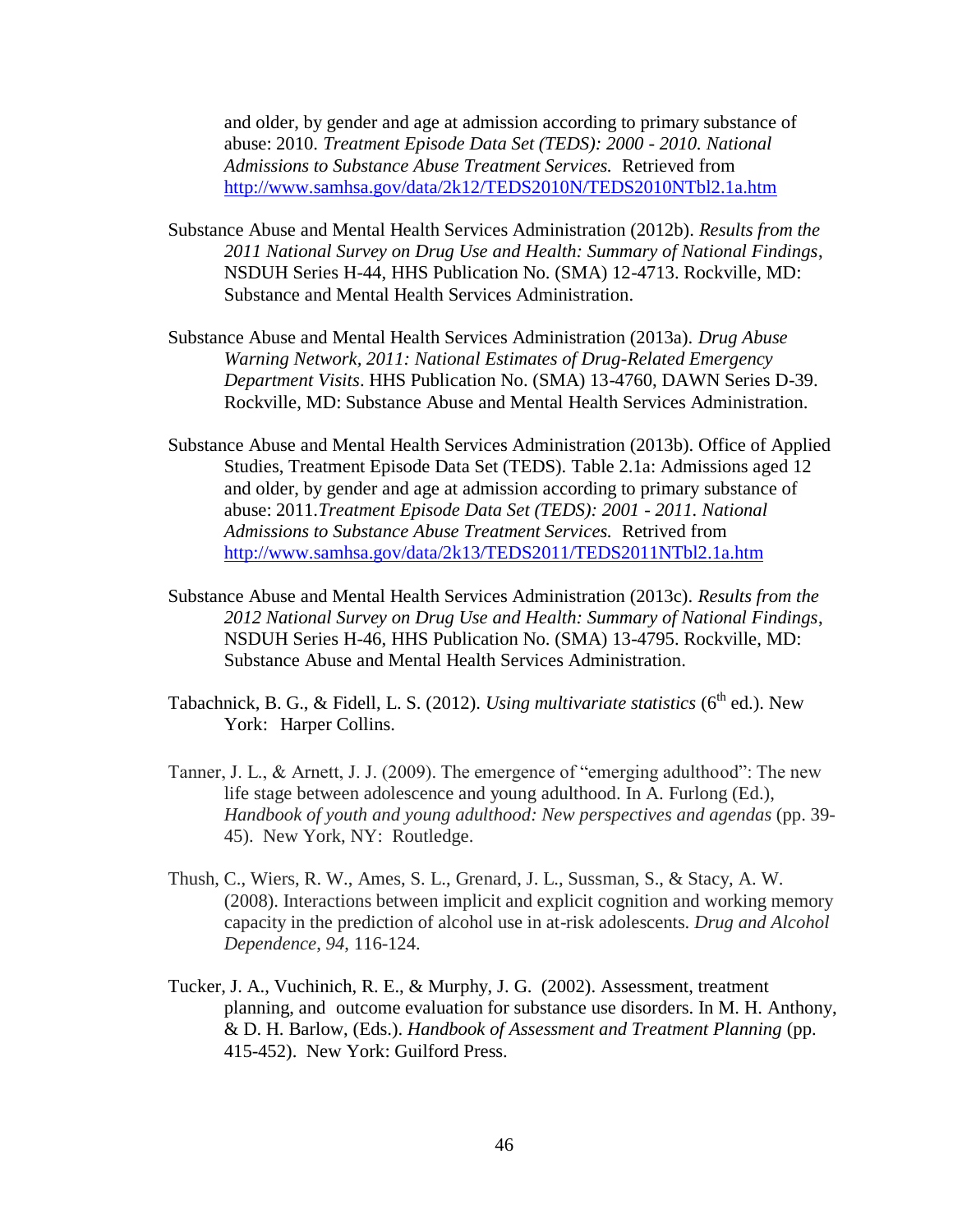and older, by gender and age at admission according to primary substance of abuse: 2010. *Treatment Episode Data Set (TEDS): 2000 - 2010. National Admissions to Substance Abuse Treatment Services.* Retrieved from http://www.samhsa.gov/data/2k12/TEDS2010N/TEDS2010NTbl2.1a.htm

Substance Abuse and Mental Health Services Administration (2012b). *Results from the 2011 National Survey on Drug Use and Health: Summary of National Findings*, NSDUH Series H-44, HHS Publication No. (SMA) 12-4713. Rockville, MD: Substance and Mental Health Services Administration.

Substance Abuse and Mental Health Services Administration (2013a). *Drug Abuse Warning Network, 2011: National Estimates of Drug-Related Emergency Department Visits*. HHS Publication No. (SMA) 13-4760, DAWN Series D-39. Rockville, MD: Substance Abuse and Mental Health Services Administration.

Substance Abuse and Mental Health Services Administration (2013b). Office of Applied Studies, Treatment Episode Data Set (TEDS). Table 2.1a: Admissions aged 12 and older, by gender and age at admission according to primary substance of abuse: 2011.*Treatment Episode Data Set (TEDS): 2001 - 2011. National Admissions to Substance Abuse Treatment Services.* Retrived from http://www.samhsa.gov/data/2k13/TEDS2011/TEDS2011NTbl2.1a.htm

Substance Abuse and Mental Health Services Administration (2013c). *Results from the 2012 National Survey on Drug Use and Health: Summary of National Findings*, NSDUH Series H-46, HHS Publication No. (SMA) 13-4795. Rockville, MD: Substance Abuse and Mental Health Services Administration.

Tabachnick, B. G., & Fidell, L. S. (2012). *Using multivariate statistics* (6th ed.). New York: Harper Collins.

Tanner, J. L., & Arnett, J. J. (2009). The emergence of "emerging adulthood": The new life stage between adolescence and young adulthood. In A. Furlong (Ed.), *Handbook of youth and young adulthood: New perspectives and agendas* (pp. 39-45). New York, NY: Routledge.

Thush, C., Wiers, R. W., Ames, S. L., Grenard, J. L., Sussman, S., & Stacy, A. W. (2008). Interactions between implicit and explicit cognition and working memory capacity in the prediction of alcohol use in at-risk adolescents. *Drug and Alcohol Dependence*, *94*, 116-124.

Tucker, J. A., Vuchinich, R. E., & Murphy, J. G. (2002). Assessment, treatment planning, and outcome evaluation for substance use disorders. In M. H. Anthony, & D. H. Barlow, (Eds.). *Handbook of Assessment and Treatment Planning* (pp. 415-452). New York: Guilford Press.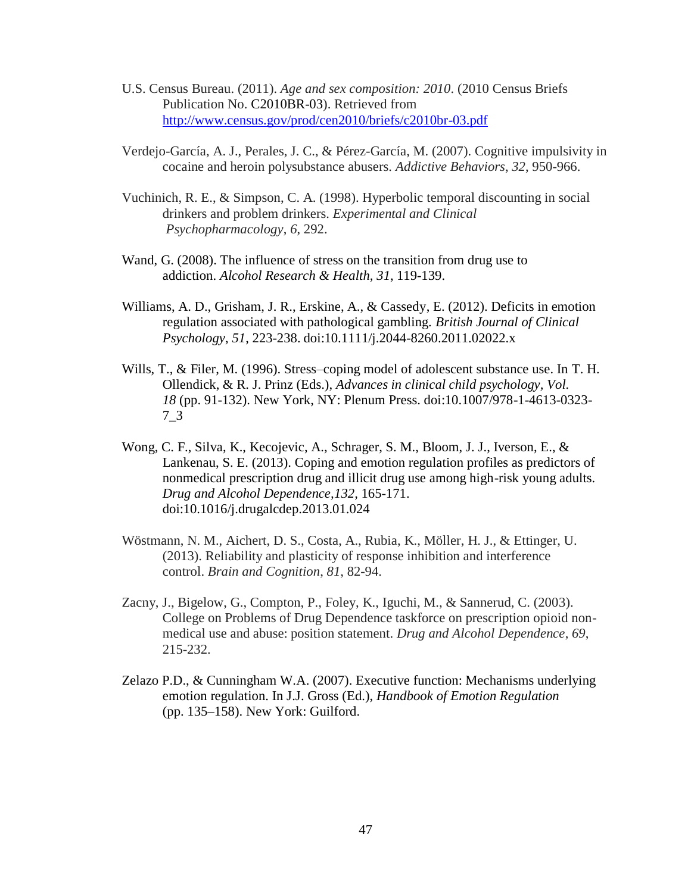U.S. Census Bureau. (2011). *Age and sex composition: 2010*. (2010 Census Briefs Publication No. C2010BR-03). Retrieved from http://www.census.gov/prod/cen2010/briefs/c2010br-03.pdf

Verdejo-García, A. J., Perales, J. C., & Pérez-García, M. (2007). Cognitive impulsivity in cocaine and heroin polysubstance abusers. *Addictive Behaviors*, *32*, 950-966.

Vuchinich, R. E., & Simpson, C. A. (1998). Hyperbolic temporal discounting in social drinkers and problem drinkers. *Experimental and Clinical Psychopharmacology*, *6*, 292.

Wand, G. (2008). The influence of stress on the transition from drug use to addiction. *Alcohol Research & Health, 31*, 119-139.

Williams, A. D., Grisham, J. R., Erskine, A., & Cassedy, E. (2012). Deficits in emotion regulation associated with pathological gambling. *British Journal of Clinical Psychology, 51*, 223-238. doi:10.1111/j.2044-8260.2011.02022.x

Wills, T., & Filer, M. (1996). Stress–coping model of adolescent substance use. In T. H. Ollendick, & R. J. Prinz (Eds.), *Advances in clinical child psychology, Vol. 18* (pp. 91-132). New York, NY: Plenum Press. doi:10.1007/978-1-4613-0323-7_3

Wong, C. F., Silva, K., Kecojevic, A., Schrager, S. M., Bloom, J. J., Iverson, E., & Lankenau, S. E. (2013). Coping and emotion regulation profiles as predictors of nonmedical prescription drug and illicit drug use among high-risk young adults. *Drug and Alcohol Dependence,132,* 165-171. doi:10.1016/j.drugalcdep.2013.01.024

Wöstmann, N. M., Aichert, D. S., Costa, A., Rubia, K., Möller, H. J., & Ettinger, U. (2013). Reliability and plasticity of response inhibition and interference control. *Brain and Cognition*, *81*, 82-94.

Zacny, J., Bigelow, G., Compton, P., Foley, K., Iguchi, M., & Sannerud, C. (2003). College on Problems of Drug Dependence taskforce on prescription opioid non-medical use and abuse: position statement. *Drug and Alcohol Dependence*, *69*, 215-232.

Zelazo P.D., & Cunningham W.A. (2007). Executive function: Mechanisms underlying emotion regulation. In J.J. Gross (Ed.), *Handbook of Emotion Regulation* (pp. 135–158). New York: Guilford.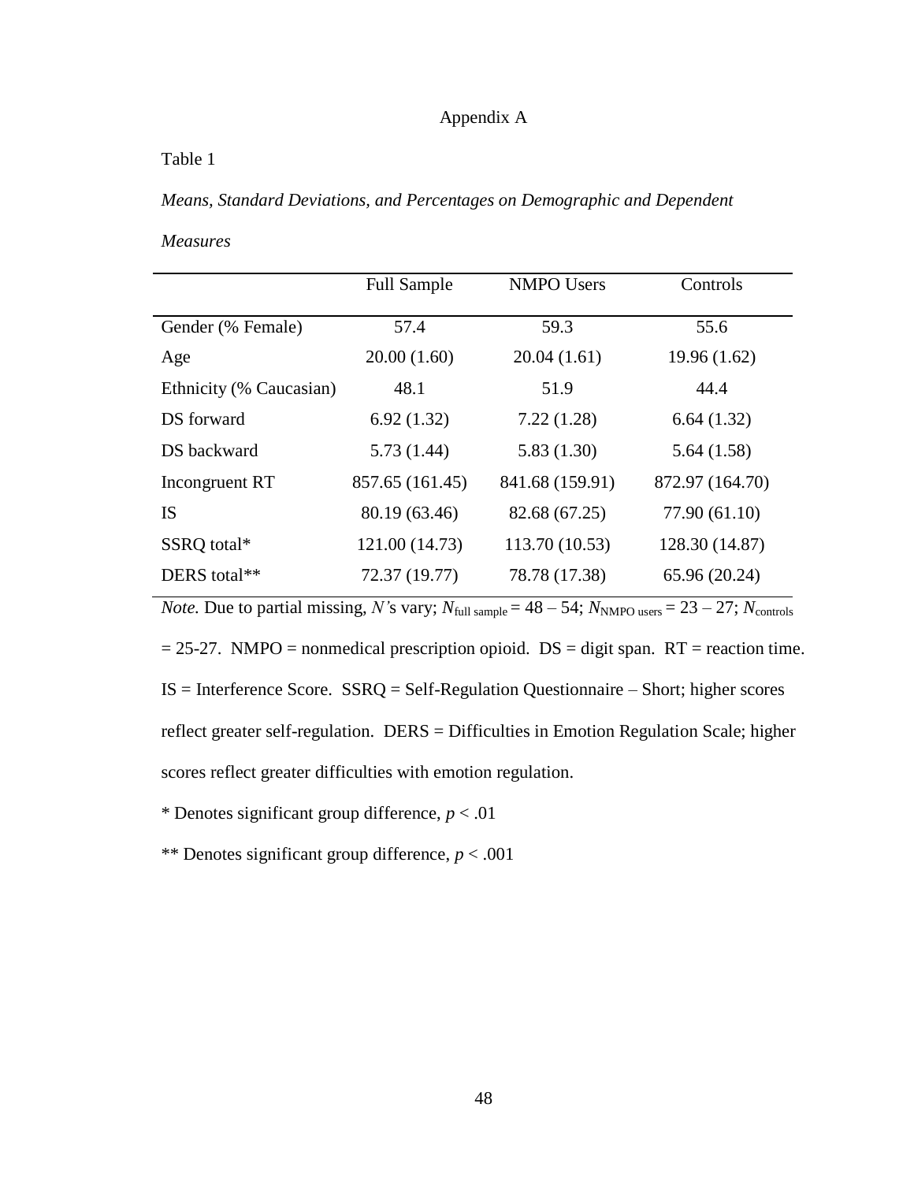# Appendix A

Table 1

*Means, Standard Deviations, and Percentages on Demographic and Dependent Measures*

| | Full Sample | NMPO Users | Controls |
|---|---|---|---|
| Gender (% Female) | 57.4 | 59.3 | 55.6 |
| Age | 20.00 (1.60) | 20.04 (1.61) | 19.96 (1.62) |
| Ethnicity (% Caucasian) | 48.1 | 51.9 | 44.4 |
| DS forward | 6.92 (1.32) | 7.22 (1.28) | 6.64 (1.32) |
| DS backward | 5.73 (1.44) | 5.83 (1.30) | 5.64 (1.58) |
| Incongruent RT | 857.65 (161.45) | 841.68 (159.91) | 872.97 (164.70) |
| IS | 80.19 (63.46) | 82.68 (67.25) | 77.90 (61.10) |
| SSRQ total* | 121.00 (14.73) | 113.70 (10.53) | 128.30 (14.87) |
| DERS total** | 72.37 (19.77) | 78.78 (17.38) | 65.96 (20.24) |

*Note.* Due to partial missing, *N'*s vary; $N_{\text{full sample}} = 48 - 54$; $N_{\text{NMPO users}} = 23 - 27$; $N_{\text{controls}} = 25\text{-}27$. NMPO = nonmedical prescription opioid. DS = digit span. RT = reaction time. IS = Interference Score. SSRQ = Self-Regulation Questionnaire – Short; higher scores reflect greater self-regulation. DERS = Difficulties in Emotion Regulation Scale; higher scores reflect greater difficulties with emotion regulation.

* Denotes significant group difference, $p < .01$

** Denotes significant group difference, $p < .001$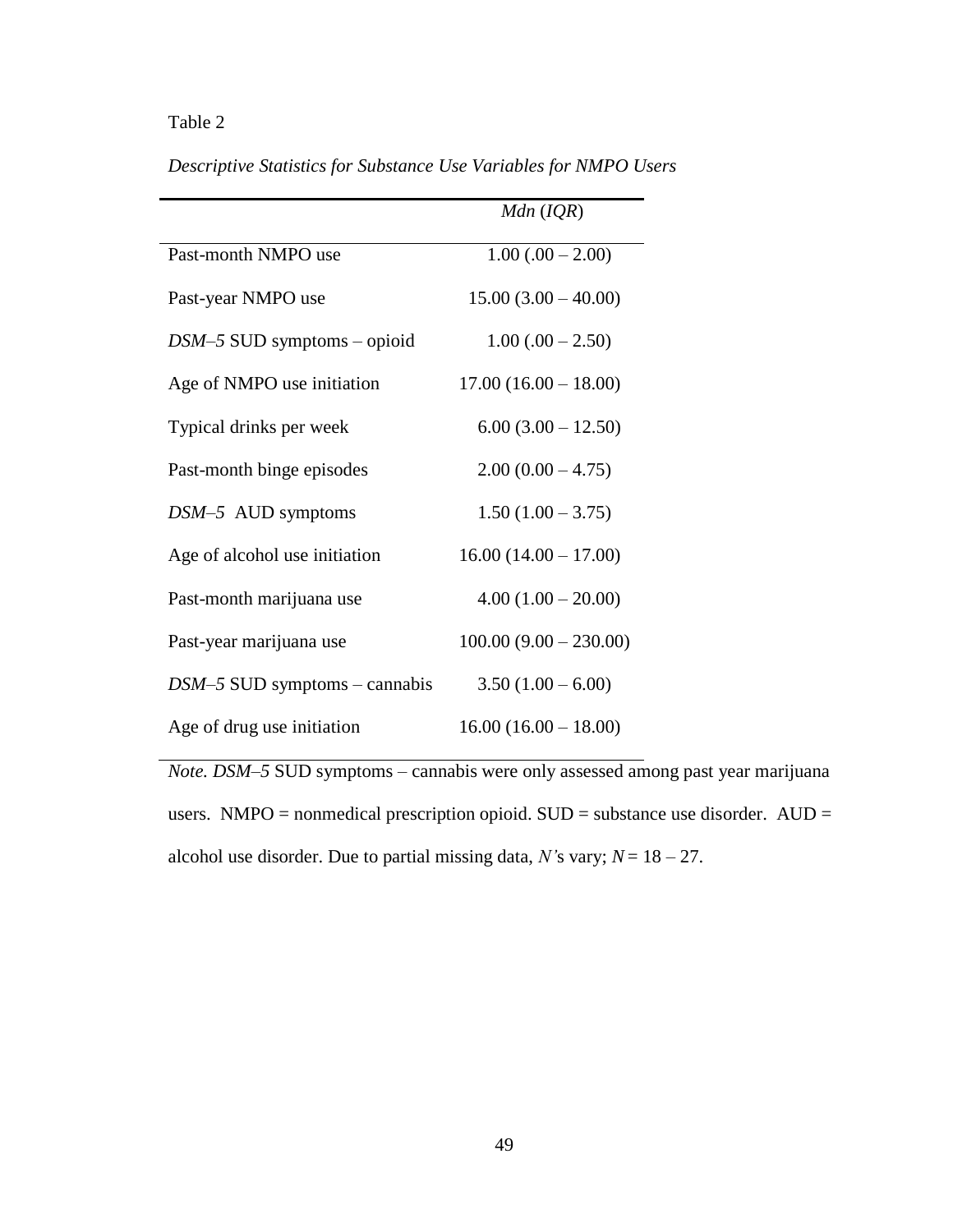Table 2

*Descriptive Statistics for Substance Use Variables for NMPO Users*

| | *Mdn* (*IQR*) |
|---|---|
| Past-month NMPO use | 1.00 (.00 – 2.00) |
| Past-year NMPO use | 15.00 (3.00 – 40.00) |
| *DSM–5* SUD symptoms – opioid | 1.00 (.00 – 2.50) |
| Age of NMPO use initiation | 17.00 (16.00 – 18.00) |
| Typical drinks per week | 6.00 (3.00 – 12.50) |
| Past-month binge episodes | 2.00 (0.00 – 4.75) |
| *DSM–5* AUD symptoms | 1.50 (1.00 – 3.75) |
| Age of alcohol use initiation | 16.00 (14.00 – 17.00) |
| Past-month marijuana use | 4.00 (1.00 – 20.00) |
| Past-year marijuana use | 100.00 (9.00 – 230.00) |
| *DSM–5* SUD symptoms – cannabis | 3.50 (1.00 – 6.00) |
| Age of drug use initiation | 16.00 (16.00 – 18.00) |

*Note. DSM–5* SUD symptoms – cannabis were only assessed among past year marijuana users. NMPO = nonmedical prescription opioid. SUD = substance use disorder. AUD = alcohol use disorder. Due to partial missing data, *N'*s vary; $N = 18 – 27$.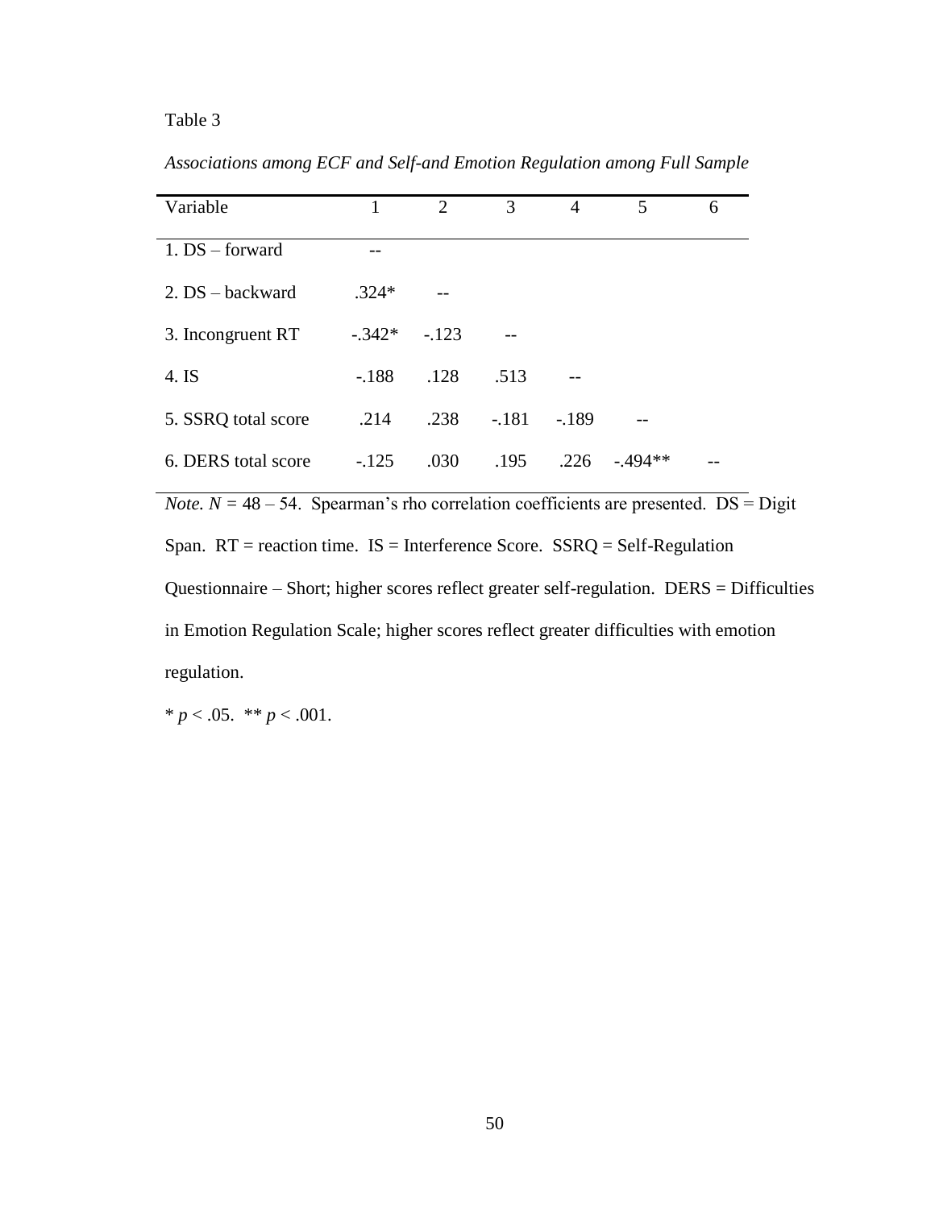Table 3

*Associations among ECF and Self-and Emotion Regulation among Full Sample*

| Variable | 1 | 2 | 3 | 4 | 5 | 6 |
|---|---|---|---|---|---|---|
| 1. DS – forward | -- | | | | | |
| 2. DS – backward | .324* | -- | | | | |
| 3. Incongruent RT | -.342* | -.123 | -- | | | |
| 4. IS | -.188 | .128 | .513 | -- | | |
| 5. SSRQ total score | .214 | .238 | -.181 | -.189 | -- | |
| 6. DERS total score | -.125 | .030 | .195 | .226 | -.494** | -- |

*Note.* $N$ = 48 – 54. Spearman's rho correlation coefficients are presented. DS = Digit Span. RT = reaction time. IS = Interference Score. SSRQ = Self-Regulation Questionnaire – Short; higher scores reflect greater self-regulation. DERS = Difficulties in Emotion Regulation Scale; higher scores reflect greater difficulties with emotion regulation.

* $p < .05$. ** $p < .001$.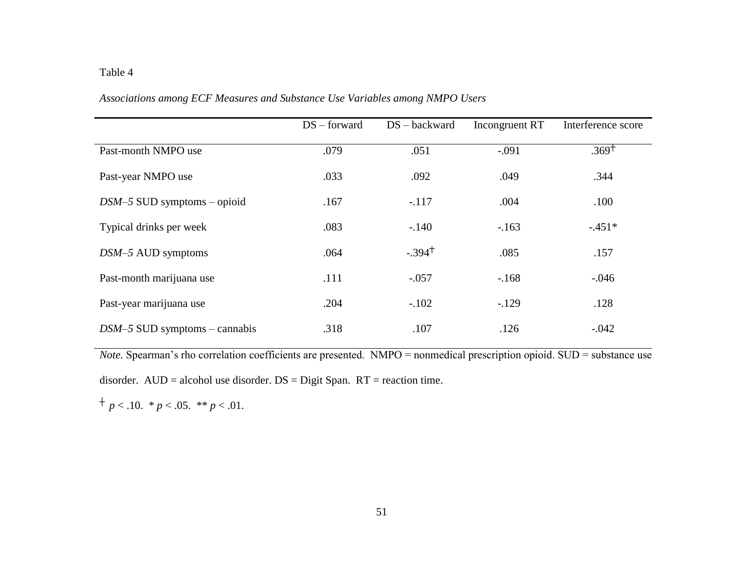Table 4

*Associations among ECF Measures and Substance Use Variables among NMPO Users*

| | DS – forward | DS – backward | Incongruent RT | Interference score |
|---|---|---|---|---|
| Past-month NMPO use | .079 | .051 | -.091 | .369† |
| Past-year NMPO use | .033 | .092 | .049 | .344 |
| *DSM–5* SUD symptoms – opioid | .167 | -.117 | .004 | .100 |
| Typical drinks per week | .083 | -.140 | -.163 | -.451* |
| *DSM–5* AUD symptoms | .064 | -.394† | .085 | .157 |
| Past-month marijuana use | .111 | -.057 | -.168 | -.046 |
| Past-year marijuana use | .204 | -.102 | -.129 | .128 |
| *DSM–5* SUD symptoms – cannabis | .318 | .107 | .126 | -.042 |

*Note.* Spearman's rho correlation coefficients are presented. NMPO = nonmedical prescription opioid. SUD = substance use disorder. AUD = alcohol use disorder. DS = Digit Span. RT = reaction time.

† $p < .10$. * $p < .05$. ** $p < .01$.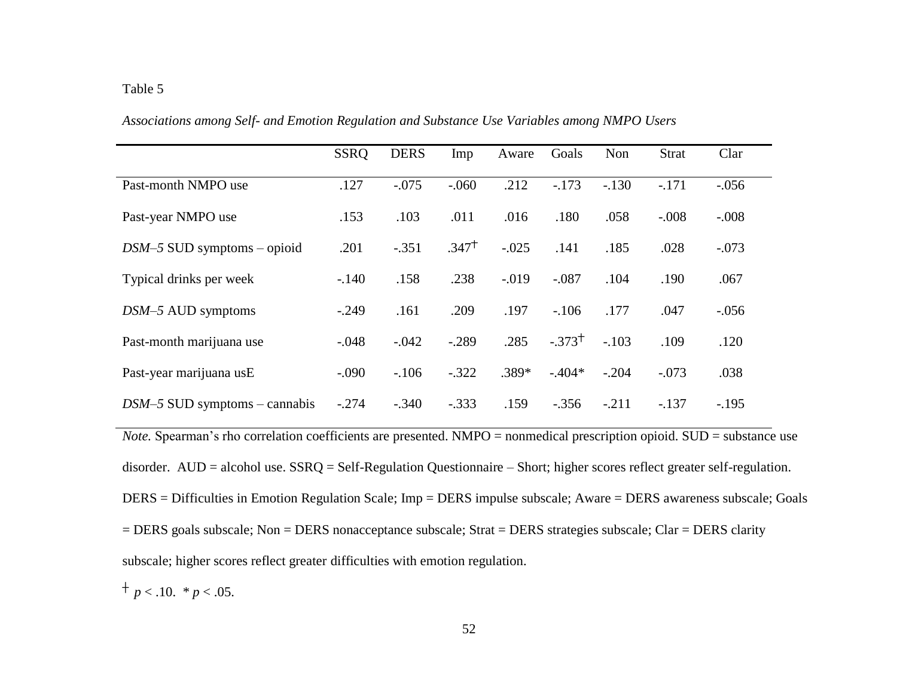Table 5

*Associations among Self- and Emotion Regulation and Substance Use Variables among NMPO Users*

| | SSRQ | DERS | Imp | Aware | Goals | Non | Strat | Clar |
|---|---|---|---|---|---|---|---|---|
| Past-month NMPO use | .127 | -.075 | -.060 | .212 | -.173 | -.130 | -.171 | -.056 |
| Past-year NMPO use | .153 | .103 | .011 | .016 | .180 | .058 | -.008 | -.008 |
| *DSM–5* SUD symptoms – opioid | .201 | -.351 | .347† | -.025 | .141 | .185 | .028 | -.073 |
| Typical drinks per week | -.140 | .158 | .238 | -.019 | -.087 | .104 | .190 | .067 |
| *DSM–5* AUD symptoms | -.249 | .161 | .209 | .197 | -.106 | .177 | .047 | -.056 |
| Past-month marijuana use | -.048 | -.042 | -.289 | .285 | -.373† | -.103 | .109 | .120 |
| Past-year marijuana usE | -.090 | -.106 | -.322 | .389* | -.404* | -.204 | -.073 | .038 |
| *DSM–5* SUD symptoms – cannabis | -.274 | -.340 | -.333 | .159 | -.356 | -.211 | -.137 | -.195 |

*Note.* Spearman's rho correlation coefficients are presented. NMPO = nonmedical prescription opioid. SUD = substance use disorder. AUD = alcohol use. SSRQ = Self-Regulation Questionnaire – Short; higher scores reflect greater self-regulation. DERS = Difficulties in Emotion Regulation Scale; Imp = DERS impulse subscale; Aware = DERS awareness subscale; Goals = DERS goals subscale; Non = DERS nonacceptance subscale; Strat = DERS strategies subscale; Clar = DERS clarity subscale; higher scores reflect greater difficulties with emotion regulation.

† $p < .10$. * $p < .05$.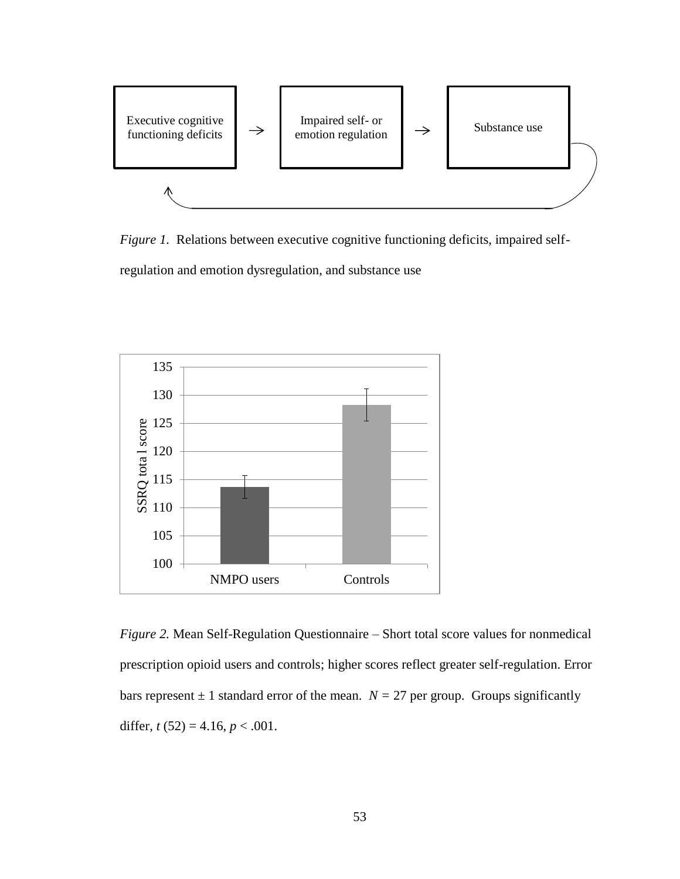*Figure 1.* Relations between executive cognitive functioning deficits, impaired self-regulation and emotion dysregulation, and substance use

*Figure 2.* Mean Self-Regulation Questionnaire – Short total score values for nonmedical prescription opioid users and controls; higher scores reflect greater self-regulation. Error bars represent ± 1 standard error of the mean. $N$ = 27 per group. Groups significantly differ, $t$ (52) = 4.16, $p$ < .001.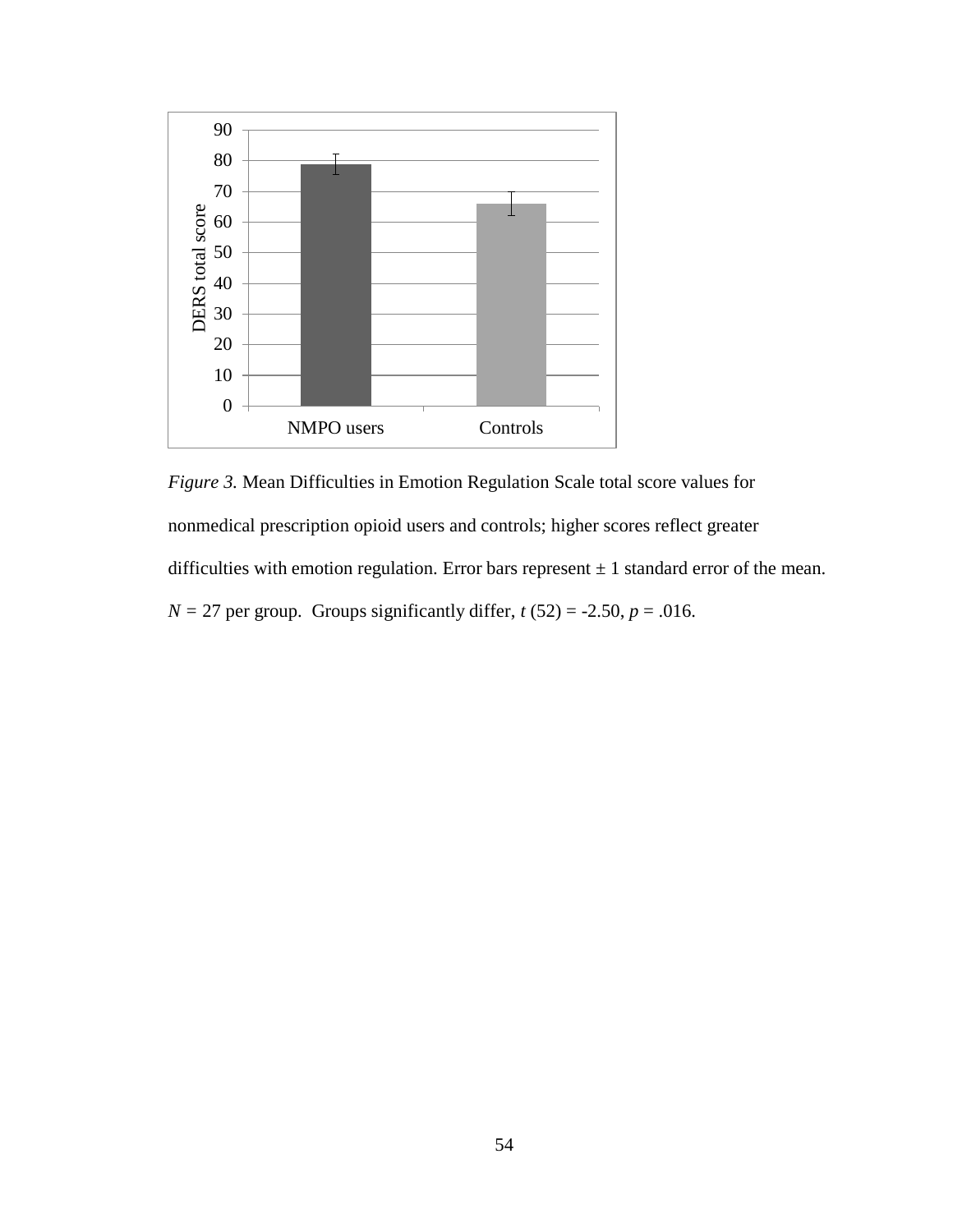*Figure 3.* Mean Difficulties in Emotion Regulation Scale total score values for nonmedical prescription opioid users and controls; higher scores reflect greater difficulties with emotion regulation. Error bars represent ± 1 standard error of the mean. $N$ = 27 per group. Groups significantly differ, $t$ (52) = -2.50, $p$ = .016.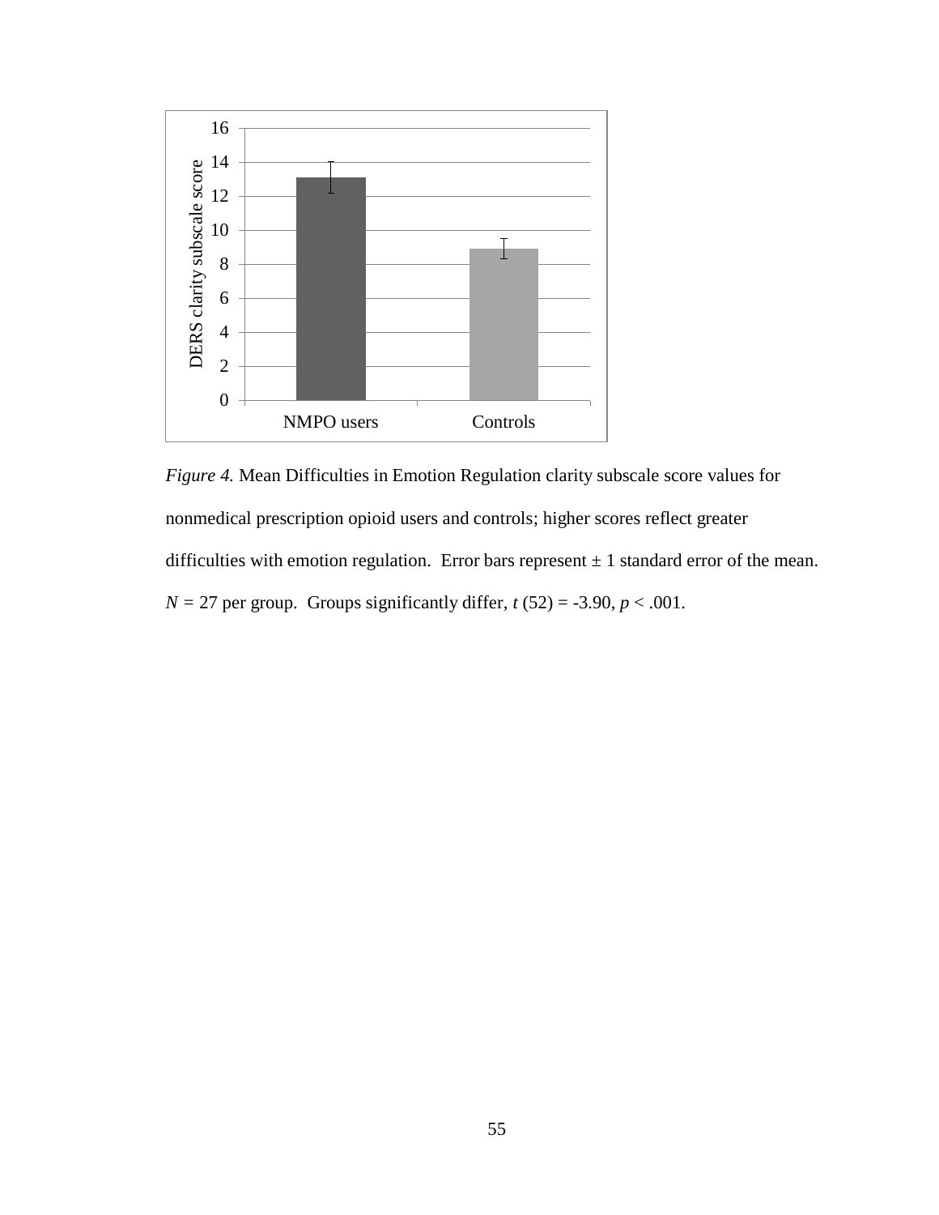*Figure 4.* Mean Difficulties in Emotion Regulation clarity subscale score values for nonmedical prescription opioid users and controls; higher scores reflect greater difficulties with emotion regulation. Error bars represent ± 1 standard error of the mean. $N$ = 27 per group. Groups significantly differ, $t$ (52) = -3.90, $p$ < .001.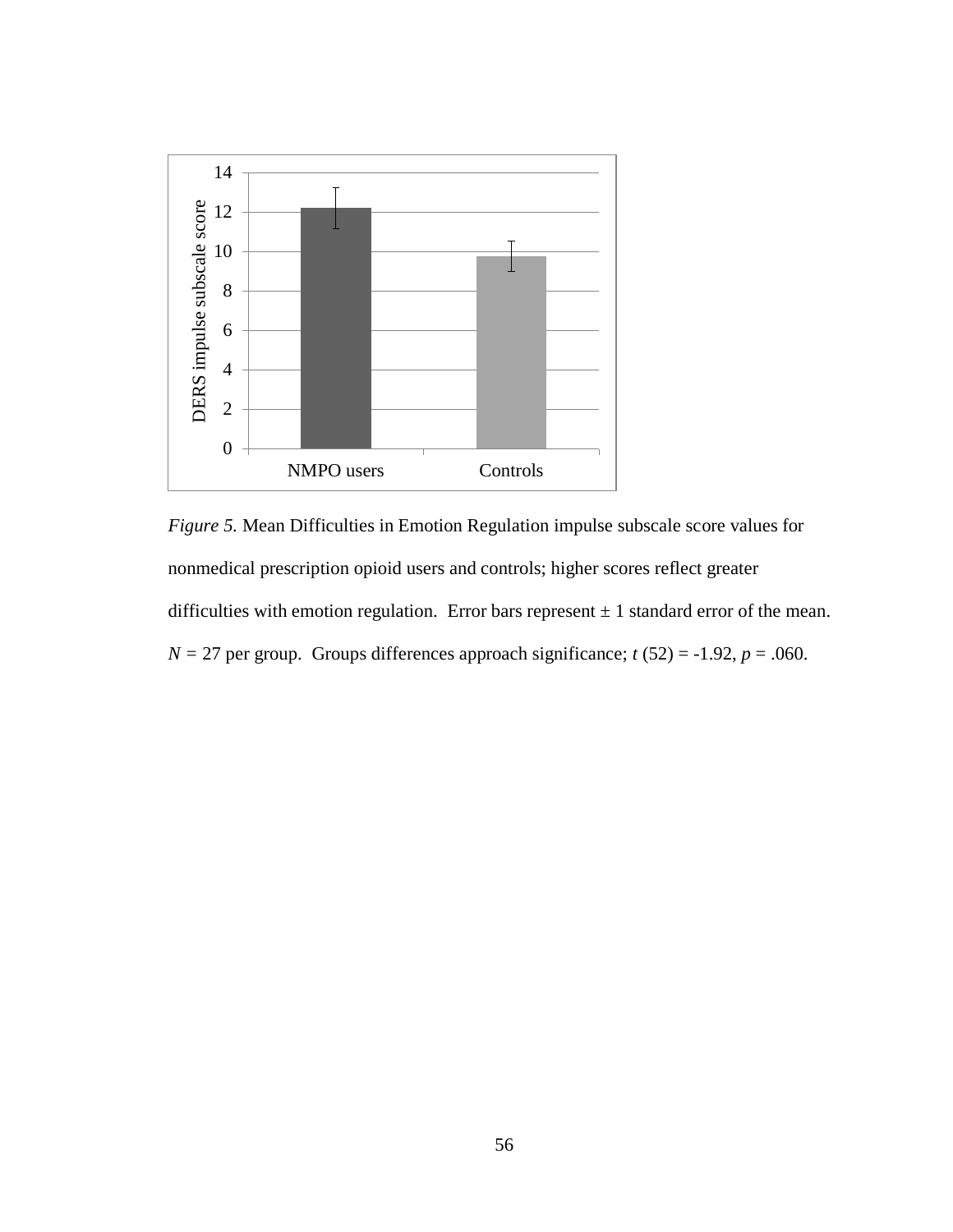*Figure 5.* Mean Difficulties in Emotion Regulation impulse subscale score values for nonmedical prescription opioid users and controls; higher scores reflect greater difficulties with emotion regulation. Error bars represent ± 1 standard error of the mean. $N$ = 27 per group. Groups differences approach significance; $t$ (52) = -1.92, $p$ = .060.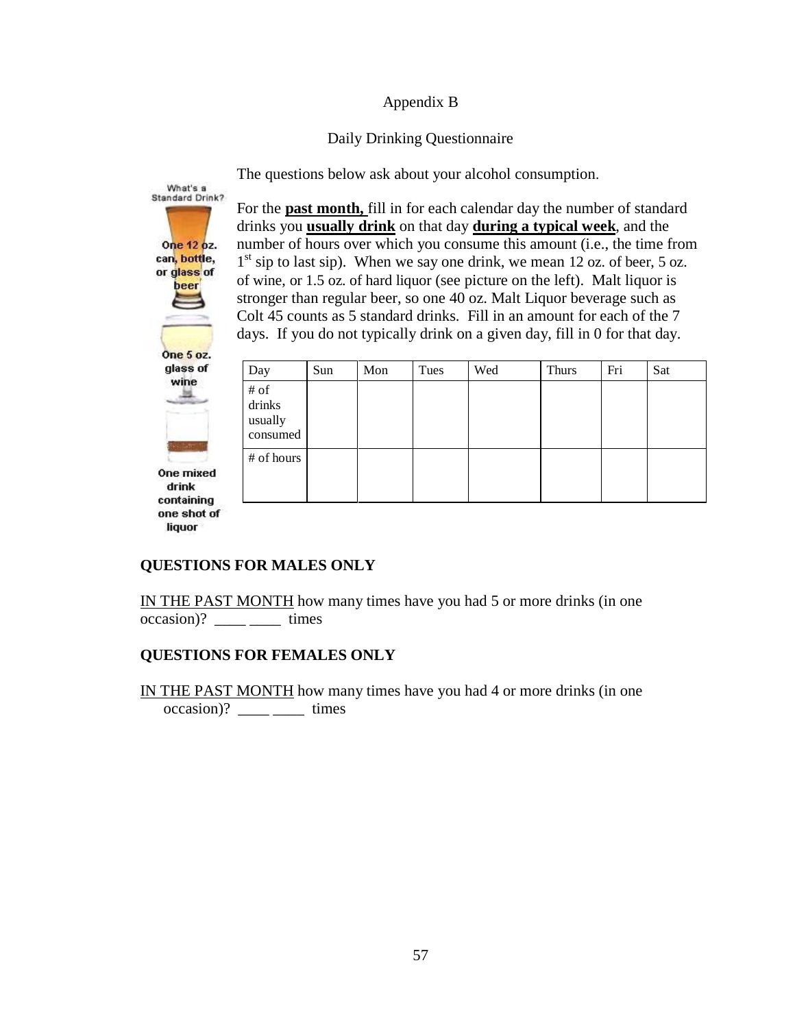Appendix B

Daily Drinking Questionnaire

The questions below ask about your alcohol consumption.

What's a Standard Drink?

One 12 oz. can, bottle, or glass of beer

One 5 oz. glass of wine

One mixed drink containing one shot of liquor

For the **past month,** fill in for each calendar day the number of standard drinks you **usually drink** on that day **during a typical week**, and the number of hours over which you consume this amount (i.e., the time from 1st sip to last sip). When we say one drink, we mean 12 oz. of beer, 5 oz. of wine, or 1.5 oz. of hard liquor (see picture on the left). Malt liquor is stronger than regular beer, so one 40 oz. Malt Liquor beverage such as Colt 45 counts as 5 standard drinks. Fill in an amount for each of the 7 days. If you do not typically drink on a given day, fill in 0 for that day.

| Day | Sun | Mon | Tues | Wed | Thurs | Fri | Sat |
|---|---|---|---|---|---|---|---|
| # of drinks usually consumed | | | | | | | |
| # of hours | | | | | | | |

**QUESTIONS FOR MALES ONLY**

IN THE PAST MONTH how many times have you had 5 or more drinks (in one occasion)? ____ ____ times

**QUESTIONS FOR FEMALES ONLY**

IN THE PAST MONTH how many times have you had 4 or more drinks (in one occasion)? ____ ____ times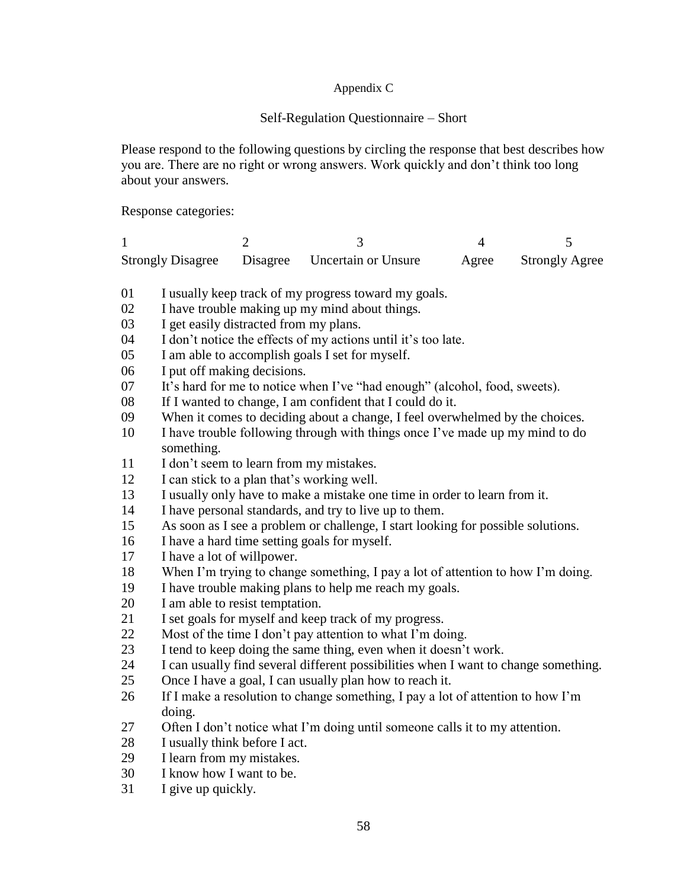Appendix C

Self-Regulation Questionnaire – Short

Please respond to the following questions by circling the response that best describes how you are. There are no right or wrong answers. Work quickly and don't think too long about your answers.

Response categories:

| 1 | 2 | 3 | 4 | 5 |
|---|---|---|---|---|
| Strongly Disagree | Disagree | Uncertain or Unsure | Agree | Strongly Agree |

01 I usually keep track of my progress toward my goals.
02 I have trouble making up my mind about things.
03 I get easily distracted from my plans.
04 I don't notice the effects of my actions until it's too late.
05 I am able to accomplish goals I set for myself.
06 I put off making decisions.
07 It's hard for me to notice when I've "had enough" (alcohol, food, sweets).
08 If I wanted to change, I am confident that I could do it.
09 When it comes to deciding about a change, I feel overwhelmed by the choices.
10 I have trouble following through with things once I've made up my mind to do something.
11 I don't seem to learn from my mistakes.
12 I can stick to a plan that's working well.
13 I usually only have to make a mistake one time in order to learn from it.
14 I have personal standards, and try to live up to them.
15 As soon as I see a problem or challenge, I start looking for possible solutions.
16 I have a hard time setting goals for myself.
17 I have a lot of willpower.
18 When I'm trying to change something, I pay a lot of attention to how I'm doing.
19 I have trouble making plans to help me reach my goals.
20 I am able to resist temptation.
21 I set goals for myself and keep track of my progress.
22 Most of the time I don't pay attention to what I'm doing.
23 I tend to keep doing the same thing, even when it doesn't work.
24 I can usually find several different possibilities when I want to change something.
25 Once I have a goal, I can usually plan how to reach it.
26 If I make a resolution to change something, I pay a lot of attention to how I'm doing.
27 Often I don't notice what I'm doing until someone calls it to my attention.
28 I usually think before I act.
29 I learn from my mistakes.
30 I know how I want to be.
31 I give up quickly.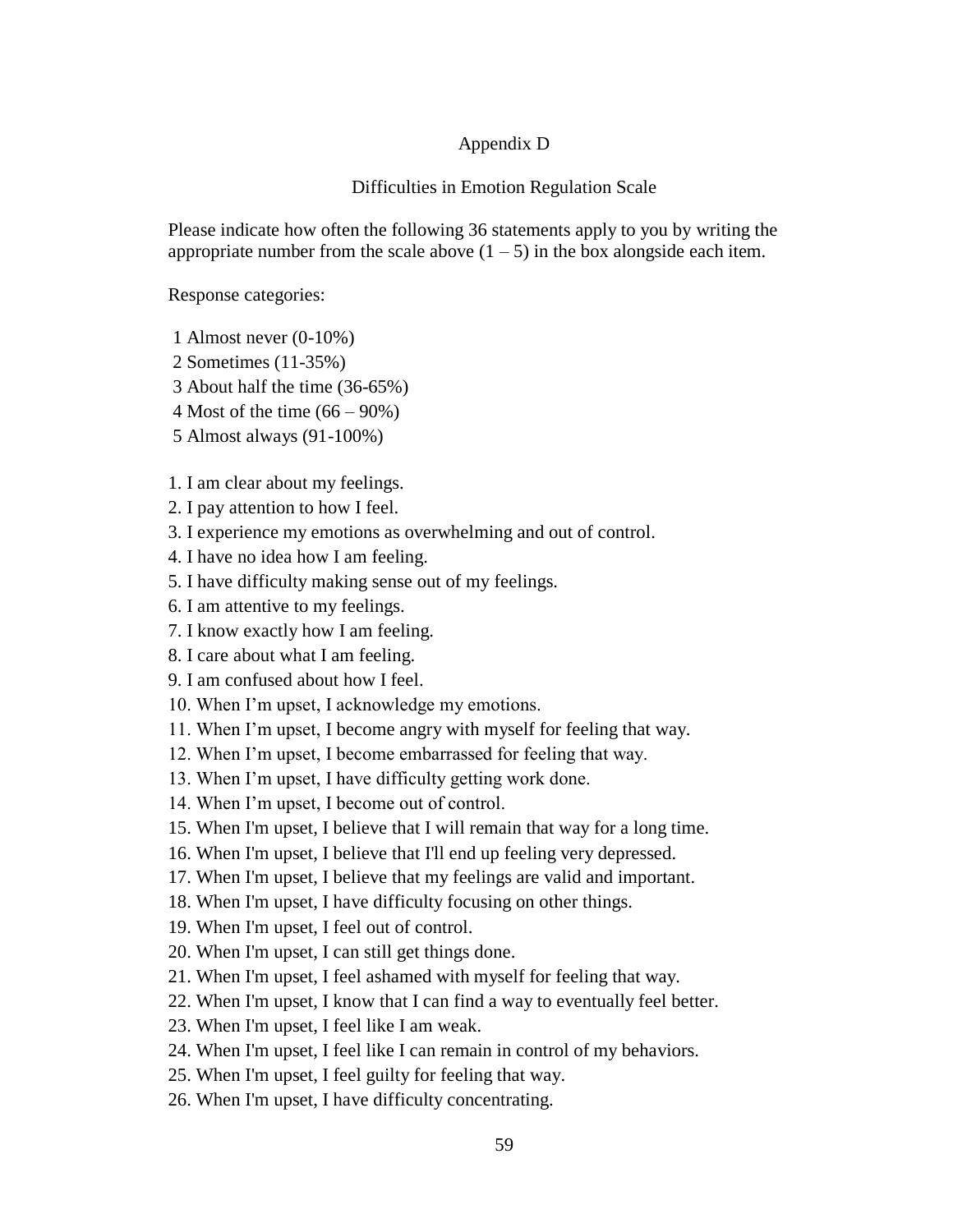# Appendix D

## Difficulties in Emotion Regulation Scale

Please indicate how often the following 36 statements apply to you by writing the appropriate number from the scale above (1 – 5) in the box alongside each item.

Response categories:

1 Almost never (0-10%)
2 Sometimes (11-35%)
3 About half the time (36-65%)
4 Most of the time (66 – 90%)
5 Almost always (91-100%)

1. I am clear about my feelings.
2. I pay attention to how I feel.
3. I experience my emotions as overwhelming and out of control.
4. I have no idea how I am feeling.
5. I have difficulty making sense out of my feelings.
6. I am attentive to my feelings.
7. I know exactly how I am feeling.
8. I care about what I am feeling.
9. I am confused about how I feel.
10. When I'm upset, I acknowledge my emotions.
11. When I'm upset, I become angry with myself for feeling that way.
12. When I'm upset, I become embarrassed for feeling that way.
13. When I'm upset, I have difficulty getting work done.
14. When I'm upset, I become out of control.
15. When I'm upset, I believe that I will remain that way for a long time.
16. When I'm upset, I believe that I'll end up feeling very depressed.
17. When I'm upset, I believe that my feelings are valid and important.
18. When I'm upset, I have difficulty focusing on other things.
19. When I'm upset, I feel out of control.
20. When I'm upset, I can still get things done.
21. When I'm upset, I feel ashamed with myself for feeling that way.
22. When I'm upset, I know that I can find a way to eventually feel better.
23. When I'm upset, I feel like I am weak.
24. When I'm upset, I feel like I can remain in control of my behaviors.
25. When I'm upset, I feel guilty for feeling that way.
26. When I'm upset, I have difficulty concentrating.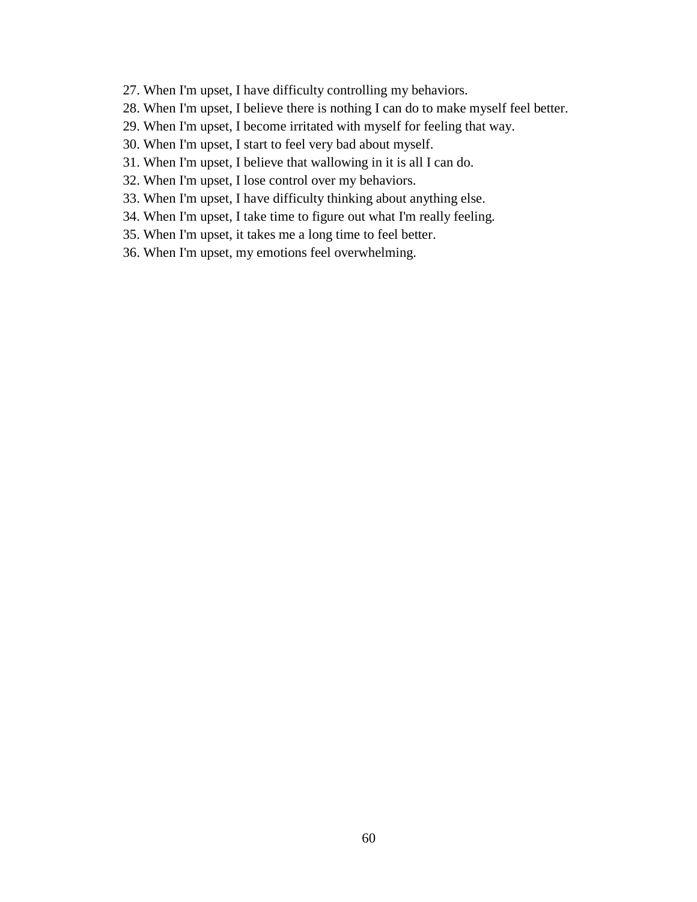27. When I'm upset, I have difficulty controlling my behaviors.
28. When I'm upset, I believe there is nothing I can do to make myself feel better.
29. When I'm upset, I become irritated with myself for feeling that way.
30. When I'm upset, I start to feel very bad about myself.
31. When I'm upset, I believe that wallowing in it is all I can do.
32. When I'm upset, I lose control over my behaviors.
33. When I'm upset, I have difficulty thinking about anything else.
34. When I'm upset, I take time to figure out what I'm really feeling.
35. When I'm upset, it takes me a long time to feel better.
36. When I'm upset, my emotions feel overwhelming.